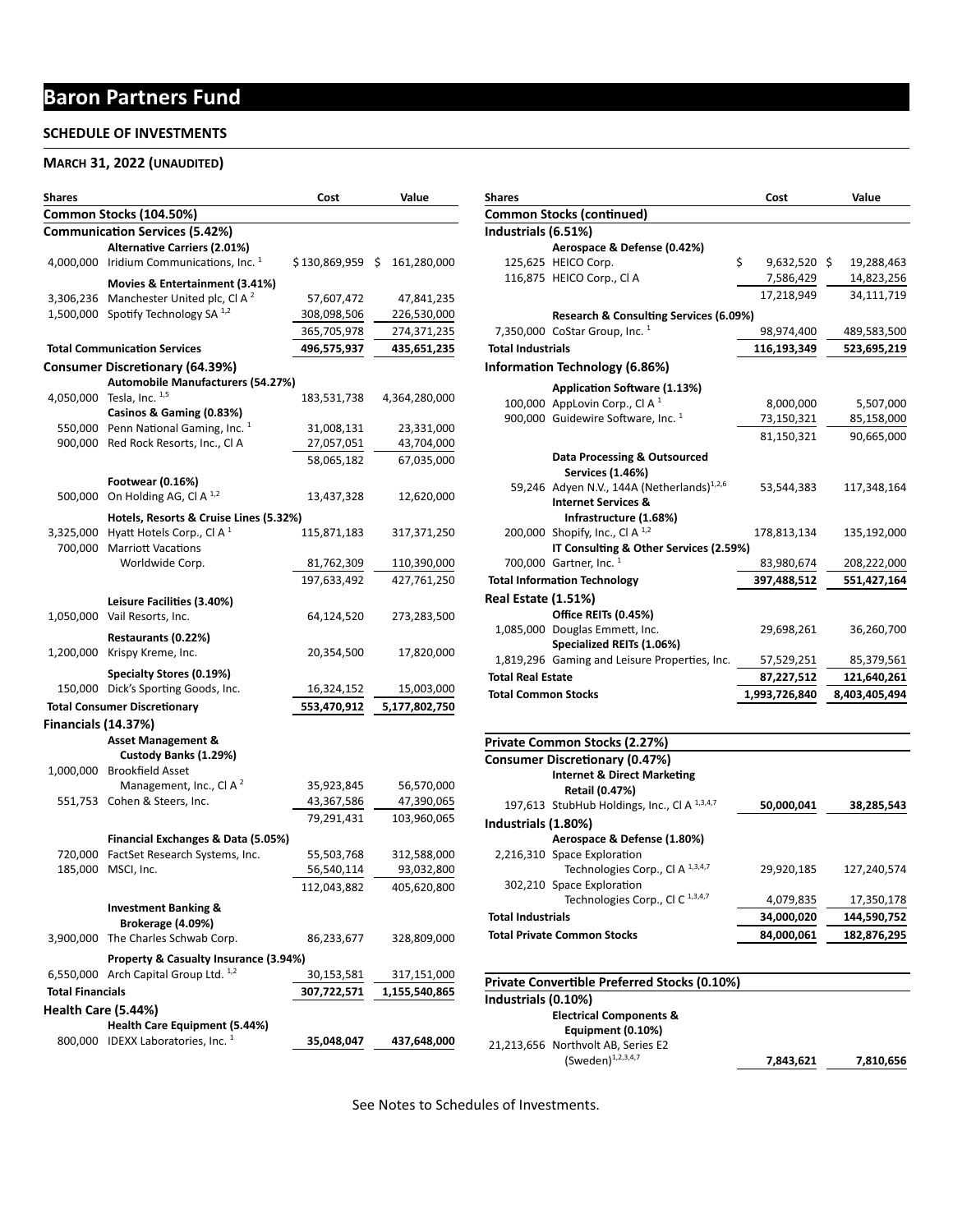# Baron Partners Fund

## SCHEDULE OF INVESTMENTS

### MARCH 31, 2022 (UNAUDITED)

| Shares | | Cost | Value |
|---|---|---|---|
| **Common Stocks (104.50%)** | | | |
| **Communication Services (5.42%)** | | | |
| | **Alternative Carriers (2.01%)** | | |
| 4,000,000 | Iridium Communications, Inc. [1] | $130,869,959 | $ 161,280,000 |
| | **Movies & Entertainment (3.41%)** | | |
| 3,306,236 | Manchester United plc, Cl A [2] | 57,607,472 | 47,841,235 |
| 1,500,000 | Spotify Technology SA [1,2] | 308,098,506 | 226,530,000 |
| | | 365,705,978 | 274,371,235 |
| **Total Communication Services** | | **496,575,937** | **435,651,235** |
| **Consumer Discretionary (64.39%)** | | | |
| | **Automobile Manufacturers (54.27%)** | | |
| 4,050,000 | Tesla, Inc. [1,5] | 183,531,738 | 4,364,280,000 |
| | **Casinos & Gaming (0.83%)** | | |
| 550,000 | Penn National Gaming, Inc. [1] | 31,008,131 | 23,331,000 |
| 900,000 | Red Rock Resorts, Inc., Cl A | 27,057,051 | 43,704,000 |
| | | 58,065,182 | 67,035,000 |
| | **Footwear (0.16%)** | | |
| 500,000 | On Holding AG, Cl A [1,2] | 13,437,328 | 12,620,000 |
| | **Hotels, Resorts & Cruise Lines (5.32%)** | | |
| 3,325,000 | Hyatt Hotels Corp., Cl A [1] | 115,871,183 | 317,371,250 |
| 700,000 | Marriott Vacations Worldwide Corp. | 81,762,309 | 110,390,000 |
| | | 197,633,492 | 427,761,250 |
| | **Leisure Facilities (3.40%)** | | |
| 1,050,000 | Vail Resorts, Inc. | 64,124,520 | 273,283,500 |
| | **Restaurants (0.22%)** | | |
| 1,200,000 | Krispy Kreme, Inc. | 20,354,500 | 17,820,000 |
| | **Specialty Stores (0.19%)** | | |
| 150,000 | Dick's Sporting Goods, Inc. | 16,324,152 | 15,003,000 |
| **Total Consumer Discretionary** | | **553,470,912** | **5,177,802,750** |
| **Financials (14.37%)** | | | |
| | **Asset Management & Custody Banks (1.29%)** | | |
| 1,000,000 | Brookfield Asset Management, Inc., Cl A [2] | 35,923,845 | 56,570,000 |
| 551,753 | Cohen & Steers, Inc. | 43,367,586 | 47,390,065 |
| | | 79,291,431 | 103,960,065 |
| | **Financial Exchanges & Data (5.05%)** | | |
| 720,000 | FactSet Research Systems, Inc. | 55,503,768 | 312,588,000 |
| 185,000 | MSCI, Inc. | 56,540,114 | 93,032,800 |
| | | 112,043,882 | 405,620,800 |
| | **Investment Banking & Brokerage (4.09%)** | | |
| 3,900,000 | The Charles Schwab Corp. | 86,233,677 | 328,809,000 |
| | **Property & Casualty Insurance (3.94%)** | | |
| 6,550,000 | Arch Capital Group Ltd. [1,2] | 30,153,581 | 317,151,000 |
| **Total Financials** | | **307,722,571** | **1,155,540,865** |
| **Health Care (5.44%)** | | | |
| | **Health Care Equipment (5.44%)** | | |
| 800,000 | IDEXX Laboratories, Inc. [1] | **35,048,047** | **437,648,000** |

| Shares | | Cost | Value |
|---|---|---|---|
| **Common Stocks (continued)** | | | |
| **Industrials (6.51%)** | | | |
| | **Aerospace & Defense (0.42%)** | | |
| 125,625 | HEICO Corp. | $ 9,632,520 | $ 19,288,463 |
| 116,875 | HEICO Corp., Cl A | 7,586,429 | 14,823,256 |
| | | 17,218,949 | 34,111,719 |
| | **Research & Consulting Services (6.09%)** | | |
| 7,350,000 | CoStar Group, Inc. [1] | 98,974,400 | 489,583,500 |
| **Total Industrials** | | **116,193,349** | **523,695,219** |
| **Information Technology (6.86%)** | | | |
| | **Application Software (1.13%)** | | |
| 100,000 | AppLovin Corp., Cl A [1] | 8,000,000 | 5,507,000 |
| 900,000 | Guidewire Software, Inc. [1] | 73,150,321 | 85,158,000 |
| | | 81,150,321 | 90,665,000 |
| | **Data Processing & Outsourced Services (1.46%)** | | |
| 59,246 | Adyen N.V., 144A (Netherlands)[1,2,6] | 53,544,383 | 117,348,164 |
| | **Internet Services & Infrastructure (1.68%)** | | |
| 200,000 | Shopify, Inc., Cl A [1,2] | 178,813,134 | 135,192,000 |
| | **IT Consulting & Other Services (2.59%)** | | |
| 700,000 | Gartner, Inc. [1] | 83,980,674 | 208,222,000 |
| **Total Information Technology** | | **397,488,512** | **551,427,164** |
| **Real Estate (1.51%)** | | | |
| | **Office REITs (0.45%)** | | |
| 1,085,000 | Douglas Emmett, Inc. | 29,698,261 | 36,260,700 |
| | **Specialized REITs (1.06%)** | | |
| 1,819,296 | Gaming and Leisure Properties, Inc. | 57,529,251 | 85,379,561 |
| **Total Real Estate** | | **87,227,512** | **121,640,261** |
| **Total Common Stocks** | | **1,993,726,840** | **8,403,405,494** |
| | | | |
| **Private Common Stocks (2.27%)** | | | |
| **Consumer Discretionary (0.47%)** | | | |
| | **Internet & Direct Marketing Retail (0.47%)** | | |
| 197,613 | StubHub Holdings, Inc., Cl A [1,3,4,7] | **50,000,041** | **38,285,543** |
| **Industrials (1.80%)** | | | |
| | **Aerospace & Defense (1.80%)** | | |
| 2,216,310 | Space Exploration Technologies Corp., Cl A [1,3,4,7] | 29,920,185 | 127,240,574 |
| 302,210 | Space Exploration Technologies Corp., Cl C [1,3,4,7] | 4,079,835 | 17,350,178 |
| **Total Industrials** | | **34,000,020** | **144,590,752** |
| **Total Private Common Stocks** | | **84,000,061** | **182,876,295** |
| | | | |
| **Private Convertible Preferred Stocks (0.10%)** | | | |
| **Industrials (0.10%)** | | | |
| | **Electrical Components & Equipment (0.10%)** | | |
| 21,213,656 | Northvolt AB, Series E2 (Sweden)[1,2,3,4,7] | **7,843,621** | **7,810,656** |

See Notes to Schedules of Investments.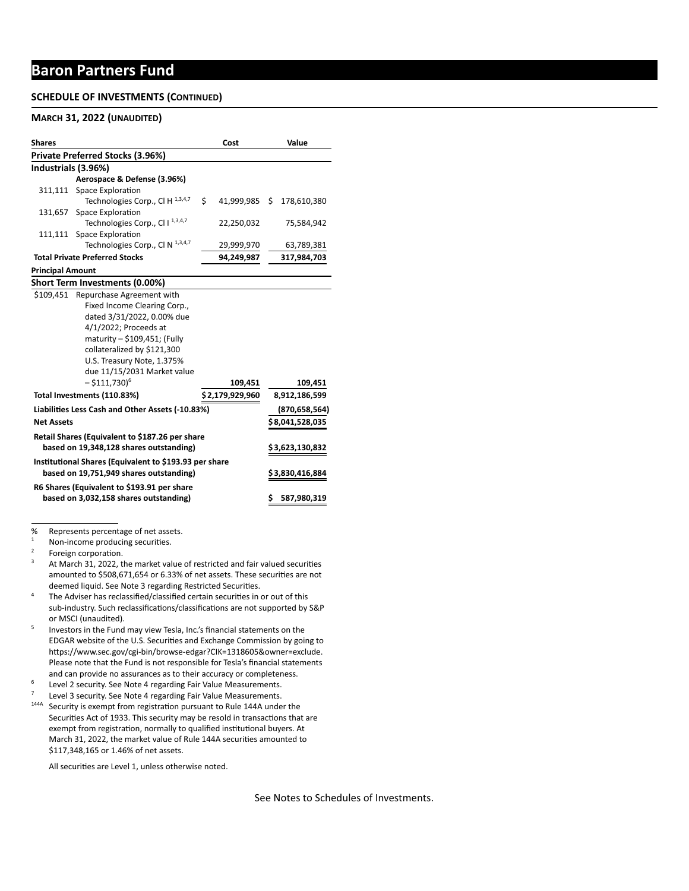# Baron Partners Fund

**SCHEDULE OF INVESTMENTS (CONTINUED)**

**MARCH 31, 2022 (UNAUDITED)**

| Shares | | Cost | Value |
|---|---|---|---|
| **Private Preferred Stocks (3.96%)** | | | |
| **Industrials (3.96%)** | | | |
| | **Aerospace & Defense (3.96%)** | | |
| 311,111 | Space Exploration Technologies Corp., Cl H [1,3,4,7] | $ 41,999,985 | $ 178,610,380 |
| 131,657 | Space Exploration Technologies Corp., Cl I [1,3,4,7] | 22,250,032 | 75,584,942 |
| 111,111 | Space Exploration Technologies Corp., Cl N [1,3,4,7] | 29,999,970 | 63,789,381 |
| **Total Private Preferred Stocks** | | **94,249,987** | **317,984,703** |
| **Principal Amount** | | | |
| **Short Term Investments (0.00%)** | | | |
| $109,451 | Repurchase Agreement with Fixed Income Clearing Corp., dated 3/31/2022, 0.00% due 4/1/2022; Proceeds at maturity – $109,451; (Fully collateralized by $121,300 U.S. Treasury Note, 1.375% due 11/15/2031 Market value – $111,730)[6] | **109,451** | **109,451** |
| **Total Investments (110.83%)** | | **$2,179,929,960** | **8,912,186,599** |
| **Liabilities Less Cash and Other Assets (-10.83%)** | | | **(870,658,564)** |
| **Net Assets** | | | **$8,041,528,035** |
| **Retail Shares (Equivalent to $187.26 per share based on 19,348,128 shares outstanding)** | | | **$3,623,130,832** |
| **Institutional Shares (Equivalent to $193.93 per share based on 19,751,949 shares outstanding)** | | | **$3,830,416,884** |
| **R6 Shares (Equivalent to $193.91 per share based on 3,032,158 shares outstanding)** | | | **$ 587,980,319** |

% Represents percentage of net assets.

[1] Non-income producing securities.

[2] Foreign corporation.

[3] At March 31, 2022, the market value of restricted and fair valued securities amounted to $508,671,654 or 6.33% of net assets. These securities are not deemed liquid. See Note 3 regarding Restricted Securities.

[4] The Adviser has reclassified/classified certain securities in or out of this sub-industry. Such reclassifications/classifications are not supported by S&P or MSCI (unaudited).

[5] Investors in the Fund may view Tesla, Inc.'s financial statements on the EDGAR website of the U.S. Securities and Exchange Commission by going to https://www.sec.gov/cgi-bin/browse-edgar?CIK=1318605&owner=exclude. Please note that the Fund is not responsible for Tesla's financial statements and can provide no assurances as to their accuracy or completeness.

[6] Level 2 security. See Note 4 regarding Fair Value Measurements.

[7] Level 3 security. See Note 4 regarding Fair Value Measurements.

[144A] Security is exempt from registration pursuant to Rule 144A under the Securities Act of 1933. This security may be resold in transactions that are exempt from registration, normally to qualified institutional buyers. At March 31, 2022, the market value of Rule 144A securities amounted to $117,348,165 or 1.46% of net assets.

All securities are Level 1, unless otherwise noted.

See Notes to Schedules of Investments.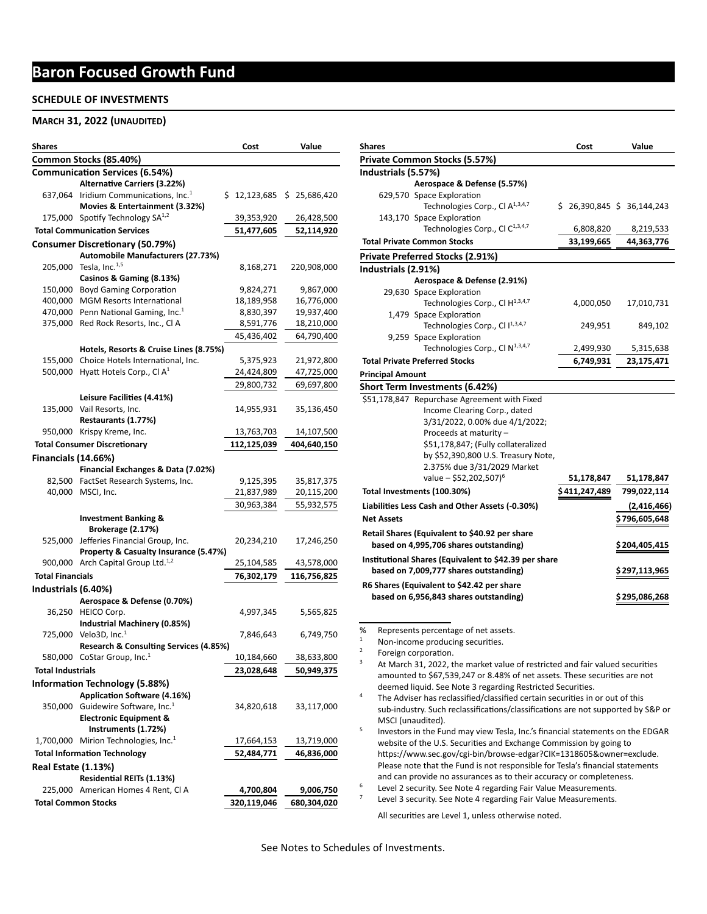# Baron Focused Growth Fund

**SCHEDULE OF INVESTMENTS**

**MARCH 31, 2022 (UNAUDITED)**

| Shares | | Cost | Value |
|---|---|---|---|
| **Common Stocks (85.40%)** | | | |
| **Communication Services (6.54%)** | | | |
| | **Alternative Carriers (3.22%)** | | |
| 637,064 | Iridium Communications, Inc.[1] | $ 12,123,685 | $ 25,686,420 |
| | **Movies & Entertainment (3.32%)** | | |
| 175,000 | Spotify Technology SA[1,2] | 39,353,920 | 26,428,500 |
| **Total Communication Services** | | **51,477,605** | **52,114,920** |
| **Consumer Discretionary (50.79%)** | | | |
| | **Automobile Manufacturers (27.73%)** | | |
| 205,000 | Tesla, Inc.[1,5] | 8,168,271 | 220,908,000 |
| | **Casinos & Gaming (8.13%)** | | |
| 150,000 | Boyd Gaming Corporation | 9,824,271 | 9,867,000 |
| 400,000 | MGM Resorts International | 18,189,958 | 16,776,000 |
| 470,000 | Penn National Gaming, Inc.[1] | 8,830,397 | 19,937,400 |
| 375,000 | Red Rock Resorts, Inc., Cl A | 8,591,776 | 18,210,000 |
| | | 45,436,402 | 64,790,400 |
| | **Hotels, Resorts & Cruise Lines (8.75%)** | | |
| 155,000 | Choice Hotels International, Inc. | 5,375,923 | 21,972,800 |
| 500,000 | Hyatt Hotels Corp., Cl A[1] | 24,424,809 | 47,725,000 |
| | | 29,800,732 | 69,697,800 |
| | **Leisure Facilities (4.41%)** | | |
| 135,000 | Vail Resorts, Inc. | 14,955,931 | 35,136,450 |
| | **Restaurants (1.77%)** | | |
| 950,000 | Krispy Kreme, Inc. | 13,763,703 | 14,107,500 |
| **Total Consumer Discretionary** | | **112,125,039** | **404,640,150** |
| **Financials (14.66%)** | | | |
| | **Financial Exchanges & Data (7.02%)** | | |
| 82,500 | FactSet Research Systems, Inc. | 9,125,395 | 35,817,375 |
| 40,000 | MSCI, Inc. | 21,837,989 | 20,115,200 |
| | | 30,963,384 | 55,932,575 |
| | **Investment Banking & Brokerage (2.17%)** | | |
| 525,000 | Jefferies Financial Group, Inc. | 20,234,210 | 17,246,250 |
| | **Property & Casualty Insurance (5.47%)** | | |
| 900,000 | Arch Capital Group Ltd.[1,2] | 25,104,585 | 43,578,000 |
| **Total Financials** | | **76,302,179** | **116,756,825** |
| **Industrials (6.40%)** | | | |
| | **Aerospace & Defense (0.70%)** | | |
| 36,250 | HEICO Corp. | 4,997,345 | 5,565,825 |
| | **Industrial Machinery (0.85%)** | | |
| 725,000 | Velo3D, Inc.[1] | 7,846,643 | 6,749,750 |
| | **Research & Consulting Services (4.85%)** | | |
| 580,000 | CoStar Group, Inc.[1] | 10,184,660 | 38,633,800 |
| **Total Industrials** | | **23,028,648** | **50,949,375** |
| **Information Technology (5.88%)** | | | |
| | **Application Software (4.16%)** | | |
| 350,000 | Guidewire Software, Inc.[1] | 34,820,618 | 33,117,000 |
| | **Electronic Equipment & Instruments (1.72%)** | | |
| 1,700,000 | Mirion Technologies, Inc.[1] | 17,664,153 | 13,719,000 |
| **Total Information Technology** | | **52,484,771** | **46,836,000** |
| **Real Estate (1.13%)** | | | |
| | **Residential REITs (1.13%)** | | |
| 225,000 | American Homes 4 Rent, Cl A | **4,700,804** | **9,006,750** |
| **Total Common Stocks** | | **320,119,046** | **680,304,020** |
| **Private Common Stocks (5.57%)** | | | |
| **Industrials (5.57%)** | | | |
| | **Aerospace & Defense (5.57%)** | | |
| 629,570 | Space Exploration Technologies Corp., Cl A[1,3,4,7] | $ 26,390,845 | $ 36,144,243 |
| 143,170 | Space Exploration Technologies Corp., Cl C[1,3,4,7] | 6,808,820 | 8,219,533 |
| **Total Private Common Stocks** | | **33,199,665** | **44,363,776** |
| **Private Preferred Stocks (2.91%)** | | | |
| **Industrials (2.91%)** | | | |
| | **Aerospace & Defense (2.91%)** | | |
| 29,630 | Space Exploration Technologies Corp., Cl H[1,3,4,7] | 4,000,050 | 17,010,731 |
| 1,479 | Space Exploration Technologies Corp., Cl I[1,3,4,7] | 249,951 | 849,102 |
| 9,259 | Space Exploration Technologies Corp., Cl N[1,3,4,7] | 2,499,930 | 5,315,638 |
| **Total Private Preferred Stocks** | | **6,749,931** | **23,175,471** |
| **Principal Amount** | | | |
| **Short Term Investments (6.42%)** | | | |
| $51,178,847 | Repurchase Agreement with Fixed Income Clearing Corp., dated 3/31/2022, 0.00% due 4/1/2022; Proceeds at maturity – $51,178,847; (Fully collateralized by $52,390,800 U.S. Treasury Note, 2.375% due 3/31/2029 Market value – $52,202,507)[6] | 51,178,847 | 51,178,847 |
| **Total Investments (100.30%)** | | **$411,247,489** | **799,022,114** |
| **Liabilities Less Cash and Other Assets (-0.30%)** | | | **(2,416,466)** |
| **Net Assets** | | | **$796,605,648** |
| **Retail Shares (Equivalent to $40.92 per share based on 4,995,706 shares outstanding)** | | | **$204,405,415** |
| **Institutional Shares (Equivalent to $42.39 per share based on 7,009,777 shares outstanding)** | | | **$297,113,965** |
| **R6 Shares (Equivalent to $42.42 per share based on 6,956,843 shares outstanding)** | | | **$295,086,268** |

% Represents percentage of net assets.

1 Non-income producing securities.

2 Foreign corporation.

3 At March 31, 2022, the market value of restricted and fair valued securities amounted to $67,539,247 or 8.48% of net assets. These securities are not deemed liquid. See Note 3 regarding Restricted Securities.

4 The Adviser has reclassified/classified certain securities in or out of this sub-industry. Such reclassifications/classifications are not supported by S&P or MSCI (unaudited).

5 Investors in the Fund may view Tesla, Inc.'s financial statements on the EDGAR website of the U.S. Securities and Exchange Commission by going to https://www.sec.gov/cgi-bin/browse-edgar?CIK=1318605&owner=exclude. Please note that the Fund is not responsible for Tesla's financial statements and can provide no assurances as to their accuracy or completeness.

6 Level 2 security. See Note 4 regarding Fair Value Measurements.

7 Level 3 security. See Note 4 regarding Fair Value Measurements.

All securities are Level 1, unless otherwise noted.

See Notes to Schedules of Investments.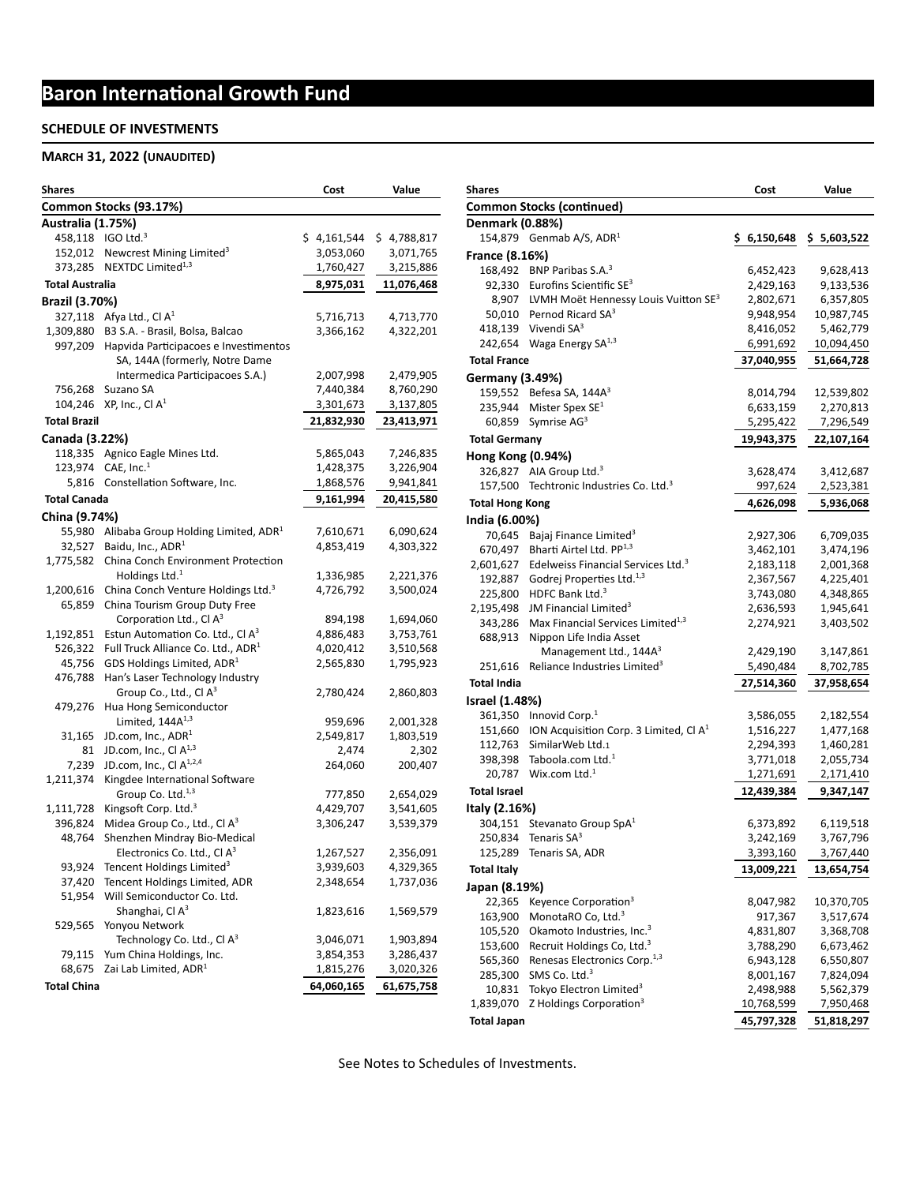# Baron International Growth Fund

## SCHEDULE OF INVESTMENTS

### MARCH 31, 2022 (UNAUDITED)

| Shares | | Cost | Value |
|---|---|---|---|
| **Common Stocks (93.17%)** | | | |
| **Australia (1.75%)** | | | |
| 458,118 | IGO Ltd.[3] | $ 4,161,544 | $ 4,788,817 |
| 152,012 | Newcrest Mining Limited[3] | 3,053,060 | 3,071,765 |
| 373,285 | NEXTDC Limited[1,3] | 1,760,427 | 3,215,886 |
| **Total Australia** | | 8,975,031 | 11,076,468 |
| **Brazil (3.70%)** | | | |
| 327,118 | Afya Ltd., Cl A[1] | 5,716,713 | 4,713,770 |
| 1,309,880 | B3 S.A. - Brasil, Bolsa, Balcao | 3,366,162 | 4,322,201 |
| 997,209 | Hapvida Participacoes e Investimentos SA, 144A (formerly, Notre Dame Intermedica Participacoes S.A.) | 2,007,998 | 2,479,905 |
| 756,268 | Suzano SA | 7,440,384 | 8,760,290 |
| 104,246 | XP, Inc., Cl A[1] | 3,301,673 | 3,137,805 |
| **Total Brazil** | | 21,832,930 | 23,413,971 |
| **Canada (3.22%)** | | | |
| 118,335 | Agnico Eagle Mines Ltd. | 5,865,043 | 7,246,835 |
| 123,974 | CAE, Inc.[1] | 1,428,375 | 3,226,904 |
| 5,816 | Constellation Software, Inc. | 1,868,576 | 9,941,841 |
| **Total Canada** | | 9,161,994 | 20,415,580 |
| **China (9.74%)** | | | |
| 55,980 | Alibaba Group Holding Limited, ADR[1] | 7,610,671 | 6,090,624 |
| 32,527 | Baidu, Inc., ADR[1] | 4,853,419 | 4,303,322 |
| 1,775,582 | China Conch Environment Protection Holdings Ltd.[1] | 1,336,985 | 2,221,376 |
| 1,200,616 | China Conch Venture Holdings Ltd.[3] | 4,726,792 | 3,500,024 |
| 65,859 | China Tourism Group Duty Free Corporation Ltd., Cl A[3] | 894,198 | 1,694,060 |
| 1,192,851 | Estun Automation Co. Ltd., Cl A[3] | 4,886,483 | 3,753,761 |
| 526,322 | Full Truck Alliance Co. Ltd., ADR[1] | 4,020,412 | 3,510,568 |
| 45,756 | GDS Holdings Limited, ADR[1] | 2,565,830 | 1,795,923 |
| 476,788 | Han's Laser Technology Industry Group Co., Ltd., Cl A[3] | 2,780,424 | 2,860,803 |
| 479,276 | Hua Hong Semiconductor Limited, 144A[1,3] | 959,696 | 2,001,328 |
| 31,165 | JD.com, Inc., ADR[1] | 2,549,817 | 1,803,519 |
| 81 | JD.com, Inc., Cl A[1,3] | 2,474 | 2,302 |
| 7,239 | JD.com, Inc., Cl A[1,2,4] | 264,060 | 200,407 |
| 1,211,374 | Kingdee International Software Group Co. Ltd.[1,3] | 777,850 | 2,654,029 |
| 1,111,728 | Kingsoft Corp. Ltd.[3] | 4,429,707 | 3,541,605 |
| 396,824 | Midea Group Co., Ltd., Cl A[3] | 3,306,247 | 3,539,379 |
| 48,764 | Shenzhen Mindray Bio-Medical Electronics Co. Ltd., Cl A[3] | 1,267,527 | 2,356,091 |
| 93,924 | Tencent Holdings Limited[3] | 3,939,603 | 4,329,365 |
| 37,420 | Tencent Holdings Limited, ADR | 2,348,654 | 1,737,036 |
| 51,954 | Will Semiconductor Co. Ltd. Shanghai, Cl A[3] | 1,823,616 | 1,569,579 |
| 529,565 | Yonyou Network Technology Co. Ltd., Cl A[3] | 3,046,071 | 1,903,894 |
| 79,115 | Yum China Holdings, Inc. | 3,854,353 | 3,286,437 |
| 68,675 | Zai Lab Limited, ADR[1] | 1,815,276 | 3,020,326 |
| **Total China** | | 64,060,165 | 61,675,758 |
| **Denmark (0.88%)** | | | |
| 154,879 | Genmab A/S, ADR[1] | $ 6,150,648 | $ 5,603,522 |
| **France (8.16%)** | | | |
| 168,492 | BNP Paribas S.A.[3] | 6,452,423 | 9,628,413 |
| 92,330 | Eurofins Scientific SE[3] | 2,429,163 | 9,133,536 |
| 8,907 | LVMH Moët Hennessy Louis Vuitton SE[3] | 2,802,671 | 6,357,805 |
| 50,010 | Pernod Ricard SA[3] | 9,948,954 | 10,987,745 |
| 418,139 | Vivendi SA[3] | 8,416,052 | 5,462,779 |
| 242,654 | Waga Energy SA[1,3] | 6,991,692 | 10,094,450 |
| **Total France** | | 37,040,955 | 51,664,728 |
| **Germany (3.49%)** | | | |
| 159,552 | Befesa SA, 144A[3] | 8,014,794 | 12,539,802 |
| 235,944 | Mister Spex SE[1] | 6,633,159 | 2,270,813 |
| 60,859 | Symrise AG[3] | 5,295,422 | 7,296,549 |
| **Total Germany** | | 19,943,375 | 22,107,164 |
| **Hong Kong (0.94%)** | | | |
| 326,827 | AIA Group Ltd.[3] | 3,628,474 | 3,412,687 |
| 157,500 | Techtronic Industries Co. Ltd.[3] | 997,624 | 2,523,381 |
| **Total Hong Kong** | | 4,626,098 | 5,936,068 |
| **India (6.00%)** | | | |
| 70,645 | Bajaj Finance Limited[3] | 2,927,306 | 6,709,035 |
| 670,497 | Bharti Airtel Ltd. PP[1,3] | 3,462,101 | 3,474,196 |
| 2,601,627 | Edelweiss Financial Services Ltd.[3] | 2,183,118 | 2,001,368 |
| 192,887 | Godrej Properties Ltd.[1,3] | 2,367,567 | 4,225,401 |
| 225,800 | HDFC Bank Ltd.[3] | 3,743,080 | 4,348,865 |
| 2,195,498 | JM Financial Limited[3] | 2,636,593 | 1,945,641 |
| 343,286 | Max Financial Services Limited[1,3] | 2,274,921 | 3,403,502 |
| 688,913 | Nippon Life India Asset Management Ltd., 144A[3] | 2,429,190 | 3,147,861 |
| 251,616 | Reliance Industries Limited[3] | 5,490,484 | 8,702,785 |
| **Total India** | | 27,514,360 | 37,958,654 |
| **Israel (1.48%)** | | | |
| 361,350 | Innovid Corp.[1] | 3,586,055 | 2,182,554 |
| 151,660 | ION Acquisition Corp. 3 Limited, Cl A[1] | 1,516,227 | 1,477,168 |
| 112,763 | SimilarWeb Ltd.[1] | 2,294,393 | 1,460,281 |
| 398,398 | Taboola.com Ltd.[1] | 3,771,018 | 2,055,734 |
| 20,787 | Wix.com Ltd.[1] | 1,271,691 | 2,171,410 |
| **Total Israel** | | 12,439,384 | 9,347,147 |
| **Italy (2.16%)** | | | |
| 304,151 | Stevanato Group SpA[1] | 6,373,892 | 6,119,518 |
| 250,834 | Tenaris SA[3] | 3,242,169 | 3,767,796 |
| 125,289 | Tenaris SA, ADR | 3,393,160 | 3,767,440 |
| **Total Italy** | | 13,009,221 | 13,654,754 |
| **Japan (8.19%)** | | | |
| 22,365 | Keyence Corporation[3] | 8,047,982 | 10,370,705 |
| 163,900 | MonotaRO Co, Ltd.[3] | 917,367 | 3,517,674 |
| 105,520 | Okamoto Industries, Inc.[3] | 4,831,807 | 3,368,708 |
| 153,600 | Recruit Holdings Co, Ltd.[3] | 3,788,290 | 6,673,462 |
| 565,360 | Renesas Electronics Corp.[1,3] | 6,943,128 | 6,550,807 |
| 285,300 | SMS Co. Ltd.[3] | 8,001,167 | 7,824,094 |
| 10,831 | Tokyo Electron Limited[3] | 2,498,988 | 5,562,379 |
| 1,839,070 | Z Holdings Corporation[3] | 10,768,599 | 7,950,468 |
| **Total Japan** | | 45,797,328 | 51,818,297 |

See Notes to Schedules of Investments.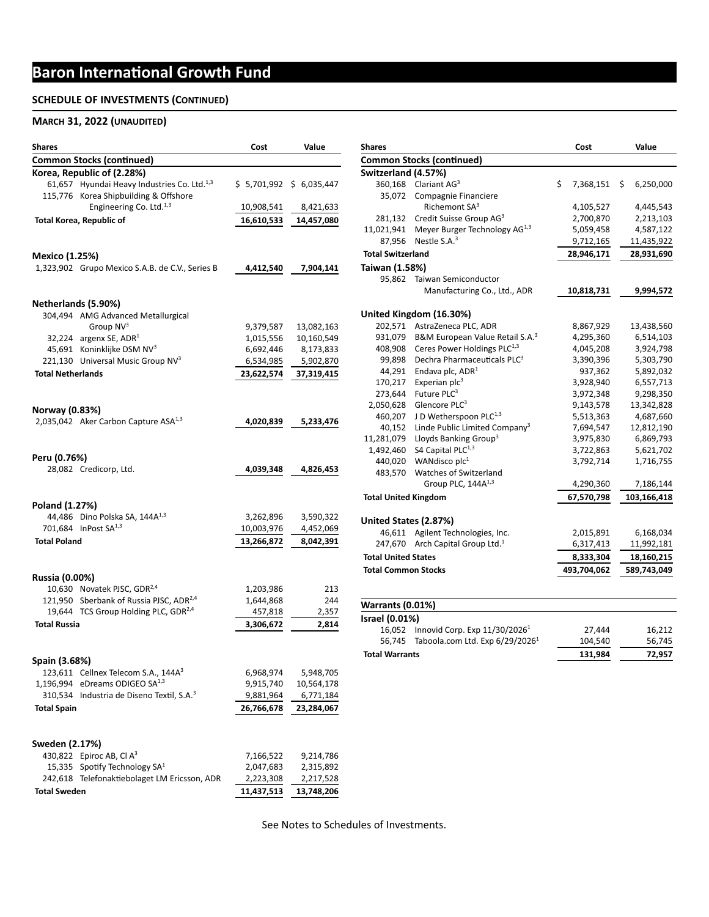# Baron International Growth Fund

**SCHEDULE OF INVESTMENTS (CONTINUED)**

**MARCH 31, 2022 (UNAUDITED)**

| Shares | | Cost | Value |
|---|---|---|---|
| **Common Stocks (continued)** | | | |
| **Korea, Republic of (2.28%)** | | | |
| 61,657 | Hyundai Heavy Industries Co. Ltd.[1,3] | $ 5,701,992 | $ 6,035,447 |
| 115,776 | Korea Shipbuilding & Offshore Engineering Co. Ltd.[1,3] | 10,908,541 | 8,421,633 |
| **Total Korea, Republic of** | | **16,610,533** | **14,457,080** |
| **Mexico (1.25%)** | | | |
| 1,323,902 | Grupo Mexico S.A.B. de C.V., Series B | **4,412,540** | **7,904,141** |
| **Netherlands (5.90%)** | | | |
| 304,494 | AMG Advanced Metallurgical Group NV[3] | 9,379,587 | 13,082,163 |
| 32,224 | argenx SE, ADR[1] | 1,015,556 | 10,160,549 |
| 45,691 | Koninklijke DSM NV[3] | 6,692,446 | 8,173,833 |
| 221,130 | Universal Music Group NV[3] | 6,534,985 | 5,902,870 |
| **Total Netherlands** | | **23,622,574** | **37,319,415** |
| **Norway (0.83%)** | | | |
| 2,035,042 | Aker Carbon Capture ASA[1,3] | **4,020,839** | **5,233,476** |
| **Peru (0.76%)** | | | |
| 28,082 | Credicorp, Ltd. | **4,039,348** | **4,826,453** |
| **Poland (1.27%)** | | | |
| 44,486 | Dino Polska SA, 144A[1,3] | 3,262,896 | 3,590,322 |
| 701,684 | InPost SA[1,3] | 10,003,976 | 4,452,069 |
| **Total Poland** | | **13,266,872** | **8,042,391** |
| **Russia (0.00%)** | | | |
| 10,630 | Novatek PJSC, GDR[2,4] | 1,203,986 | 213 |
| 121,950 | Sberbank of Russia PJSC, ADR[2,4] | 1,644,868 | 244 |
| 19,644 | TCS Group Holding PLC, GDR[2,4] | 457,818 | 2,357 |
| **Total Russia** | | **3,306,672** | **2,814** |
| **Spain (3.68%)** | | | |
| 123,611 | Cellnex Telecom S.A., 144A[3] | 6,968,974 | 5,948,705 |
| 1,196,994 | eDreams ODIGEO SA[1,3] | 9,915,740 | 10,564,178 |
| 310,534 | Industria de Diseno Textil, S.A.[3] | 9,881,964 | 6,771,184 |
| **Total Spain** | | **26,766,678** | **23,284,067** |
| **Sweden (2.17%)** | | | |
| 430,822 | Epiroc AB, Cl A[3] | 7,166,522 | 9,214,786 |
| 15,335 | Spotify Technology SA[1] | 2,047,683 | 2,315,892 |
| 242,618 | Telefonaktiebolaget LM Ericsson, ADR | 2,223,308 | 2,217,528 |
| **Total Sweden** | | **11,437,513** | **13,748,206** |
| **Switzerland (4.57%)** | | | |
| 360,168 | Clariant AG[3] | $ 7,368,151 | $ 6,250,000 |
| 35,072 | Compagnie Financiere Richemont SA[3] | 4,105,527 | 4,445,543 |
| 281,132 | Credit Suisse Group AG[3] | 2,700,870 | 2,213,103 |
| 11,021,941 | Meyer Burger Technology AG[1,3] | 5,059,458 | 4,587,122 |
| 87,956 | Nestle S.A.[3] | 9,712,165 | 11,435,922 |
| **Total Switzerland** | | **28,946,171** | **28,931,690** |
| **Taiwan (1.58%)** | | | |
| 95,862 | Taiwan Semiconductor Manufacturing Co., Ltd., ADR | **10,818,731** | **9,994,572** |
| **United Kingdom (16.30%)** | | | |
| 202,571 | AstraZeneca PLC, ADR | 8,867,929 | 13,438,560 |
| 931,079 | B&M European Value Retail S.A.[3] | 4,295,360 | 6,514,103 |
| 408,908 | Ceres Power Holdings PLC[1,3] | 4,045,208 | 3,924,798 |
| 99,898 | Dechra Pharmaceuticals PLC[3] | 3,390,396 | 5,303,790 |
| 44,291 | Endava plc, ADR[1] | 937,362 | 5,892,032 |
| 170,217 | Experian plc[3] | 3,928,940 | 6,557,713 |
| 273,644 | Future PLC[3] | 3,972,348 | 9,298,350 |
| 2,050,628 | Glencore PLC[3] | 9,143,578 | 13,342,828 |
| 460,207 | J D Wetherspoon PLC[1,3] | 5,513,363 | 4,687,660 |
| 40,152 | Linde Public Limited Company[3] | 7,694,547 | 12,812,190 |
| 11,281,079 | Lloyds Banking Group[3] | 3,975,830 | 6,869,793 |
| 1,492,460 | S4 Capital PLC[1,3] | 3,722,863 | 5,621,702 |
| 440,020 | WANdisco plc[1] | 3,792,714 | 1,716,755 |
| 483,570 | Watches of Switzerland Group PLC, 144A[1,3] | 4,290,360 | 7,186,144 |
| **Total United Kingdom** | | **67,570,798** | **103,166,418** |
| **United States (2.87%)** | | | |
| 46,611 | Agilent Technologies, Inc. | 2,015,891 | 6,168,034 |
| 247,670 | Arch Capital Group Ltd.[1] | 6,317,413 | 11,992,181 |
| **Total United States** | | **8,333,304** | **18,160,215** |
| **Total Common Stocks** | | **493,704,062** | **589,743,049** |
| **Warrants (0.01%)** | | | |
| **Israel (0.01%)** | | | |
| 16,052 | Innovid Corp. Exp 11/30/2026[1] | 27,444 | 16,212 |
| 56,745 | Taboola.com Ltd. Exp 6/29/2026[1] | 104,540 | 56,745 |
| **Total Warrants** | | **131,984** | **72,957** |

See Notes to Schedules of Investments.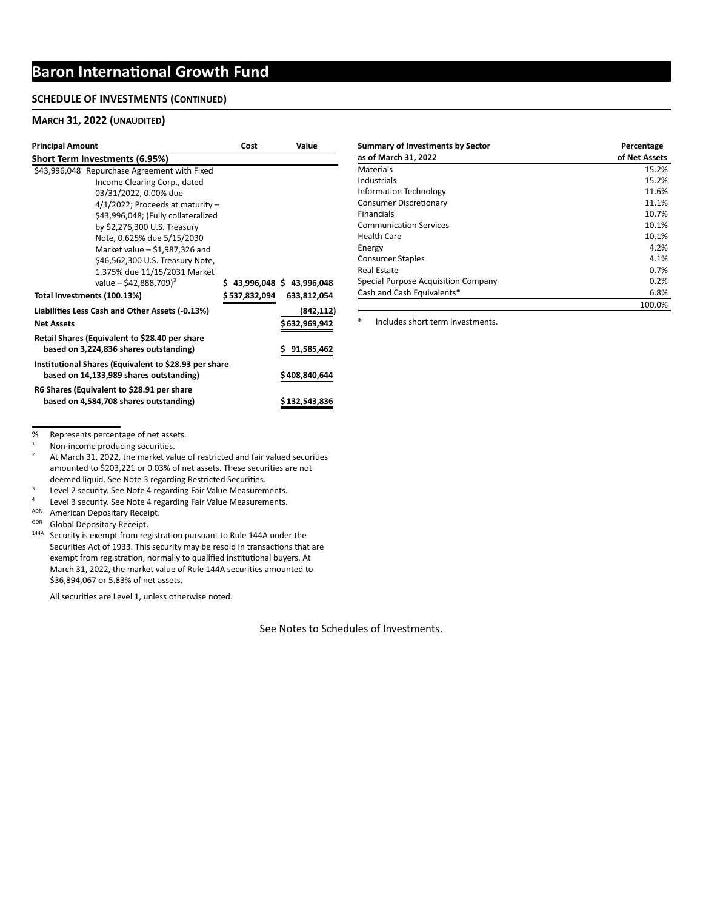# Baron International Growth Fund

## SCHEDULE OF INVESTMENTS (CONTINUED)

### MARCH 31, 2022 (UNAUDITED)

| Principal Amount | | Cost | Value |
|---|---|---|---|
| **Short Term Investments (6.95%)** | | | |
| $43,996,048 | Repurchase Agreement with Fixed Income Clearing Corp., dated 03/31/2022, 0.00% due 4/1/2022; Proceeds at maturity – $43,996,048; (Fully collateralized by $2,276,300 U.S. Treasury Note, 0.625% due 5/15/2030 Market value – $1,987,326 and $46,562,300 U.S. Treasury Note, 1.375% due 11/15/2031 Market value – $42,888,709)[3] | $ 43,996,048 | $ 43,996,048 |
| **Total Investments (100.13%)** | | $537,832,094 | 633,812,054 |
| **Liabilities Less Cash and Other Assets (-0.13%)** | | | (842,112) |
| **Net Assets** | | | $632,969,942 |
| **Retail Shares (Equivalent to $28.40 per share based on 3,224,836 shares outstanding)** | | | $ 91,585,462 |
| **Institutional Shares (Equivalent to $28.93 per share based on 14,133,989 shares outstanding)** | | | $408,840,644 |
| **R6 Shares (Equivalent to $28.91 per share based on 4,584,708 shares outstanding)** | | | $132,543,836 |

% Represents percentage of net assets.

[1] Non-income producing securities.

[2] At March 31, 2022, the market value of restricted and fair valued securities amounted to $203,221 or 0.03% of net assets. These securities are not deemed liquid. See Note 3 regarding Restricted Securities.

[3] Level 2 security. See Note 4 regarding Fair Value Measurements.

[4] Level 3 security. See Note 4 regarding Fair Value Measurements.

ADR American Depositary Receipt.

GDR Global Depositary Receipt.

144A Security is exempt from registration pursuant to Rule 144A under the Securities Act of 1933. This security may be resold in transactions that are exempt from registration, normally to qualified institutional buyers. At March 31, 2022, the market value of Rule 144A securities amounted to $36,894,067 or 5.83% of net assets.

All securities are Level 1, unless otherwise noted.

| Summary of Investments by Sector as of March 31, 2022 | Percentage of Net Assets |
|---|---|
| Materials | 15.2% |
| Industrials | 15.2% |
| Information Technology | 11.6% |
| Consumer Discretionary | 11.1% |
| Financials | 10.7% |
| Communication Services | 10.1% |
| Health Care | 10.1% |
| Energy | 4.2% |
| Consumer Staples | 4.1% |
| Real Estate | 0.7% |
| Special Purpose Acquisition Company | 0.2% |
| Cash and Cash Equivalents* | 6.8% |
| | 100.0% |

* Includes short term investments.

See Notes to Schedules of Investments.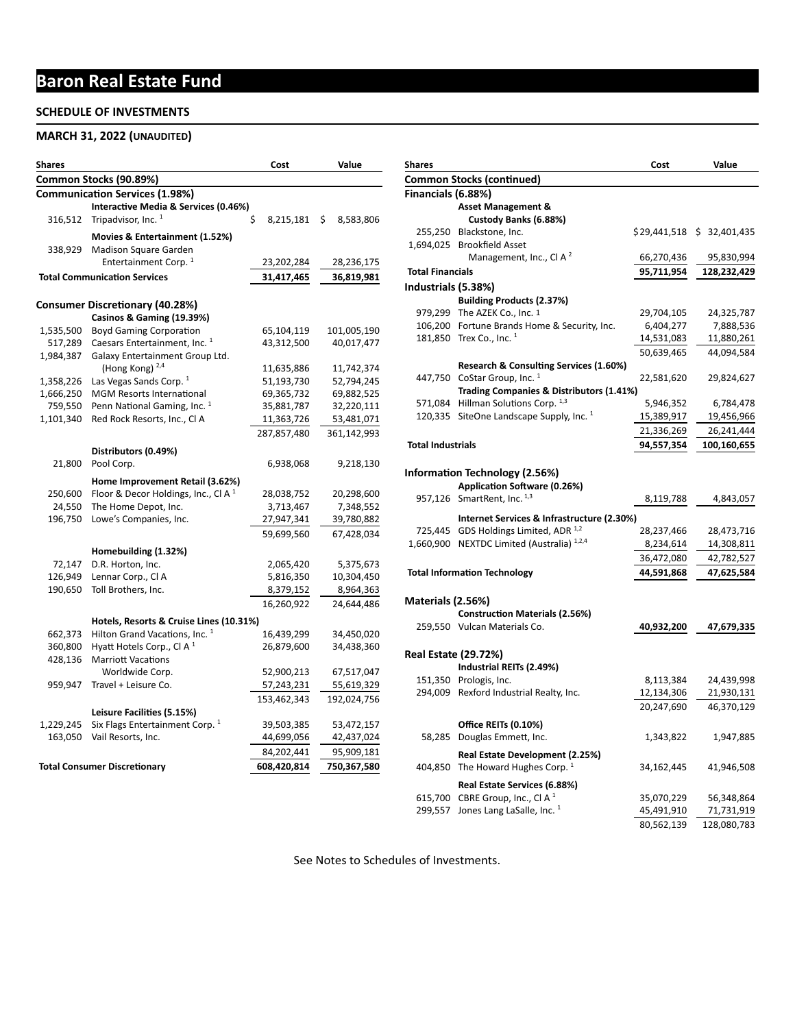# Baron Real Estate Fund

## SCHEDULE OF INVESTMENTS

## MARCH 31, 2022 (UNAUDITED)

| Shares | | Cost | Value |
|---|---|---|---|
| **Common Stocks (90.89%)** | | | |
| **Communication Services (1.98%)** | | | |
| | **Interactive Media & Services (0.46%)** | | |
| 316,512 | Tripadvisor, Inc. [1] | $ 8,215,181 | $ 8,583,806 |
| | **Movies & Entertainment (1.52%)** | | |
| 338,929 | Madison Square Garden Entertainment Corp. [1] | 23,202,284 | 28,236,175 |
| **Total Communication Services** | | **31,417,465** | **36,819,981** |
| **Consumer Discretionary (40.28%)** | | | |
| | **Casinos & Gaming (19.39%)** | | |
| 1,535,500 | Boyd Gaming Corporation | 65,104,119 | 101,005,190 |
| 517,289 | Caesars Entertainment, Inc. [1] | 43,312,500 | 40,017,477 |
| 1,984,387 | Galaxy Entertainment Group Ltd. (Hong Kong) [2,4] | 11,635,886 | 11,742,374 |
| 1,358,226 | Las Vegas Sands Corp. [1] | 51,193,730 | 52,794,245 |
| 1,666,250 | MGM Resorts International | 69,365,732 | 69,882,525 |
| 759,550 | Penn National Gaming, Inc. [1] | 35,881,787 | 32,220,111 |
| 1,101,340 | Red Rock Resorts, Inc., Cl A | 11,363,726 | 53,481,071 |
| | | 287,857,480 | 361,142,993 |
| | **Distributors (0.49%)** | | |
| 21,800 | Pool Corp. | 6,938,068 | 9,218,130 |
| | **Home Improvement Retail (3.62%)** | | |
| 250,600 | Floor & Decor Holdings, Inc., Cl A [1] | 28,038,752 | 20,298,600 |
| 24,550 | The Home Depot, Inc. | 3,713,467 | 7,348,552 |
| 196,750 | Lowe's Companies, Inc. | 27,947,341 | 39,780,882 |
| | | 59,699,560 | 67,428,034 |
| | **Homebuilding (1.32%)** | | |
| 72,147 | D.R. Horton, Inc. | 2,065,420 | 5,375,673 |
| 126,949 | Lennar Corp., Cl A | 5,816,350 | 10,304,450 |
| 190,650 | Toll Brothers, Inc. | 8,379,152 | 8,964,363 |
| | | 16,260,922 | 24,644,486 |
| | **Hotels, Resorts & Cruise Lines (10.31%)** | | |
| 662,373 | Hilton Grand Vacations, Inc. [1] | 16,439,299 | 34,450,020 |
| 360,800 | Hyatt Hotels Corp., Cl A [1] | 26,879,600 | 34,438,360 |
| 428,136 | Marriott Vacations Worldwide Corp. | 52,900,213 | 67,517,047 |
| 959,947 | Travel + Leisure Co. | 57,243,231 | 55,619,329 |
| | | 153,462,343 | 192,024,756 |
| | **Leisure Facilities (5.15%)** | | |
| 1,229,245 | Six Flags Entertainment Corp. [1] | 39,503,385 | 53,472,157 |
| 163,050 | Vail Resorts, Inc. | 44,699,056 | 42,437,024 |
| | | 84,202,441 | 95,909,181 |
| **Total Consumer Discretionary** | | **608,420,814** | **750,367,580** |

| Shares | | Cost | Value |
|---|---|---|---|
| **Common Stocks (continued)** | | | |
| **Financials (6.88%)** | | | |
| | **Asset Management & Custody Banks (6.88%)** | | |
| 255,250 | Blackstone, Inc. | $29,441,518 | $ 32,401,435 |
| 1,694,025 | Brookfield Asset Management, Inc., Cl A [2] | 66,270,436 | 95,830,994 |
| **Total Financials** | | **95,711,954** | **128,232,429** |
| **Industrials (5.38%)** | | | |
| | **Building Products (2.37%)** | | |
| 979,299 | The AZEK Co., Inc. [1] | 29,704,105 | 24,325,787 |
| 106,200 | Fortune Brands Home & Security, Inc. | 6,404,277 | 7,888,536 |
| 181,850 | Trex Co., Inc. [1] | 14,531,083 | 11,880,261 |
| | | 50,639,465 | 44,094,584 |
| | **Research & Consulting Services (1.60%)** | | |
| 447,750 | CoStar Group, Inc. [1] | 22,581,620 | 29,824,627 |
| | **Trading Companies & Distributors (1.41%)** | | |
| 571,084 | Hillman Solutions Corp. [1,3] | 5,946,352 | 6,784,478 |
| 120,335 | SiteOne Landscape Supply, Inc. [1] | 15,389,917 | 19,456,966 |
| | | 21,336,269 | 26,241,444 |
| **Total Industrials** | | **94,557,354** | **100,160,655** |
| **Information Technology (2.56%)** | | | |
| | **Application Software (0.26%)** | | |
| 957,126 | SmartRent, Inc. [1,3] | 8,119,788 | 4,843,057 |
| | **Internet Services & Infrastructure (2.30%)** | | |
| 725,445 | GDS Holdings Limited, ADR [1,2] | 28,237,466 | 28,473,716 |
| 1,660,900 | NEXTDC Limited (Australia) [1,2,4] | 8,234,614 | 14,308,811 |
| | | 36,472,080 | 42,782,527 |
| **Total Information Technology** | | **44,591,868** | **47,625,584** |
| **Materials (2.56%)** | | | |
| | **Construction Materials (2.56%)** | | |
| 259,550 | Vulcan Materials Co. | **40,932,200** | **47,679,335** |
| **Real Estate (29.72%)** | | | |
| | **Industrial REITs (2.49%)** | | |
| 151,350 | Prologis, Inc. | 8,113,384 | 24,439,998 |
| 294,009 | Rexford Industrial Realty, Inc. | 12,134,306 | 21,930,131 |
| | | 20,247,690 | 46,370,129 |
| | **Office REITs (0.10%)** | | |
| 58,285 | Douglas Emmett, Inc. | 1,343,822 | 1,947,885 |
| | **Real Estate Development (2.25%)** | | |
| 404,850 | The Howard Hughes Corp. [1] | 34,162,445 | 41,946,508 |
| | **Real Estate Services (6.88%)** | | |
| 615,700 | CBRE Group, Inc., Cl A [1] | 35,070,229 | 56,348,864 |
| 299,557 | Jones Lang LaSalle, Inc. [1] | 45,491,910 | 71,731,919 |
| | | 80,562,139 | 128,080,783 |

See Notes to Schedules of Investments.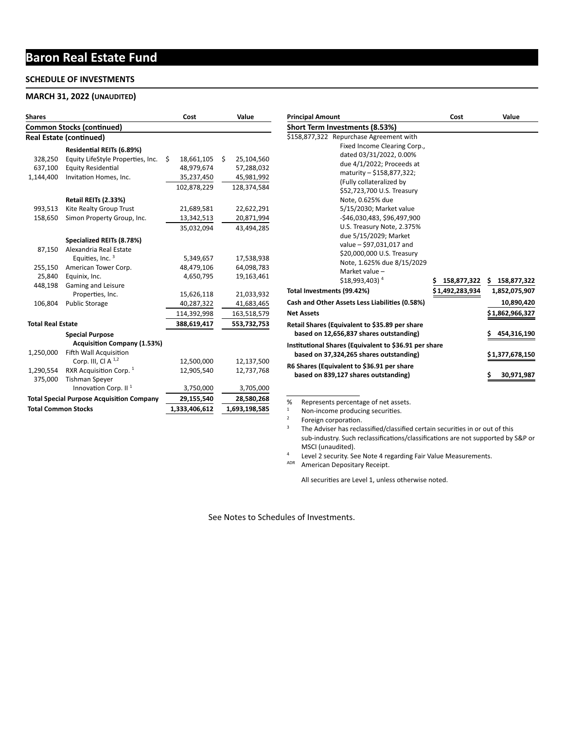# Baron Real Estate Fund

## SCHEDULE OF INVESTMENTS

### MARCH 31, 2022 (UNAUDITED)

| Shares | | Cost | Value |
|---|---|---|---|
| **Common Stocks (continued)** | | | |
| **Real Estate (continued)** | | | |
| | **Residential REITs (6.89%)** | | |
| 328,250 | Equity LifeStyle Properties, Inc. | $ 18,661,105 | $ 25,104,560 |
| 637,100 | Equity Residential | 48,979,674 | 57,288,032 |
| 1,144,400 | Invitation Homes, Inc. | 35,237,450 | 45,981,992 |
| | | 102,878,229 | 128,374,584 |
| | **Retail REITs (2.33%)** | | |
| 993,513 | Kite Realty Group Trust | 21,689,581 | 22,622,291 |
| 158,650 | Simon Property Group, Inc. | 13,342,513 | 20,871,994 |
| | | 35,032,094 | 43,494,285 |
| | **Specialized REITs (8.78%)** | | |
| 87,150 | Alexandria Real Estate Equities, Inc. [3] | 5,349,657 | 17,538,938 |
| 255,150 | American Tower Corp. | 48,479,106 | 64,098,783 |
| 25,840 | Equinix, Inc. | 4,650,795 | 19,163,461 |
| 448,198 | Gaming and Leisure Properties, Inc. | 15,626,118 | 21,033,932 |
| 106,804 | Public Storage | 40,287,322 | 41,683,465 |
| | | 114,392,998 | 163,518,579 |
| **Total Real Estate** | | **388,619,417** | **553,732,753** |
| | **Special Purpose Acquisition Company (1.53%)** | | |
| 1,250,000 | Fifth Wall Acquisition Corp. III, Cl A [1,2] | 12,500,000 | 12,137,500 |
| 1,290,554 | RXR Acquisition Corp. [1] | 12,905,540 | 12,737,768 |
| 375,000 | Tishman Speyer Innovation Corp. II [1] | 3,750,000 | 3,705,000 |
| **Total Special Purpose Acquisition Company** | | **29,155,540** | **28,580,268** |
| **Total Common Stocks** | | **1,333,406,612** | **1,693,198,585** |

| Principal Amount | | Cost | Value |
|---|---|---|---|
| **Short Term Investments (8.53%)** | | | |
| $158,877,322 | Repurchase Agreement with Fixed Income Clearing Corp., dated 03/31/2022, 0.00% due 4/1/2022; Proceeds at maturity – $158,877,322; (Fully collateralized by $52,723,700 U.S. Treasury Note, 0.625% due 5/15/2030; Market value -$46,030,483, $96,497,900 U.S. Treasury Note, 2.375% due 5/15/2029; Market value – $97,031,017 and $20,000,000 U.S. Treasury Note, 1.625% due 8/15/2029 Market value – $18,993,403) [4] | $ 158,877,322 | $ 158,877,322 |
| **Total Investments (99.42%)** | | **$1,492,283,934** | **1,852,075,907** |
| **Cash and Other Assets Less Liabilities (0.58%)** | | | **10,890,420** |
| **Net Assets** | | | **$1,862,966,327** |
| **Retail Shares (Equivalent to $35.89 per share based on 12,656,837 shares outstanding)** | | | **$ 454,316,190** |
| **Institutional Shares (Equivalent to $36.91 per share based on 37,324,265 shares outstanding)** | | | **$1,377,678,150** |
| **R6 Shares (Equivalent to $36.91 per share based on 839,127 shares outstanding)** | | | **$ 30,971,987** |

% Represents percentage of net assets.
[1] Non-income producing securities.
[2] Foreign corporation.
[3] The Adviser has reclassified/classified certain securities in or out of this sub-industry. Such reclassifications/classifications are not supported by S&P or MSCI (unaudited).
[4] Level 2 security. See Note 4 regarding Fair Value Measurements.
ADR American Depositary Receipt.

All securities are Level 1, unless otherwise noted.

See Notes to Schedules of Investments.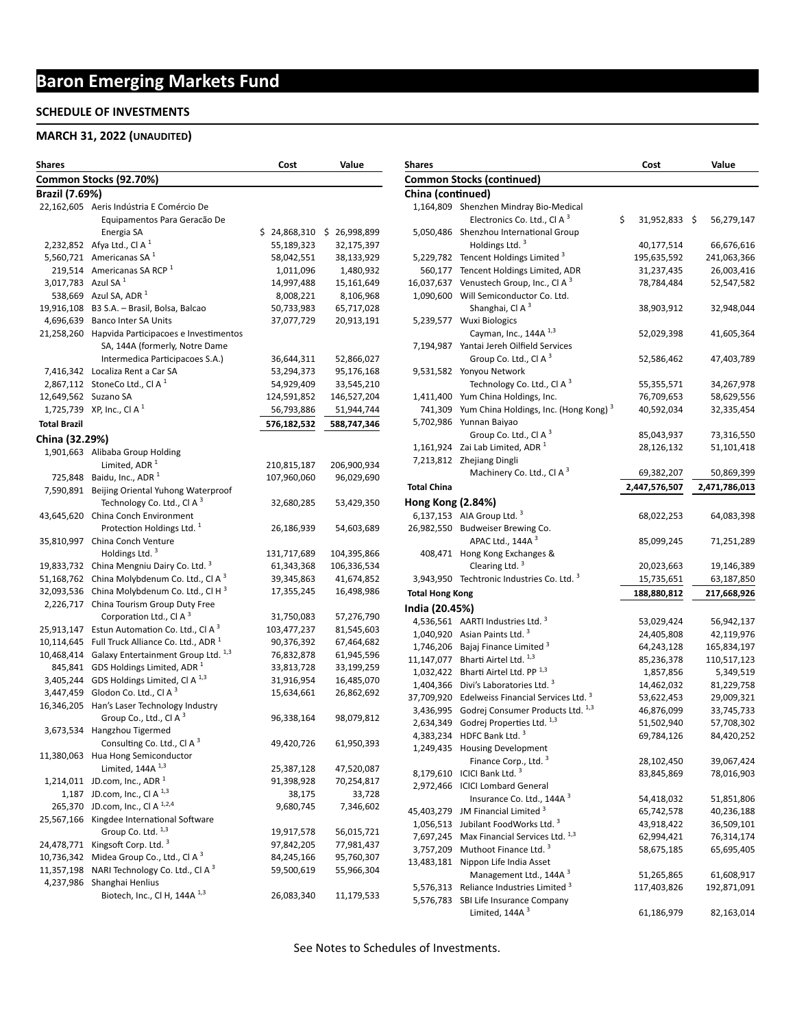# Baron Emerging Markets Fund

## SCHEDULE OF INVESTMENTS

## MARCH 31, 2022 (UNAUDITED)

| Shares | | Cost | Value |
|---|---|---|---|
| **Common Stocks (92.70%)** | | | |
| **Brazil (7.69%)** | | | |
| 22,162,605 | Aeris Indústria E Comércio De Equipamentos Para Geracão De Energia SA | $ 24,868,310 | $ 26,998,899 |
| 2,232,852 | Afya Ltd., Cl A [1] | 55,189,323 | 32,175,397 |
| 5,560,721 | Americanas SA [1] | 58,042,551 | 38,133,929 |
| 219,514 | Americanas SA RCP [1] | 1,011,096 | 1,480,932 |
| 3,017,783 | Azul SA [1] | 14,997,488 | 15,161,649 |
| 538,669 | Azul SA, ADR [1] | 8,008,221 | 8,106,968 |
| 19,916,108 | B3 S.A. – Brasil, Bolsa, Balcao | 50,733,983 | 65,717,028 |
| 4,696,639 | Banco Inter SA Units | 37,077,729 | 20,913,191 |
| 21,258,260 | Hapvida Participacoes e Investimentos SA, 144A (formerly, Notre Dame Intermedica Participacoes S.A.) | 36,644,311 | 52,866,027 |
| 7,416,342 | Localiza Rent a Car SA | 53,294,373 | 95,176,168 |
| 2,867,112 | StoneCo Ltd., Cl A [1] | 54,929,409 | 33,545,210 |
| 12,649,562 | Suzano SA | 124,591,852 | 146,527,204 |
| 1,725,739 | XP, Inc., Cl A [1] | 56,793,886 | 51,944,744 |
| **Total Brazil** | | **576,182,532** | **588,747,346** |
| **China (32.29%)** | | | |
| 1,901,663 | Alibaba Group Holding Limited, ADR [1] | 210,815,187 | 206,900,934 |
| 725,848 | Baidu, Inc., ADR [1] | 107,960,060 | 96,029,690 |
| 7,590,891 | Beijing Oriental Yuhong Waterproof Technology Co. Ltd., Cl A [3] | 32,680,285 | 53,429,350 |
| 43,645,620 | China Conch Environment Protection Holdings Ltd. [1] | 26,186,939 | 54,603,689 |
| 35,810,997 | China Conch Venture Holdings Ltd. [3] | 131,717,689 | 104,395,866 |
| 19,833,732 | China Mengniu Dairy Co. Ltd. [3] | 61,343,368 | 106,336,534 |
| 51,168,762 | China Molybdenum Co. Ltd., Cl A [3] | 39,345,863 | 41,674,852 |
| 32,093,536 | China Molybdenum Co. Ltd., Cl H [3] | 17,355,245 | 16,498,986 |
| 2,226,717 | China Tourism Group Duty Free Corporation Ltd., Cl A [3] | 31,750,083 | 57,276,790 |
| 25,913,147 | Estun Automation Co. Ltd., Cl A [3] | 103,477,237 | 81,545,603 |
| 10,114,645 | Full Truck Alliance Co. Ltd., ADR [1] | 90,376,392 | 67,464,682 |
| 10,468,414 | Galaxy Entertainment Group Ltd. [1,3] | 76,832,878 | 61,945,596 |
| 845,841 | GDS Holdings Limited, ADR [1] | 33,813,728 | 33,199,259 |
| 3,405,244 | GDS Holdings Limited, Cl A [1,3] | 31,916,954 | 16,485,070 |
| 3,447,459 | Glodon Co. Ltd., Cl A [3] | 15,634,661 | 26,862,692 |
| 16,346,205 | Han's Laser Technology Industry Group Co., Ltd., Cl A [3] | 96,338,164 | 98,079,812 |
| 3,673,534 | Hangzhou Tigermed Consulting Co. Ltd., Cl A [3] | 49,420,726 | 61,950,393 |
| 11,380,063 | Hua Hong Semiconductor Limited, 144A [1,3] | 25,387,128 | 47,520,087 |
| 1,214,011 | JD.com, Inc., ADR [1] | 91,398,928 | 70,254,817 |
| 1,187 | JD.com, Inc., Cl A [1,3] | 38,175 | 33,728 |
| 265,370 | JD.com, Inc., Cl A [1,2,4] | 9,680,745 | 7,346,602 |
| 25,567,166 | Kingdee International Software Group Co. Ltd. [1,3] | 19,917,578 | 56,015,721 |
| 24,478,771 | Kingsoft Corp. Ltd. [3] | 97,842,205 | 77,981,437 |
| 10,736,342 | Midea Group Co., Ltd., Cl A [3] | 84,245,166 | 95,760,307 |
| 11,357,198 | NARI Technology Co. Ltd., Cl A [3] | 59,500,619 | 55,966,304 |
| 4,237,986 | Shanghai Henlius Biotech, Inc., Cl H, 144A [1,3] | 26,083,340 | 11,179,533 |
| **Common Stocks (continued)** | | | |
| **China (continued)** | | | |
| 1,164,809 | Shenzhen Mindray Bio-Medical Electronics Co. Ltd., Cl A [3] | $ 31,952,833 | $ 56,279,147 |
| 5,050,486 | Shenzhou International Group Holdings Ltd. [3] | 40,177,514 | 66,676,616 |
| 5,229,782 | Tencent Holdings Limited [3] | 195,635,592 | 241,063,366 |
| 560,177 | Tencent Holdings Limited, ADR | 31,237,435 | 26,003,416 |
| 16,037,637 | Venustech Group, Inc., Cl A [3] | 78,784,484 | 52,547,582 |
| 1,090,600 | Will Semiconductor Co. Ltd. Shanghai, Cl A [3] | 38,903,912 | 32,948,044 |
| 5,239,577 | Wuxi Biologics Cayman, Inc., 144A [1,3] | 52,029,398 | 41,605,364 |
| 7,194,987 | Yantai Jereh Oilfield Services Group Co. Ltd., Cl A [3] | 52,586,462 | 47,403,789 |
| 9,531,582 | Yonyou Network Technology Co. Ltd., Cl A [3] | 55,355,571 | 34,267,978 |
| 1,411,400 | Yum China Holdings, Inc. | 76,709,653 | 58,629,556 |
| 741,309 | Yum China Holdings, Inc. (Hong Kong) [3] | 40,592,034 | 32,335,454 |
| 5,702,986 | Yunnan Baiyao Group Co. Ltd., Cl A [3] | 85,043,937 | 73,316,550 |
| 1,161,924 | Zai Lab Limited, ADR [1] | 28,126,132 | 51,101,418 |
| 7,213,812 | Zhejiang Dingli Machinery Co. Ltd., Cl A [3] | 69,382,207 | 50,869,399 |
| **Total China** | | **2,447,576,507** | **2,471,786,013** |
| **Hong Kong (2.84%)** | | | |
| 6,137,153 | AIA Group Ltd. [3] | 68,022,253 | 64,083,398 |
| 26,982,550 | Budweiser Brewing Co. APAC Ltd., 144A [3] | 85,099,245 | 71,251,289 |
| 408,471 | Hong Kong Exchanges & Clearing Ltd. [3] | 20,023,663 | 19,146,389 |
| 3,943,950 | Techtronic Industries Co. Ltd. [3] | 15,735,651 | 63,187,850 |
| **Total Hong Kong** | | **188,880,812** | **217,668,926** |
| **India (20.45%)** | | | |
| 4,536,561 | AARTI Industries Ltd. [3] | 53,029,424 | 56,942,137 |
| 1,040,920 | Asian Paints Ltd. [3] | 24,405,808 | 42,119,976 |
| 1,746,206 | Bajaj Finance Limited [3] | 64,243,128 | 165,834,197 |
| 11,147,077 | Bharti Airtel Ltd. [1,3] | 85,236,378 | 110,517,123 |
| 1,032,422 | Bharti Airtel Ltd. PP [1,3] | 1,857,856 | 5,349,519 |
| 1,404,366 | Divi's Laboratories Ltd. [3] | 14,462,032 | 81,229,758 |
| 37,709,920 | Edelweiss Financial Services Ltd. [3] | 53,622,453 | 29,009,321 |
| 3,436,995 | Godrej Consumer Products Ltd. [1,3] | 46,876,099 | 33,745,733 |
| 2,634,349 | Godrej Properties Ltd. [1,3] | 51,502,940 | 57,708,302 |
| 4,383,234 | HDFC Bank Ltd. [3] | 69,784,126 | 84,420,252 |
| 1,249,435 | Housing Development Finance Corp., Ltd. [3] | 28,102,450 | 39,067,424 |
| 8,179,610 | ICICI Bank Ltd. [3] | 83,845,869 | 78,016,903 |
| 2,972,466 | ICICI Lombard General Insurance Co. Ltd., 144A [3] | 54,418,032 | 51,851,806 |
| 45,403,279 | JM Financial Limited [3] | 65,742,578 | 40,236,188 |
| 1,056,513 | Jubilant FoodWorks Ltd. [3] | 43,918,422 | 36,509,101 |
| 7,697,245 | Max Financial Services Ltd. [1,3] | 62,994,421 | 76,314,174 |
| 3,757,209 | Muthoot Finance Ltd. [3] | 58,675,185 | 65,695,405 |
| 13,483,181 | Nippon Life India Asset Management Ltd., 144A [3] | 51,265,865 | 61,608,917 |
| 5,576,313 | Reliance Industries Limited [3] | 117,403,826 | 192,871,091 |
| 5,576,783 | SBI Life Insurance Company Limited, 144A [3] | 61,186,979 | 82,163,014 |

See Notes to Schedules of Investments.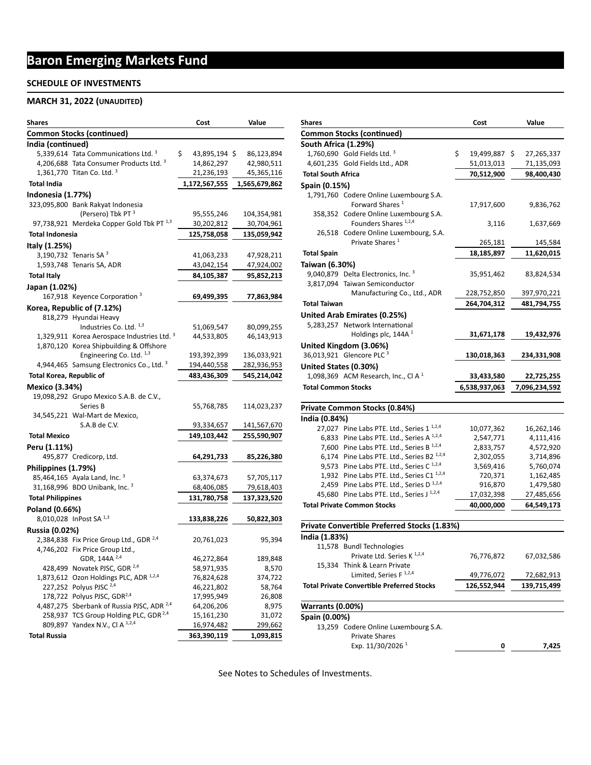# Baron Emerging Markets Fund

**SCHEDULE OF INVESTMENTS**

**MARCH 31, 2022 (UNAUDITED)**

| Shares | | Cost | Value |
|---|---|---|---|
| **Common Stocks (continued)** | | | |
| **India (continued)** | | | |
| 5,339,614 | Tata Communications Ltd. [3] | $ 43,895,194 | $ 86,123,894 |
| 4,206,688 | Tata Consumer Products Ltd. [3] | 14,862,297 | 42,980,511 |
| 1,361,770 | Titan Co. Ltd. [3] | 21,236,193 | 45,365,116 |
| **Total India** | | **1,172,567,555** | **1,565,679,862** |
| **Indonesia (1.77%)** | | | |
| 323,095,800 | Bank Rakyat Indonesia (Persero) Tbk PT [3] | 95,555,246 | 104,354,981 |
| 97,738,921 | Merdeka Copper Gold Tbk PT [1,3] | 30,202,812 | 30,704,961 |
| **Total Indonesia** | | **125,758,058** | **135,059,942** |
| **Italy (1.25%)** | | | |
| 3,190,732 | Tenaris SA [3] | 41,063,233 | 47,928,211 |
| 1,593,748 | Tenaris SA, ADR | 43,042,154 | 47,924,002 |
| **Total Italy** | | **84,105,387** | **95,852,213** |
| **Japan (1.02%)** | | | |
| 167,918 | Keyence Corporation [3] | **69,499,395** | **77,863,984** |
| **Korea, Republic of (7.12%)** | | | |
| 818,279 | Hyundai Heavy Industries Co. Ltd. [1,3] | 51,069,547 | 80,099,255 |
| 1,329,911 | Korea Aerospace Industries Ltd. [3] | 44,533,805 | 46,143,913 |
| 1,870,120 | Korea Shipbuilding & Offshore Engineering Co. Ltd. [1,3] | 193,392,399 | 136,033,921 |
| 4,944,465 | Samsung Electronics Co., Ltd. [3] | 194,440,558 | 282,936,953 |
| **Total Korea, Republic of** | | **483,436,309** | **545,214,042** |
| **Mexico (3.34%)** | | | |
| 19,098,292 | Grupo Mexico S.A.B. de C.V., Series B | 55,768,785 | 114,023,237 |
| 34,545,221 | Wal-Mart de Mexico, S.A.B de C.V. | 93,334,657 | 141,567,670 |
| **Total Mexico** | | **149,103,442** | **255,590,907** |
| **Peru (1.11%)** | | | |
| 495,877 | Credicorp, Ltd. | **64,291,733** | **85,226,380** |
| **Philippines (1.79%)** | | | |
| 85,464,165 | Ayala Land, Inc. [3] | 63,374,673 | 57,705,117 |
| 31,168,996 | BDO Unibank, Inc. [3] | 68,406,085 | 79,618,403 |
| **Total Philippines** | | **131,780,758** | **137,323,520** |
| **Poland (0.66%)** | | | |
| 8,010,028 | InPost SA [1,3] | **133,838,226** | **50,822,303** |
| **Russia (0.02%)** | | | |
| 2,384,838 | Fix Price Group Ltd., GDR [2,4] | 20,761,023 | 95,394 |
| 4,746,202 | Fix Price Group Ltd., GDR, 144A [2,4] | 46,272,864 | 189,848 |
| 428,499 | Novatek PJSC, GDR [2,4] | 58,971,935 | 8,570 |
| 1,873,612 | Ozon Holdings PLC, ADR [1,2,4] | 76,824,628 | 374,722 |
| 227,252 | Polyus PJSC [2,4] | 46,221,802 | 58,764 |
| 178,722 | Polyus PJSC, GDR [2,4] | 17,995,949 | 26,808 |
| 4,487,275 | Sberbank of Russia PJSC, ADR [2,4] | 64,206,206 | 8,975 |
| 258,937 | TCS Group Holding PLC, GDR [2,4] | 15,161,230 | 31,072 |
| 809,897 | Yandex N.V., Cl A [1,2,4] | 16,974,482 | 299,662 |
| **Total Russia** | | **363,390,119** | **1,093,815** |
| **South Africa (1.29%)** | | | |
| 1,760,690 | Gold Fields Ltd. [3] | $ 19,499,887 | $ 27,265,337 |
| 4,601,235 | Gold Fields Ltd., ADR | 51,013,013 | 71,135,093 |
| **Total South Africa** | | **70,512,900** | **98,400,430** |
| **Spain (0.15%)** | | | |
| 1,791,760 | Codere Online Luxembourg S.A. Forward Shares [1] | 17,917,600 | 9,836,762 |
| 358,352 | Codere Online Luxembourg S.A. Founders Shares [1,2,4] | 3,116 | 1,637,669 |
| 26,518 | Codere Online Luxembourg, S.A. Private Shares [1] | 265,181 | 145,584 |
| **Total Spain** | | **18,185,897** | **11,620,015** |
| **Taiwan (6.30%)** | | | |
| 9,040,879 | Delta Electronics, Inc. [3] | 35,951,462 | 83,824,534 |
| 3,817,094 | Taiwan Semiconductor Manufacturing Co., Ltd., ADR | 228,752,850 | 397,970,221 |
| **Total Taiwan** | | **264,704,312** | **481,794,755** |
| **United Arab Emirates (0.25%)** | | | |
| 5,283,257 | Network International Holdings plc, 144A [1] | **31,671,178** | **19,432,976** |
| **United Kingdom (3.06%)** | | | |
| 36,013,921 | Glencore PLC [3] | **130,018,363** | **234,331,908** |
| **United States (0.30%)** | | | |
| 1,098,369 | ACM Research, Inc., Cl A [1] | **33,433,580** | **22,725,255** |
| **Total Common Stocks** | | **6,538,937,063** | **7,096,234,592** |
| **Private Common Stocks (0.84%)** | | | |
| **India (0.84%)** | | | |
| 27,027 | Pine Labs PTE. Ltd., Series 1 [1,2,4] | 10,077,362 | 16,262,146 |
| 6,833 | Pine Labs PTE. Ltd., Series A [1,2,4] | 2,547,771 | 4,111,416 |
| 7,600 | Pine Labs PTE. Ltd., Series B [1,2,4] | 2,833,757 | 4,572,920 |
| 6,174 | Pine Labs PTE. Ltd., Series B2 [1,2,4] | 2,302,055 | 3,714,896 |
| 9,573 | Pine Labs PTE. Ltd., Series C [1,2,4] | 3,569,416 | 5,760,074 |
| 1,932 | Pine Labs PTE. Ltd., Series C1 [1,2,4] | 720,371 | 1,162,485 |
| 2,459 | Pine Labs PTE. Ltd., Series D [1,2,4] | 916,870 | 1,479,580 |
| 45,680 | Pine Labs PTE. Ltd., Series J [1,2,4] | 17,032,398 | 27,485,656 |
| **Total Private Common Stocks** | | **40,000,000** | **64,549,173** |
| **Private Convertible Preferred Stocks (1.83%)** | | | |
| **India (1.83%)** | | | |
| 11,578 | Bundl Technologies Private Ltd. Series K [1,2,4] | 76,776,872 | 67,032,586 |
| 15,334 | Think & Learn Private Limited, Series F [1,2,4] | 49,776,072 | 72,682,913 |
| **Total Private Convertible Preferred Stocks** | | **126,552,944** | **139,715,499** |
| **Warrants (0.00%)** | | | |
| **Spain (0.00%)** | | | |
| 13,259 | Codere Online Luxembourg S.A. Private Shares Exp. 11/30/2026 [1] | **0** | **7,425** |

See Notes to Schedules of Investments.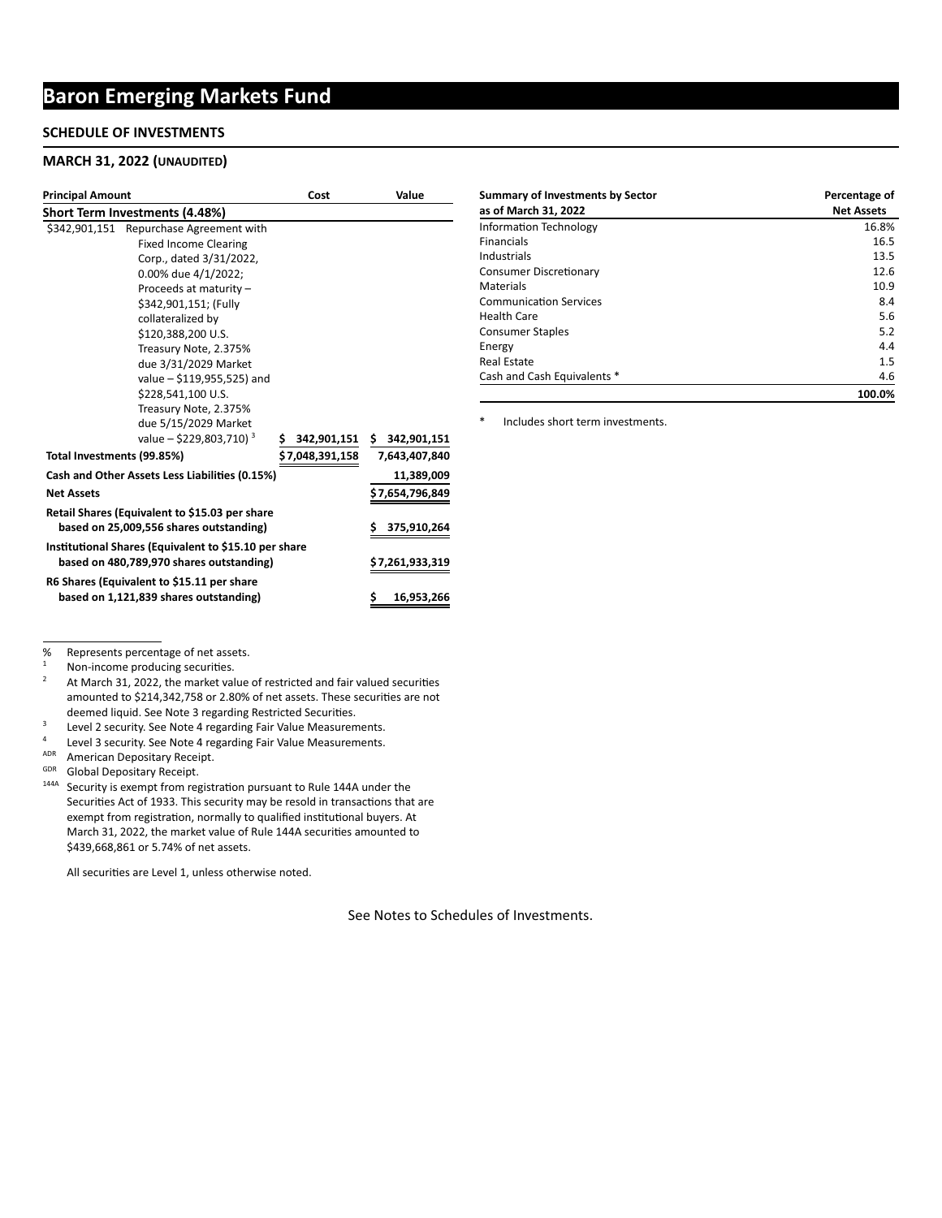# Baron Emerging Markets Fund

**SCHEDULE OF INVESTMENTS**

**MARCH 31, 2022 (UNAUDITED)**

| Principal Amount | | Cost | Value |
|---|---|---|---|
| **Short Term Investments (4.48%)** | | | |
| $342,901,151 | Repurchase Agreement with Fixed Income Clearing Corp., dated 3/31/2022, 0.00% due 4/1/2022; Proceeds at maturity – $342,901,151; (Fully collateralized by $120,388,200 U.S. Treasury Note, 2.375% due 3/31/2029 Market value – $119,955,525) and $228,541,100 U.S. Treasury Note, 2.375% due 5/15/2029 Market value – $229,803,710) [3] | $ 342,901,151 | $ 342,901,151 |
| **Total Investments (99.85%)** | | $7,048,391,158 | 7,643,407,840 |
| **Cash and Other Assets Less Liabilities (0.15%)** | | | 11,389,009 |
| **Net Assets** | | | $7,654,796,849 |
| **Retail Shares (Equivalent to $15.03 per share based on 25,009,556 shares outstanding)** | | | $ 375,910,264 |
| **Institutional Shares (Equivalent to $15.10 per share based on 480,789,970 shares outstanding)** | | | $7,261,933,319 |
| **R6 Shares (Equivalent to $15.11 per share based on 1,121,839 shares outstanding)** | | | $ 16,953,266 |

% Represents percentage of net assets.

[1] Non-income producing securities.

[2] At March 31, 2022, the market value of restricted and fair valued securities amounted to $214,342,758 or 2.80% of net assets. These securities are not deemed liquid. See Note 3 regarding Restricted Securities.

[3] Level 2 security. See Note 4 regarding Fair Value Measurements.

[4] Level 3 security. See Note 4 regarding Fair Value Measurements.

[ADR] American Depositary Receipt.

[GDR] Global Depositary Receipt.

[144A] Security is exempt from registration pursuant to Rule 144A under the Securities Act of 1933. This security may be resold in transactions that are exempt from registration, normally to qualified institutional buyers. At March 31, 2022, the market value of Rule 144A securities amounted to $439,668,861 or 5.74% of net assets.

All securities are Level 1, unless otherwise noted.

| Summary of Investments by Sector as of March 31, 2022 | Percentage of Net Assets |
|---|---|
| Information Technology | 16.8% |
| Financials | 16.5 |
| Industrials | 13.5 |
| Consumer Discretionary | 12.6 |
| Materials | 10.9 |
| Communication Services | 8.4 |
| Health Care | 5.6 |
| Consumer Staples | 5.2 |
| Energy | 4.4 |
| Real Estate | 1.5 |
| Cash and Cash Equivalents * | 4.6 |
| | **100.0%** |

\* Includes short term investments.

See Notes to Schedules of Investments.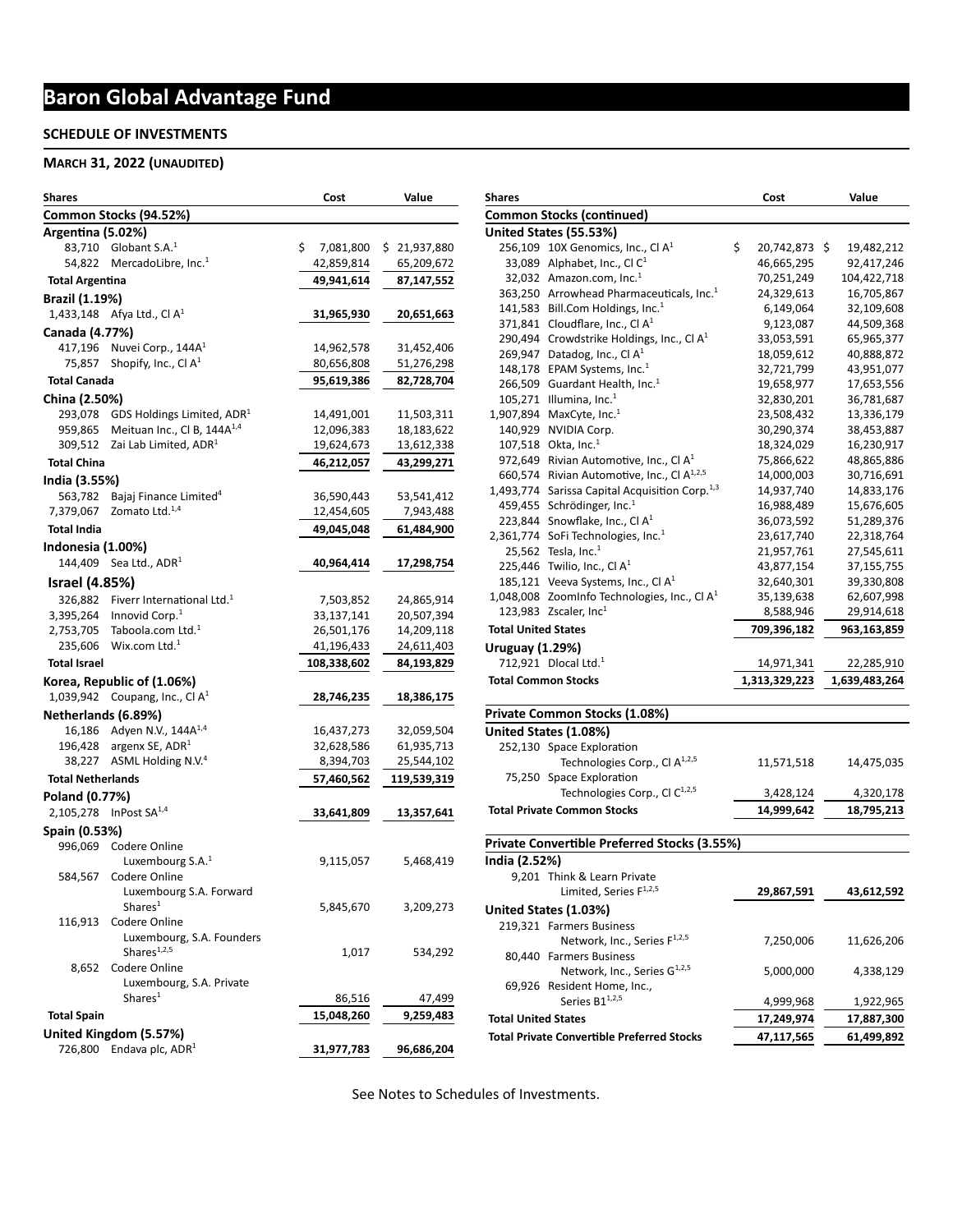# Baron Global Advantage Fund

## SCHEDULE OF INVESTMENTS

### MARCH 31, 2022 (UNAUDITED)

| Shares | | Cost | Value |
|---|---|---|---|
| **Common Stocks (94.52%)** | | | |
| **Argentina (5.02%)** | | | |
| 83,710 | Globant S.A.[1] | $ 7,081,800 | $ 21,937,880 |
| 54,822 | MercadoLibre, Inc.[1] | 42,859,814 | 65,209,672 |
| **Total Argentina** | | **49,941,614** | **87,147,552** |
| **Brazil (1.19%)** | | | |
| 1,433,148 | Afya Ltd., Cl A[1] | **31,965,930** | **20,651,663** |
| **Canada (4.77%)** | | | |
| 417,196 | Nuvei Corp., 144A[1] | 14,962,578 | 31,452,406 |
| 75,857 | Shopify, Inc., Cl A[1] | 80,656,808 | 51,276,298 |
| **Total Canada** | | **95,619,386** | **82,728,704** |
| **China (2.50%)** | | | |
| 293,078 | GDS Holdings Limited, ADR[1] | 14,491,001 | 11,503,311 |
| 959,865 | Meituan Inc., Cl B, 144A[1,4] | 12,096,383 | 18,183,622 |
| 309,512 | Zai Lab Limited, ADR[1] | 19,624,673 | 13,612,338 |
| **Total China** | | **46,212,057** | **43,299,271** |
| **India (3.55%)** | | | |
| 563,782 | Bajaj Finance Limited[4] | 36,590,443 | 53,541,412 |
| 7,379,067 | Zomato Ltd.[1,4] | 12,454,605 | 7,943,488 |
| **Total India** | | **49,045,048** | **61,484,900** |
| **Indonesia (1.00%)** | | | |
| 144,409 | Sea Ltd., ADR[1] | **40,964,414** | **17,298,754** |
| **Israel (4.85%)** | | | |
| 326,882 | Fiverr International Ltd.[1] | 7,503,852 | 24,865,914 |
| 3,395,264 | Innovid Corp.[1] | 33,137,141 | 20,507,394 |
| 2,753,705 | Taboola.com Ltd.[1] | 26,501,176 | 14,209,118 |
| 235,606 | Wix.com Ltd.[1] | 41,196,433 | 24,611,403 |
| **Total Israel** | | **108,338,602** | **84,193,829** |
| **Korea, Republic of (1.06%)** | | | |
| 1,039,942 | Coupang, Inc., Cl A[1] | **28,746,235** | **18,386,175** |
| **Netherlands (6.89%)** | | | |
| 16,186 | Adyen N.V., 144A[1,4] | 16,437,273 | 32,059,504 |
| 196,428 | argenx SE, ADR[1] | 32,628,586 | 61,935,713 |
| 38,227 | ASML Holding N.V.[4] | 8,394,703 | 25,544,102 |
| **Total Netherlands** | | **57,460,562** | **119,539,319** |
| **Poland (0.77%)** | | | |
| 2,105,278 | InPost SA[1,4] | **33,641,809** | **13,357,641** |
| **Spain (0.53%)** | | | |
| 996,069 | Codere Online Luxembourg S.A.[1] | 9,115,057 | 5,468,419 |
| 584,567 | Codere Online Luxembourg S.A. Forward Shares[1] | 5,845,670 | 3,209,273 |
| 116,913 | Codere Online Luxembourg, S.A. Founders Shares[1,2,5] | 1,017 | 534,292 |
| 8,652 | Codere Online Luxembourg, S.A. Private Shares[1] | 86,516 | 47,499 |
| **Total Spain** | | **15,048,260** | **9,259,483** |
| **United Kingdom (5.57%)** | | | |
| 726,800 | Endava plc, ADR[1] | **31,977,783** | **96,686,204** |
| **Common Stocks (continued)** | | | |
| **United States (55.53%)** | | | |
| 256,109 | 10X Genomics, Inc., Cl A[1] | $ 20,742,873 | $ 19,482,212 |
| 33,089 | Alphabet, Inc., Cl C[1] | 46,665,295 | 92,417,246 |
| 32,032 | Amazon.com, Inc.[1] | 70,251,249 | 104,422,718 |
| 363,250 | Arrowhead Pharmaceuticals, Inc.[1] | 24,329,613 | 16,705,867 |
| 141,583 | Bill.Com Holdings, Inc.[1] | 6,149,064 | 32,109,608 |
| 371,841 | Cloudflare, Inc., Cl A[1] | 9,123,087 | 44,509,368 |
| 290,494 | Crowdstrike Holdings, Inc., Cl A[1] | 33,053,591 | 65,965,377 |
| 269,947 | Datadog, Inc., Cl A[1] | 18,059,612 | 40,888,872 |
| 148,178 | EPAM Systems, Inc.[1] | 32,721,799 | 43,951,077 |
| 266,509 | Guardant Health, Inc.[1] | 19,658,977 | 17,653,556 |
| 105,271 | Illumina, Inc.[1] | 32,830,201 | 36,781,687 |
| 1,907,894 | MaxCyte, Inc.[1] | 23,508,432 | 13,336,179 |
| 140,929 | NVIDIA Corp. | 30,290,374 | 38,453,887 |
| 107,518 | Okta, Inc.[1] | 18,324,029 | 16,230,917 |
| 972,649 | Rivian Automotive, Inc., Cl A[1] | 75,866,622 | 48,865,886 |
| 660,574 | Rivian Automotive, Inc., Cl A[1,2,5] | 14,000,003 | 30,716,691 |
| 1,493,774 | Sarissa Capital Acquisition Corp.[1,3] | 14,937,740 | 14,833,176 |
| 459,455 | Schrödinger, Inc.[1] | 16,988,489 | 15,676,605 |
| 223,844 | Snowflake, Inc., Cl A[1] | 36,073,592 | 51,289,376 |
| 2,361,774 | SoFi Technologies, Inc.[1] | 23,617,740 | 22,318,764 |
| 25,562 | Tesla, Inc.[1] | 21,957,761 | 27,545,611 |
| 225,446 | Twilio, Inc., Cl A[1] | 43,877,154 | 37,155,755 |
| 185,121 | Veeva Systems, Inc., Cl A[1] | 32,640,301 | 39,330,808 |
| 1,048,008 | ZoomInfo Technologies, Inc., Cl A[1] | 35,139,638 | 62,607,998 |
| 123,983 | Zscaler, Inc[1] | 8,588,946 | 29,914,618 |
| **Total United States** | | **709,396,182** | **963,163,859** |
| **Uruguay (1.29%)** | | | |
| 712,921 | Dlocal Ltd.[1] | 14,971,341 | 22,285,910 |
| **Total Common Stocks** | | **1,313,329,223** | **1,639,483,264** |
| **Private Common Stocks (1.08%)** | | | |
| **United States (1.08%)** | | | |
| 252,130 | Space Exploration Technologies Corp., Cl A[1,2,5] | 11,571,518 | 14,475,035 |
| 75,250 | Space Exploration Technologies Corp., Cl C[1,2,5] | 3,428,124 | 4,320,178 |
| **Total Private Common Stocks** | | **14,999,642** | **18,795,213** |
| **Private Convertible Preferred Stocks (3.55%)** | | | |
| **India (2.52%)** | | | |
| 9,201 | Think & Learn Private Limited, Series F[1,2,5] | **29,867,591** | **43,612,592** |
| **United States (1.03%)** | | | |
| 219,321 | Farmers Business Network, Inc., Series F[1,2,5] | 7,250,006 | 11,626,206 |
| 80,440 | Farmers Business Network, Inc., Series G[1,2,5] | 5,000,000 | 4,338,129 |
| 69,926 | Resident Home, Inc., Series B1[1,2,5] | 4,999,968 | 1,922,965 |
| **Total United States** | | **17,249,974** | **17,887,300** |
| **Total Private Convertible Preferred Stocks** | | **47,117,565** | **61,499,892** |

See Notes to Schedules of Investments.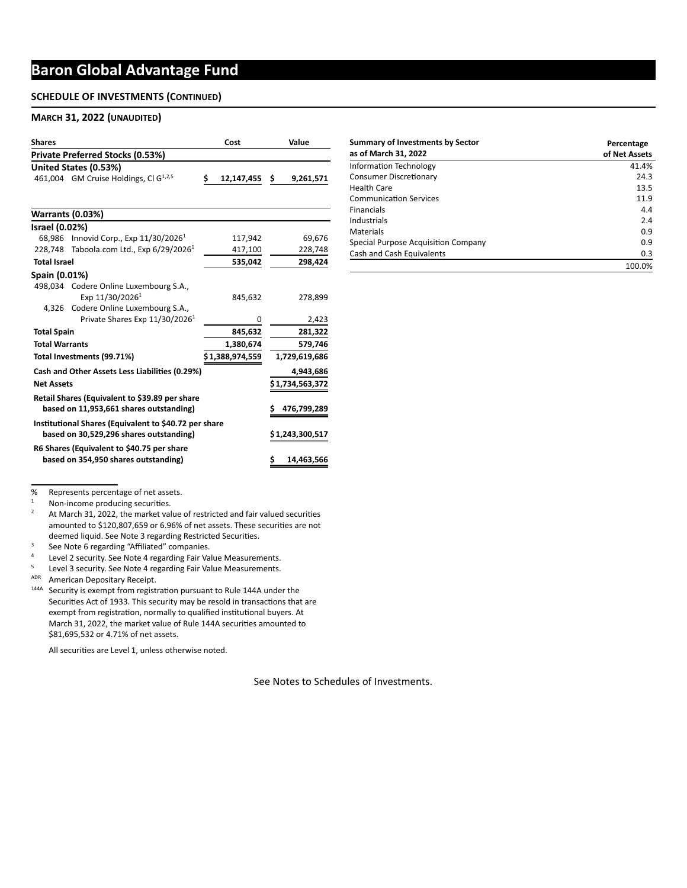# Baron Global Advantage Fund

**SCHEDULE OF INVESTMENTS (CONTINUED)**

**MARCH 31, 2022 (UNAUDITED)**

| Shares | | Cost | Value |
|---|---|---|---|
| **Private Preferred Stocks (0.53%)** | | | |
| **United States (0.53%)** | | | |
| 461,004 | GM Cruise Holdings, Cl G[1,2,5] | $ 12,147,455 | $ 9,261,571 |
| **Warrants (0.03%)** | | | |
| **Israel (0.02%)** | | | |
| 68,986 | Innovid Corp., Exp 11/30/2026[1] | 117,942 | 69,676 |
| 228,748 | Taboola.com Ltd., Exp 6/29/2026[1] | 417,100 | 228,748 |
| **Total Israel** | | **535,042** | **298,424** |
| **Spain (0.01%)** | | | |
| 498,034 | Codere Online Luxembourg S.A., Exp 11/30/2026[1] | 845,632 | 278,899 |
| 4,326 | Codere Online Luxembourg S.A., Private Shares Exp 11/30/2026[1] | 0 | 2,423 |
| **Total Spain** | | **845,632** | **281,322** |
| **Total Warrants** | | **1,380,674** | **579,746** |
| **Total Investments (99.71%)** | | **$1,388,974,559** | **1,729,619,686** |
| **Cash and Other Assets Less Liabilities (0.29%)** | | | **4,943,686** |
| **Net Assets** | | | **$1,734,563,372** |
| **Retail Shares (Equivalent to $39.89 per share based on 11,953,661 shares outstanding)** | | | **$ 476,799,289** |
| **Institutional Shares (Equivalent to $40.72 per share based on 30,529,296 shares outstanding)** | | | **$1,243,300,517** |
| **R6 Shares (Equivalent to $40.75 per share based on 354,950 shares outstanding)** | | | **$ 14,463,566** |

| **Summary of Investments by Sector as of March 31, 2022** | **Percentage of Net Assets** |
|---|---|
| Information Technology | 41.4% |
| Consumer Discretionary | 24.3 |
| Health Care | 13.5 |
| Communication Services | 11.9 |
| Financials | 4.4 |
| Industrials | 2.4 |
| Materials | 0.9 |
| Special Purpose Acquisition Company | 0.9 |
| Cash and Cash Equivalents | 0.3 |
| | 100.0% |

% Represents percentage of net assets.

[1] Non-income producing securities.

[2] At March 31, 2022, the market value of restricted and fair valued securities amounted to $120,807,659 or 6.96% of net assets. These securities are not deemed liquid. See Note 3 regarding Restricted Securities.

[3] See Note 6 regarding "Affiliated" companies.

[4] Level 2 security. See Note 4 regarding Fair Value Measurements.

[5] Level 3 security. See Note 4 regarding Fair Value Measurements.

[ADR] American Depositary Receipt.

[144A] Security is exempt from registration pursuant to Rule 144A under the Securities Act of 1933. This security may be resold in transactions that are exempt from registration, normally to qualified institutional buyers. At March 31, 2022, the market value of Rule 144A securities amounted to $81,695,532 or 4.71% of net assets.

All securities are Level 1, unless otherwise noted.

See Notes to Schedules of Investments.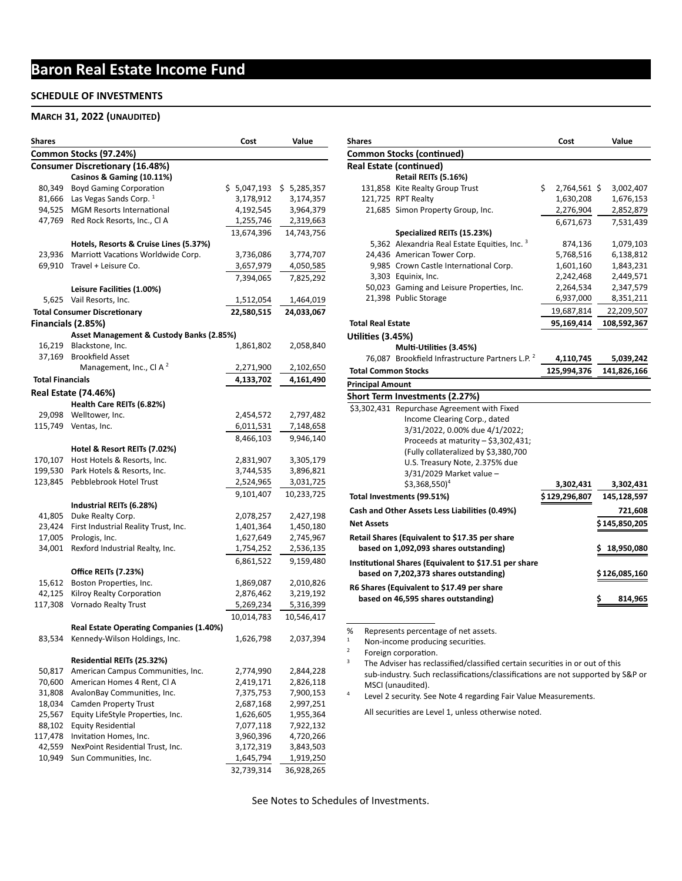# Baron Real Estate Income Fund

## SCHEDULE OF INVESTMENTS

### March 31, 2022 (Unaudited)

| Shares | | Cost | Value |
|---|---|---|---|
| **Common Stocks (97.24%)** | | | |
| **Consumer Discretionary (16.48%)** | | | |
| | **Casinos & Gaming (10.11%)** | | |
| 80,349 | Boyd Gaming Corporation | $ 5,047,193 | $ 5,285,357 |
| 81,666 | Las Vegas Sands Corp. [1] | 3,178,912 | 3,174,357 |
| 94,525 | MGM Resorts International | 4,192,545 | 3,964,379 |
| 47,769 | Red Rock Resorts, Inc., Cl A | 1,255,746 | 2,319,663 |
| | | 13,674,396 | 14,743,756 |
| | **Hotels, Resorts & Cruise Lines (5.37%)** | | |
| 23,936 | Marriott Vacations Worldwide Corp. | 3,736,086 | 3,774,707 |
| 69,910 | Travel + Leisure Co. | 3,657,979 | 4,050,585 |
| | | 7,394,065 | 7,825,292 |
| | **Leisure Facilities (1.00%)** | | |
| 5,625 | Vail Resorts, Inc. | 1,512,054 | 1,464,019 |
| **Total Consumer Discretionary** | | **22,580,515** | **24,033,067** |
| **Financials (2.85%)** | | | |
| | **Asset Management & Custody Banks (2.85%)** | | |
| 16,219 | Blackstone, Inc. | 1,861,802 | 2,058,840 |
| 37,169 | Brookfield Asset Management, Inc., Cl A [2] | 2,271,900 | 2,102,650 |
| **Total Financials** | | **4,133,702** | **4,161,490** |
| **Real Estate (74.46%)** | | | |
| | **Health Care REITs (6.82%)** | | |
| 29,098 | Welltower, Inc. | 2,454,572 | 2,797,482 |
| 115,749 | Ventas, Inc. | 6,011,531 | 7,148,658 |
| | | 8,466,103 | 9,946,140 |
| | **Hotel & Resort REITs (7.02%)** | | |
| 170,107 | Host Hotels & Resorts, Inc. | 2,831,907 | 3,305,179 |
| 199,530 | Park Hotels & Resorts, Inc. | 3,744,535 | 3,896,821 |
| 123,845 | Pebblebrook Hotel Trust | 2,524,965 | 3,031,725 |
| | | 9,101,407 | 10,233,725 |
| | **Industrial REITs (6.28%)** | | |
| 41,805 | Duke Realty Corp. | 2,078,257 | 2,427,198 |
| 23,424 | First Industrial Realty Trust, Inc. | 1,401,364 | 1,450,180 |
| 17,005 | Prologis, Inc. | 1,627,649 | 2,745,967 |
| 34,001 | Rexford Industrial Realty, Inc. | 1,754,252 | 2,536,135 |
| | | 6,861,522 | 9,159,480 |
| | **Office REITs (7.23%)** | | |
| 15,612 | Boston Properties, Inc. | 1,869,087 | 2,010,826 |
| 42,125 | Kilroy Realty Corporation | 2,876,462 | 3,219,192 |
| 117,308 | Vornado Realty Trust | 5,269,234 | 5,316,399 |
| | | 10,014,783 | 10,546,417 |
| | **Real Estate Operating Companies (1.40%)** | | |
| 83,534 | Kennedy-Wilson Holdings, Inc. | 1,626,798 | 2,037,394 |
| | **Residential REITs (25.32%)** | | |
| 50,817 | American Campus Communities, Inc. | 2,774,990 | 2,844,228 |
| 70,600 | American Homes 4 Rent, Cl A | 2,419,171 | 2,826,118 |
| 31,808 | AvalonBay Communities, Inc. | 7,375,753 | 7,900,153 |
| 18,034 | Camden Property Trust | 2,687,168 | 2,997,251 |
| 25,567 | Equity LifeStyle Properties, Inc. | 1,626,605 | 1,955,364 |
| 88,102 | Equity Residential | 7,077,118 | 7,922,132 |
| 117,478 | Invitation Homes, Inc. | 3,960,396 | 4,720,266 |
| 42,559 | NexPoint Residential Trust, Inc. | 3,172,319 | 3,843,503 |
| 10,949 | Sun Communities, Inc. | 1,645,794 | 1,919,250 |
| | | 32,739,314 | 36,928,265 |

| Shares | | Cost | Value |
|---|---|---|---|
| **Common Stocks (continued)** | | | |
| **Real Estate (continued)** | | | |
| | **Retail REITs (5.16%)** | | |
| 131,858 | Kite Realty Group Trust | $ 2,764,561 | $ 3,002,407 |
| 121,725 | RPT Realty | 1,630,208 | 1,676,153 |
| 21,685 | Simon Property Group, Inc. | 2,276,904 | 2,852,879 |
| | | 6,671,673 | 7,531,439 |
| | **Specialized REITs (15.23%)** | | |
| 5,362 | Alexandria Real Estate Equities, Inc. [3] | 874,136 | 1,079,103 |
| 24,436 | American Tower Corp. | 5,768,516 | 6,138,812 |
| 9,985 | Crown Castle International Corp. | 1,601,160 | 1,843,231 |
| 3,303 | Equinix, Inc. | 2,242,468 | 2,449,571 |
| 50,023 | Gaming and Leisure Properties, Inc. | 2,264,534 | 2,347,579 |
| 21,398 | Public Storage | 6,937,000 | 8,351,211 |
| | | 19,687,814 | 22,209,507 |
| **Total Real Estate** | | **95,169,414** | **108,592,367** |
| **Utilities (3.45%)** | | | |
| | **Multi-Utilities (3.45%)** | | |
| 76,087 | Brookfield Infrastructure Partners L.P. [2] | **4,110,745** | **5,039,242** |
| **Total Common Stocks** | | **125,994,376** | **141,826,166** |
| **Principal Amount** | | | |
| **Short Term Investments (2.27%)** | | | |
| $3,302,431 | Repurchase Agreement with Fixed Income Clearing Corp., dated 3/31/2022, 0.00% due 4/1/2022; Proceeds at maturity – $3,302,431; (Fully collateralized by $3,380,700 U.S. Treasury Note, 2.375% due 3/31/2029 Market value – $3,368,550)[4] | **3,302,431** | **3,302,431** |
| **Total Investments (99.51%)** | | **$129,296,807** | **145,128,597** |
| **Cash and Other Assets Less Liabilities (0.49%)** | | | **721,608** |
| **Net Assets** | | | **$145,850,205** |
| **Retail Shares (Equivalent to $17.35 per share based on 1,092,093 shares outstanding)** | | | **$ 18,950,080** |
| **Institutional Shares (Equivalent to $17.51 per share based on 7,202,373 shares outstanding)** | | | **$126,085,160** |
| **R6 Shares (Equivalent to $17.49 per share based on 46,595 shares outstanding)** | | | **$ 814,965** |

% Represents percentage of net assets.
[1] Non-income producing securities.
[2] Foreign corporation.
[3] The Adviser has reclassified/classified certain securities in or out of this sub-industry. Such reclassifications/classifications are not supported by S&P or MSCI (unaudited).
[4] Level 2 security. See Note 4 regarding Fair Value Measurements.

All securities are Level 1, unless otherwise noted.

See Notes to Schedules of Investments.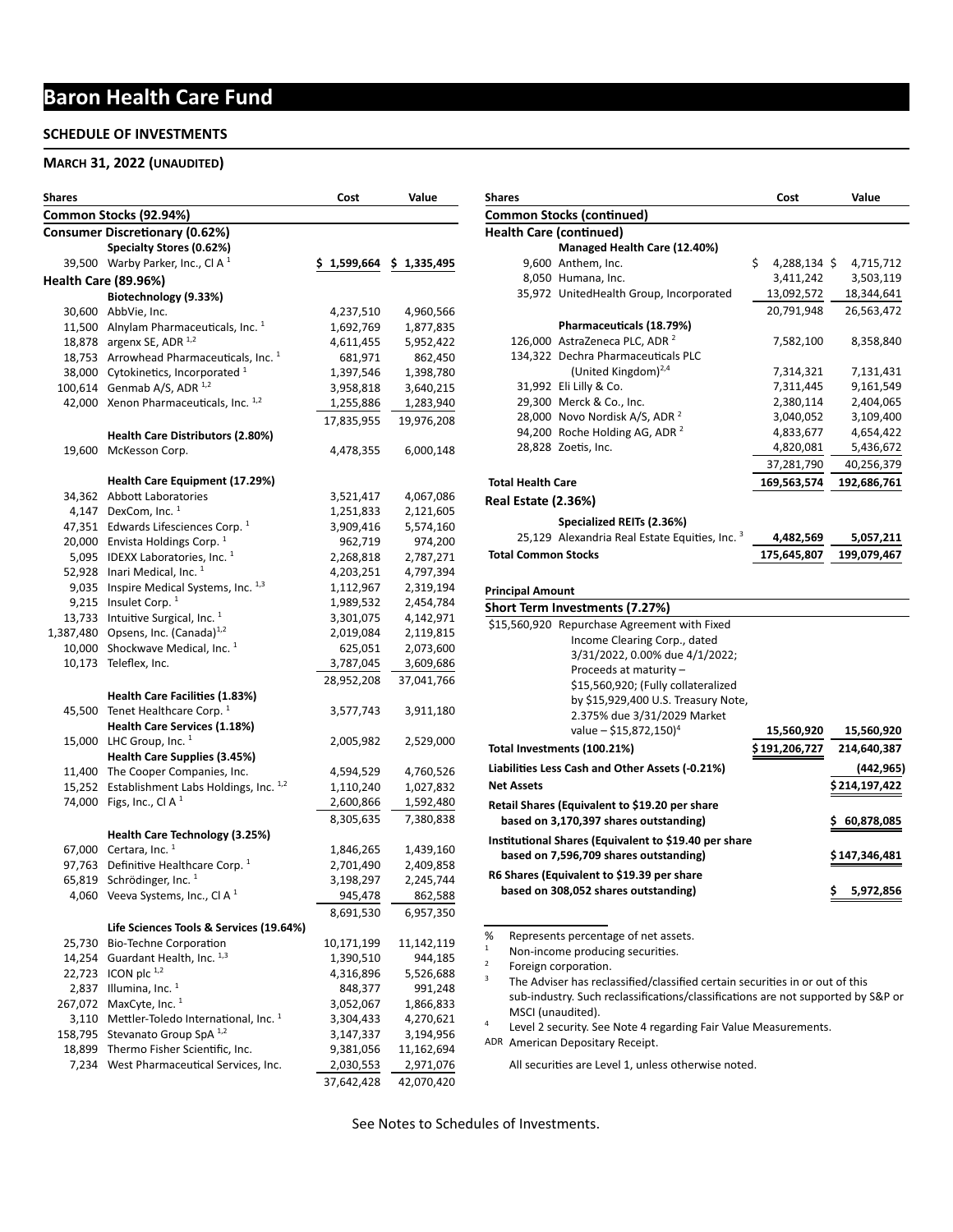# Baron Health Care Fund

**SCHEDULE OF INVESTMENTS**

**MARCH 31, 2022 (UNAUDITED)**

| Shares | | Cost | Value |
|---|---|---|---|
| **Common Stocks (92.94%)** | | | |
| **Consumer Discretionary (0.62%)** | | | |
| | **Specialty Stores (0.62%)** | | |
| 39,500 | Warby Parker, Inc., Cl A [1] | **$ 1,599,664** | **$ 1,335,495** |
| **Health Care (89.96%)** | | | |
| | **Biotechnology (9.33%)** | | |
| 30,600 | AbbVie, Inc. | 4,237,510 | 4,960,566 |
| 11,500 | Alnylam Pharmaceuticals, Inc. [1] | 1,692,769 | 1,877,835 |
| 18,878 | argenx SE, ADR [1,2] | 4,611,455 | 5,952,422 |
| 18,753 | Arrowhead Pharmaceuticals, Inc. [1] | 681,971 | 862,450 |
| 38,000 | Cytokinetics, Incorporated [1] | 1,397,546 | 1,398,780 |
| 100,614 | Genmab A/S, ADR [1,2] | 3,958,818 | 3,640,215 |
| 42,000 | Xenon Pharmaceuticals, Inc. [1,2] | 1,255,886 | 1,283,940 |
| | | 17,835,955 | 19,976,208 |
| | **Health Care Distributors (2.80%)** | | |
| 19,600 | McKesson Corp. | 4,478,355 | 6,000,148 |
| | **Health Care Equipment (17.29%)** | | |
| 34,362 | Abbott Laboratories | 3,521,417 | 4,067,086 |
| 4,147 | DexCom, Inc. [1] | 1,251,833 | 2,121,605 |
| 47,351 | Edwards Lifesciences Corp. [1] | 3,909,416 | 5,574,160 |
| 20,000 | Envista Holdings Corp. [1] | 962,719 | 974,200 |
| 5,095 | IDEXX Laboratories, Inc. [1] | 2,268,818 | 2,787,271 |
| 52,928 | Inari Medical, Inc. [1] | 4,203,251 | 4,797,394 |
| 9,035 | Inspire Medical Systems, Inc. [1,3] | 1,112,967 | 2,319,194 |
| 9,215 | Insulet Corp. [1] | 1,989,532 | 2,454,784 |
| 13,733 | Intuitive Surgical, Inc. [1] | 3,301,075 | 4,142,971 |
| 1,387,480 | Opsens, Inc. (Canada)[1,2] | 2,019,084 | 2,119,815 |
| 10,000 | Shockwave Medical, Inc. [1] | 625,051 | 2,073,600 |
| 10,173 | Teleflex, Inc. | 3,787,045 | 3,609,686 |
| | | 28,952,208 | 37,041,766 |
| | **Health Care Facilities (1.83%)** | | |
| 45,500 | Tenet Healthcare Corp. [1] | 3,577,743 | 3,911,180 |
| | **Health Care Services (1.18%)** | | |
| 15,000 | LHC Group, Inc. [1] | 2,005,982 | 2,529,000 |
| | **Health Care Supplies (3.45%)** | | |
| 11,400 | The Cooper Companies, Inc. | 4,594,529 | 4,760,526 |
| 15,252 | Establishment Labs Holdings, Inc. [1,2] | 1,110,240 | 1,027,832 |
| 74,000 | Figs, Inc., Cl A [1] | 2,600,866 | 1,592,480 |
| | | 8,305,635 | 7,380,838 |
| | **Health Care Technology (3.25%)** | | |
| 67,000 | Certara, Inc. [1] | 1,846,265 | 1,439,160 |
| 97,763 | Definitive Healthcare Corp. [1] | 2,701,490 | 2,409,858 |
| 65,819 | Schrödinger, Inc. [1] | 3,198,297 | 2,245,744 |
| 4,060 | Veeva Systems, Inc., Cl A [1] | 945,478 | 862,588 |
| | | 8,691,530 | 6,957,350 |
| | **Life Sciences Tools & Services (19.64%)** | | |
| 25,730 | Bio-Techne Corporation | 10,171,199 | 11,142,119 |
| 14,254 | Guardant Health, Inc. [1,3] | 1,390,510 | 944,185 |
| 22,723 | ICON plc [1,2] | 4,316,896 | 5,526,688 |
| 2,837 | Illumina, Inc. [1] | 848,377 | 991,248 |
| 267,072 | MaxCyte, Inc. [1] | 3,052,067 | 1,866,833 |
| 3,110 | Mettler-Toledo International, Inc. [1] | 3,304,433 | 4,270,621 |
| 158,795 | Stevanato Group SpA [1,2] | 3,147,337 | 3,194,956 |
| 18,899 | Thermo Fisher Scientific, Inc. | 9,381,056 | 11,162,694 |
| 7,234 | West Pharmaceutical Services, Inc. | 2,030,553 | 2,971,076 |
| | | 37,642,428 | 42,070,420 |
| **Common Stocks (continued)** | | | |
| **Health Care (continued)** | | | |
| | **Managed Health Care (12.40%)** | | |
| 9,600 | Anthem, Inc. | $ 4,288,134 | $ 4,715,712 |
| 8,050 | Humana, Inc. | 3,411,242 | 3,503,119 |
| 35,972 | UnitedHealth Group, Incorporated | 13,092,572 | 18,344,641 |
| | | 20,791,948 | 26,563,472 |
| | **Pharmaceuticals (18.79%)** | | |
| 126,000 | AstraZeneca PLC, ADR [2] | 7,582,100 | 8,358,840 |
| 134,322 | Dechra Pharmaceuticals PLC (United Kingdom)[2,4] | 7,314,321 | 7,131,431 |
| 31,992 | Eli Lilly & Co. | 7,311,445 | 9,161,549 |
| 29,300 | Merck & Co., Inc. | 2,380,114 | 2,404,065 |
| 28,000 | Novo Nordisk A/S, ADR [2] | 3,040,052 | 3,109,400 |
| 94,200 | Roche Holding AG, ADR [2] | 4,833,677 | 4,654,422 |
| 28,828 | Zoetis, Inc. | 4,820,081 | 5,436,672 |
| | | 37,281,790 | 40,256,379 |
| **Total Health Care** | | **169,563,574** | **192,686,761** |
| **Real Estate (2.36%)** | | | |
| | **Specialized REITs (2.36%)** | | |
| 25,129 | Alexandria Real Estate Equities, Inc. [3] | **4,482,569** | **5,057,211** |
| **Total Common Stocks** | | **175,645,807** | **199,079,467** |
| **Principal Amount** | | | |
| **Short Term Investments (7.27%)** | | | |
| $15,560,920 | Repurchase Agreement with Fixed Income Clearing Corp., dated 3/31/2022, 0.00% due 4/1/2022; Proceeds at maturity – $15,560,920; (Fully collateralized by $15,929,400 U.S. Treasury Note, 2.375% due 3/31/2029 Market value – $15,872,150)[4] | **15,560,920** | **15,560,920** |
| **Total Investments (100.21%)** | | **$ 191,206,727** | **214,640,387** |
| **Liabilities Less Cash and Other Assets (-0.21%)** | | | **(442,965)** |
| **Net Assets** | | | **$ 214,197,422** |
| **Retail Shares (Equivalent to $19.20 per share based on 3,170,397 shares outstanding)** | | | **$ 60,878,085** |
| **Institutional Shares (Equivalent to $19.40 per share based on 7,596,709 shares outstanding)** | | | **$ 147,346,481** |
| **R6 Shares (Equivalent to $19.39 per share based on 308,052 shares outstanding)** | | | **$ 5,972,856** |

% Represents percentage of net assets.
[1] Non-income producing securities.
[2] Foreign corporation.
[3] The Adviser has reclassified/classified certain securities in or out of this sub-industry. Such reclassifications/classifications are not supported by S&P or MSCI (unaudited).
[4] Level 2 security. See Note 4 regarding Fair Value Measurements.
ADR American Depositary Receipt.

All securities are Level 1, unless otherwise noted.

See Notes to Schedules of Investments.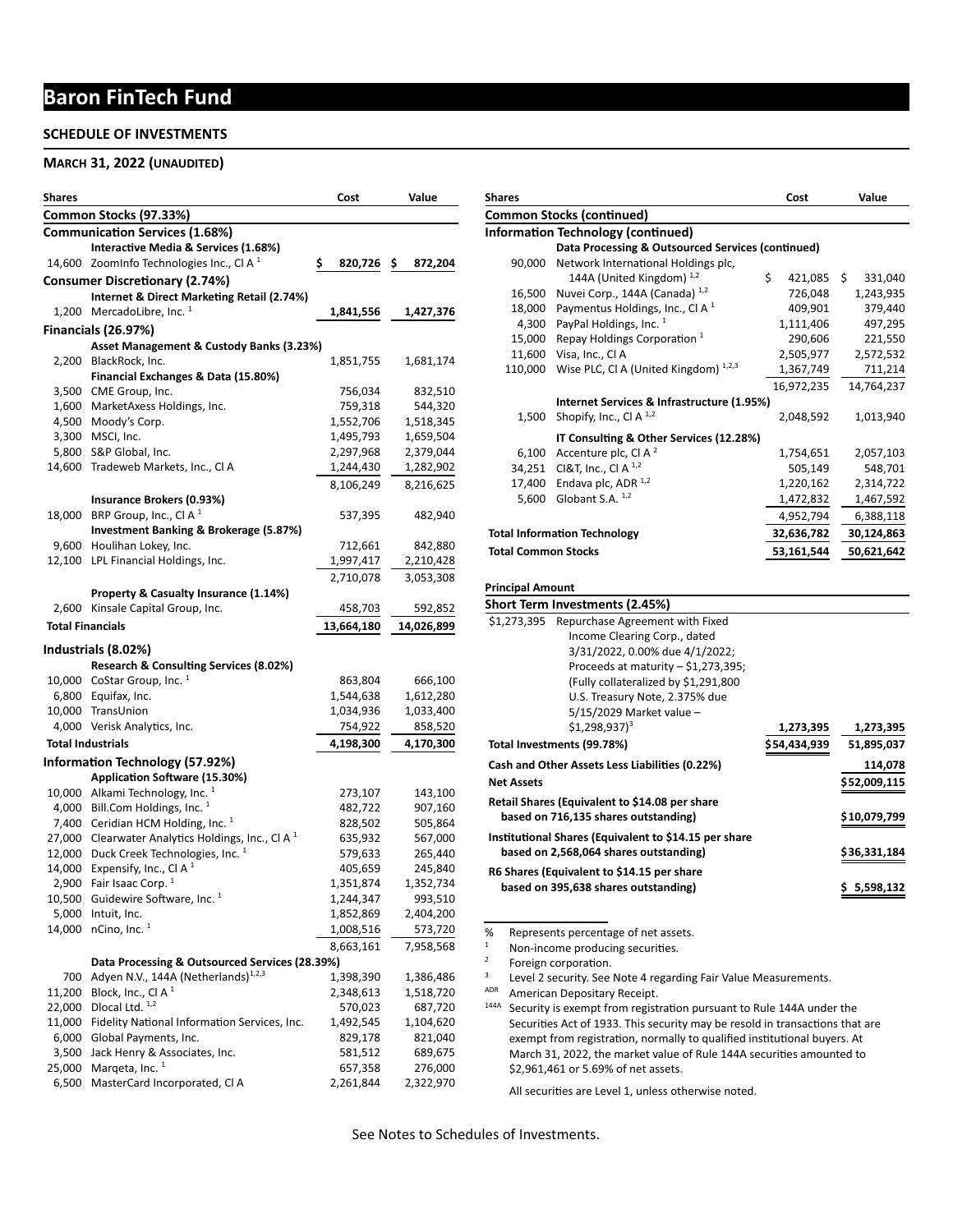# Baron FinTech Fund

## SCHEDULE OF INVESTMENTS

### MARCH 31, 2022 (UNAUDITED)

| Shares | | Cost | Value |
|---|---|---|---|
| **Common Stocks (97.33%)** | | | |
| **Communication Services (1.68%)** | | | |
| | **Interactive Media & Services (1.68%)** | | |
| 14,600 | ZoomInfo Technologies Inc., Cl A [1] | $ 820,726 | $ 872,204 |
| **Consumer Discretionary (2.74%)** | | | |
| | **Internet & Direct Marketing Retail (2.74%)** | | |
| 1,200 | MercadoLibre, Inc. [1] | **1,841,556** | **1,427,376** |
| **Financials (26.97%)** | | | |
| | **Asset Management & Custody Banks (3.23%)** | | |
| 2,200 | BlackRock, Inc. | 1,851,755 | 1,681,174 |
| | **Financial Exchanges & Data (15.80%)** | | |
| 3,500 | CME Group, Inc. | 756,034 | 832,510 |
| 1,600 | MarketAxess Holdings, Inc. | 759,318 | 544,320 |
| 4,500 | Moody's Corp. | 1,552,706 | 1,518,345 |
| 3,300 | MSCI, Inc. | 1,495,793 | 1,659,504 |
| 5,800 | S&P Global, Inc. | 2,297,968 | 2,379,044 |
| 14,600 | Tradeweb Markets, Inc., Cl A | 1,244,430 | 1,282,902 |
| | | 8,106,249 | 8,216,625 |
| | **Insurance Brokers (0.93%)** | | |
| 18,000 | BRP Group, Inc., Cl A [1] | 537,395 | 482,940 |
| | **Investment Banking & Brokerage (5.87%)** | | |
| 9,600 | Houlihan Lokey, Inc. | 712,661 | 842,880 |
| 12,100 | LPL Financial Holdings, Inc. | 1,997,417 | 2,210,428 |
| | | 2,710,078 | 3,053,308 |
| | **Property & Casualty Insurance (1.14%)** | | |
| 2,600 | Kinsale Capital Group, Inc. | 458,703 | 592,852 |
| **Total Financials** | | **13,664,180** | **14,026,899** |
| **Industrials (8.02%)** | | | |
| | **Research & Consulting Services (8.02%)** | | |
| 10,000 | CoStar Group, Inc. [1] | 863,804 | 666,100 |
| 6,800 | Equifax, Inc. | 1,544,638 | 1,612,280 |
| 10,000 | TransUnion | 1,034,936 | 1,033,400 |
| 4,000 | Verisk Analytics, Inc. | 754,922 | 858,520 |
| **Total Industrials** | | **4,198,300** | **4,170,300** |
| **Information Technology (57.92%)** | | | |
| | **Application Software (15.30%)** | | |
| 10,000 | Alkami Technology, Inc. [1] | 273,107 | 143,100 |
| 4,000 | Bill.Com Holdings, Inc. [1] | 482,722 | 907,160 |
| 7,400 | Ceridian HCM Holding, Inc. [1] | 828,502 | 505,864 |
| 27,000 | Clearwater Analytics Holdings, Inc., Cl A [1] | 635,932 | 567,000 |
| 12,000 | Duck Creek Technologies, Inc. [1] | 579,633 | 265,440 |
| 14,000 | Expensify, Inc., Cl A [1] | 405,659 | 245,840 |
| 2,900 | Fair Isaac Corp. [1] | 1,351,874 | 1,352,734 |
| 10,500 | Guidewire Software, Inc. [1] | 1,244,347 | 993,510 |
| 5,000 | Intuit, Inc. | 1,852,869 | 2,404,200 |
| 14,000 | nCino, Inc. [1] | 1,008,516 | 573,720 |
| | | 8,663,161 | 7,958,568 |
| | **Data Processing & Outsourced Services (28.39%)** | | |
| 700 | Adyen N.V., 144A (Netherlands) [1,2,3] | 1,398,390 | 1,386,486 |
| 11,200 | Block, Inc., Cl A [1] | 2,348,613 | 1,518,720 |
| 22,000 | Dlocal Ltd. [1,2] | 570,023 | 687,720 |
| 11,000 | Fidelity National Information Services, Inc. | 1,492,545 | 1,104,620 |
| 6,000 | Global Payments, Inc. | 829,178 | 821,040 |
| 3,500 | Jack Henry & Associates, Inc. | 581,512 | 689,675 |
| 25,000 | Marqeta, Inc. [1] | 657,358 | 276,000 |
| 6,500 | MasterCard Incorporated, Cl A | 2,261,844 | 2,322,970 |
| **Common Stocks (continued)** | | | |
| **Information Technology (continued)** | | | |
| | **Data Processing & Outsourced Services (continued)** | | |
| 90,000 | Network International Holdings plc, 144A (United Kingdom) [1,2] | $ 421,085 | $ 331,040 |
| 16,500 | Nuvei Corp., 144A (Canada) [1,2] | 726,048 | 1,243,935 |
| 18,000 | Paymentus Holdings, Inc., Cl A [1] | 409,901 | 379,440 |
| 4,300 | PayPal Holdings, Inc. [1] | 1,111,406 | 497,295 |
| 15,000 | Repay Holdings Corporation [1] | 290,606 | 221,550 |
| 11,600 | Visa, Inc., Cl A | 2,505,977 | 2,572,532 |
| 110,000 | Wise PLC, Cl A (United Kingdom) [1,2,3] | 1,367,749 | 711,214 |
| | | 16,972,235 | 14,764,237 |
| | **Internet Services & Infrastructure (1.95%)** | | |
| 1,500 | Shopify, Inc., Cl A [1,2] | 2,048,592 | 1,013,940 |
| | **IT Consulting & Other Services (12.28%)** | | |
| 6,100 | Accenture plc, Cl A [2] | 1,754,651 | 2,057,103 |
| 34,251 | CI&T, Inc., Cl A [1,2] | 505,149 | 548,701 |
| 17,400 | Endava plc, ADR [1,2] | 1,220,162 | 2,314,722 |
| 5,600 | Globant S.A. [1,2] | 1,472,832 | 1,467,592 |
| | | 4,952,794 | 6,388,118 |
| **Total Information Technology** | | **32,636,782** | **30,124,863** |
| **Total Common Stocks** | | **53,161,544** | **50,621,642** |

| Principal Amount | | Cost | Value |
|---|---|---|---|
| **Short Term Investments (2.45%)** | | | |
| $1,273,395 | Repurchase Agreement with Fixed Income Clearing Corp., dated 3/31/2022, 0.00% due 4/1/2022; Proceeds at maturity – $1,273,395; (Fully collateralized by $1,291,800 U.S. Treasury Note, 2.375% due 5/15/2029 Market value – $1,298,937) [3] | **1,273,395** | **1,273,395** |
| **Total Investments (99.78%)** | | **$54,434,939** | **51,895,037** |
| **Cash and Other Assets Less Liabilities (0.22%)** | | | **114,078** |
| **Net Assets** | | | **$52,009,115** |
| **Retail Shares (Equivalent to $14.08 per share based on 716,135 shares outstanding)** | | | **$10,079,799** |
| **Institutional Shares (Equivalent to $14.15 per share based on 2,568,064 shares outstanding)** | | | **$36,331,184** |
| **R6 Shares (Equivalent to $14.15 per share based on 395,638 shares outstanding)** | | | **$ 5,598,132** |

% Represents percentage of net assets.
[1] Non-income producing securities.
[2] Foreign corporation.
[3] Level 2 security. See Note 4 regarding Fair Value Measurements.
ADR American Depositary Receipt.
144A Security is exempt from registration pursuant to Rule 144A under the Securities Act of 1933. This security may be resold in transactions that are exempt from registration, normally to qualified institutional buyers. At March 31, 2022, the market value of Rule 144A securities amounted to $2,961,461 or 5.69% of net assets.

All securities are Level 1, unless otherwise noted.

See Notes to Schedules of Investments.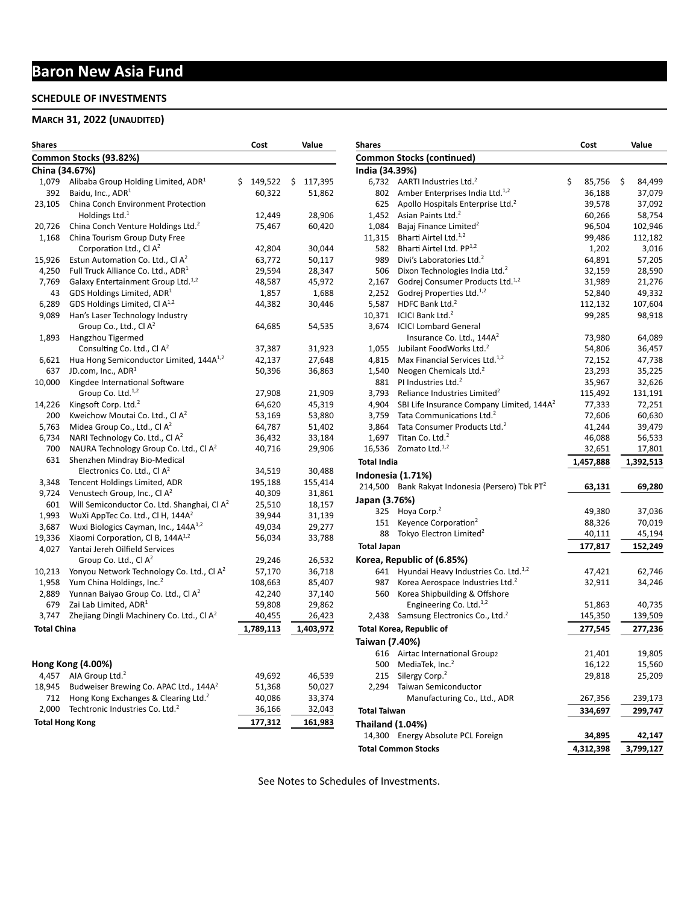# Baron New Asia Fund

## SCHEDULE OF INVESTMENTS

### MARCH 31, 2022 (UNAUDITED)

| Shares | | Cost | Value |
|---|---|---|---|
| **Common Stocks (93.82%)** | | | |
| **China (34.67%)** | | | |
| 1,079 | Alibaba Group Holding Limited, ADR[1] | $ 149,522 | $ 117,395 |
| 392 | Baidu, Inc., ADR[1] | 60,322 | 51,862 |
| 23,105 | China Conch Environment Protection Holdings Ltd.[1] | 12,449 | 28,906 |
| 20,726 | China Conch Venture Holdings Ltd.[2] | 75,467 | 60,420 |
| 1,168 | China Tourism Group Duty Free Corporation Ltd., Cl A[2] | 42,804 | 30,044 |
| 15,926 | Estun Automation Co. Ltd., Cl A[2] | 63,772 | 50,117 |
| 4,250 | Full Truck Alliance Co. Ltd., ADR[1] | 29,594 | 28,347 |
| 7,769 | Galaxy Entertainment Group Ltd.[1,2] | 48,587 | 45,972 |
| 43 | GDS Holdings Limited, ADR[1] | 1,857 | 1,688 |
| 6,289 | GDS Holdings Limited, Cl A[1,2] | 44,382 | 30,446 |
| 9,089 | Han's Laser Technology Industry Group Co., Ltd., Cl A[2] | 64,685 | 54,535 |
| 1,893 | Hangzhou Tigermed Consulting Co. Ltd., Cl A[2] | 37,387 | 31,923 |
| 6,621 | Hua Hong Semiconductor Limited, 144A[1,2] | 42,137 | 27,648 |
| 637 | JD.com, Inc., ADR[1] | 50,396 | 36,863 |
| 10,000 | Kingdee International Software Group Co. Ltd.[1,2] | 27,908 | 21,909 |
| 14,226 | Kingsoft Corp. Ltd.[2] | 64,620 | 45,319 |
| 200 | Kweichow Moutai Co. Ltd., Cl A[2] | 53,169 | 53,880 |
| 5,763 | Midea Group Co., Ltd., Cl A[2] | 64,787 | 51,402 |
| 6,734 | NARI Technology Co. Ltd., Cl A[2] | 36,432 | 33,184 |
| 700 | NAURA Technology Group Co. Ltd., Cl A[2] | 40,716 | 29,906 |
| 631 | Shenzhen Mindray Bio-Medical Electronics Co. Ltd., Cl A[2] | 34,519 | 30,488 |
| 3,348 | Tencent Holdings Limited, ADR | 195,188 | 155,414 |
| 9,724 | Venustech Group, Inc., Cl A[2] | 40,309 | 31,861 |
| 601 | Will Semiconductor Co. Ltd. Shanghai, Cl A[2] | 25,510 | 18,157 |
| 1,993 | WuXi AppTec Co. Ltd., Cl H, 144A[2] | 39,944 | 31,139 |
| 3,687 | Wuxi Biologics Cayman, Inc., 144A[1,2] | 49,034 | 29,277 |
| 19,336 | Xiaomi Corporation, Cl B, 144A[1,2] | 56,034 | 33,788 |
| 4,027 | Yantai Jereh Oilfield Services Group Co. Ltd., Cl A[2] | 29,246 | 26,532 |
| 10,213 | Yonyou Network Technology Co. Ltd., Cl A[2] | 57,170 | 36,718 |
| 1,958 | Yum China Holdings, Inc.[2] | 108,663 | 85,407 |
| 2,889 | Yunnan Baiyao Group Co., Ltd., Cl A[2] | 42,240 | 37,140 |
| 679 | Zai Lab Limited, ADR[1] | 59,808 | 29,862 |
| 3,747 | Zhejiang Dingli Machinery Co. Ltd., Cl A[2] | 40,455 | 26,423 |
| **Total China** | | **1,789,113** | **1,403,972** |
| **Hong Kong (4.00%)** | | | |
| 4,457 | AIA Group Ltd.[2] | 49,692 | 46,539 |
| 18,945 | Budweiser Brewing Co. APAC Ltd., 144A[2] | 51,368 | 50,027 |
| 712 | Hong Kong Exchanges & Clearing Ltd.[2] | 40,086 | 33,374 |
| 2,000 | Techtronic Industries Co. Ltd.[2] | 36,166 | 32,043 |
| **Total Hong Kong** | | **177,312** | **161,983** |

| Shares | | Cost | Value |
|---|---|---|---|
| **Common Stocks (continued)** | | | |
| **India (34.39%)** | | | |
| 6,732 | AARTI Industries Ltd.[2] | $ 85,756 | $ 84,499 |
| 802 | Amber Enterprises India Ltd.[1,2] | 36,188 | 37,079 |
| 625 | Apollo Hospitals Enterprise Ltd.[2] | 39,578 | 37,092 |
| 1,452 | Asian Paints Ltd.[2] | 60,266 | 58,754 |
| 1,084 | Bajaj Finance Limited[2] | 96,504 | 102,946 |
| 11,315 | Bharti Airtel Ltd.[1,2] | 99,486 | 112,182 |
| 582 | Bharti Airtel Ltd. PP[1,2] | 1,202 | 3,016 |
| 989 | Divi's Laboratories Ltd.[2] | 64,891 | 57,205 |
| 506 | Dixon Technologies India Ltd.[2] | 32,159 | 28,590 |
| 2,167 | Godrej Consumer Products Ltd.[1,2] | 31,989 | 21,276 |
| 2,252 | Godrej Properties Ltd.[1,2] | 52,840 | 49,332 |
| 5,587 | HDFC Bank Ltd.[2] | 112,132 | 107,604 |
| 10,371 | ICICI Bank Ltd.[2] | 99,285 | 98,918 |
| 3,674 | ICICI Lombard General Insurance Co. Ltd., 144A[2] | 73,980 | 64,089 |
| 1,055 | Jubilant FoodWorks Ltd.[2] | 54,806 | 36,457 |
| 4,815 | Max Financial Services Ltd.[1,2] | 72,152 | 47,738 |
| 1,540 | Neogen Chemicals Ltd.[2] | 23,293 | 35,225 |
| 881 | PI Industries Ltd.[2] | 35,967 | 32,626 |
| 3,793 | Reliance Industries Limited[2] | 115,492 | 131,191 |
| 4,904 | SBI Life Insurance Company Limited, 144A[2] | 77,333 | 72,251 |
| 3,759 | Tata Communications Ltd.[2] | 72,606 | 60,630 |
| 3,864 | Tata Consumer Products Ltd.[2] | 41,244 | 39,479 |
| 1,697 | Titan Co. Ltd.[2] | 46,088 | 56,533 |
| 16,536 | Zomato Ltd.[1,2] | 32,651 | 17,801 |
| **Total India** | | **1,457,888** | **1,392,513** |
| **Indonesia (1.71%)** | | | |
| 214,500 | Bank Rakyat Indonesia (Persero) Tbk PT[2] | **63,131** | **69,280** |
| **Japan (3.76%)** | | | |
| 325 | Hoya Corp.[2] | 49,380 | 37,036 |
| 151 | Keyence Corporation[2] | 88,326 | 70,019 |
| 88 | Tokyo Electron Limited[2] | 40,111 | 45,194 |
| **Total Japan** | | **177,817** | **152,249** |
| **Korea, Republic of (6.85%)** | | | |
| 641 | Hyundai Heavy Industries Co. Ltd.[1,2] | 47,421 | 62,746 |
| 987 | Korea Aerospace Industries Ltd.[2] | 32,911 | 34,246 |
| 560 | Korea Shipbuilding & Offshore Engineering Co. Ltd.[1,2] | 51,863 | 40,735 |
| 2,438 | Samsung Electronics Co., Ltd.[2] | 145,350 | 139,509 |
| **Total Korea, Republic of** | | **277,545** | **277,236** |
| **Taiwan (7.40%)** | | | |
| 616 | Airtac International Group[2] | 21,401 | 19,805 |
| 500 | MediaTek, Inc.[2] | 16,122 | 15,560 |
| 215 | Silergy Corp.[2] | 29,818 | 25,209 |
| 2,294 | Taiwan Semiconductor Manufacturing Co., Ltd., ADR | 267,356 | 239,173 |
| **Total Taiwan** | | **334,697** | **299,747** |
| **Thailand (1.04%)** | | | |
| 14,300 | Energy Absolute PCL Foreign | **34,895** | **42,147** |
| **Total Common Stocks** | | **4,312,398** | **3,799,127** |

See Notes to Schedules of Investments.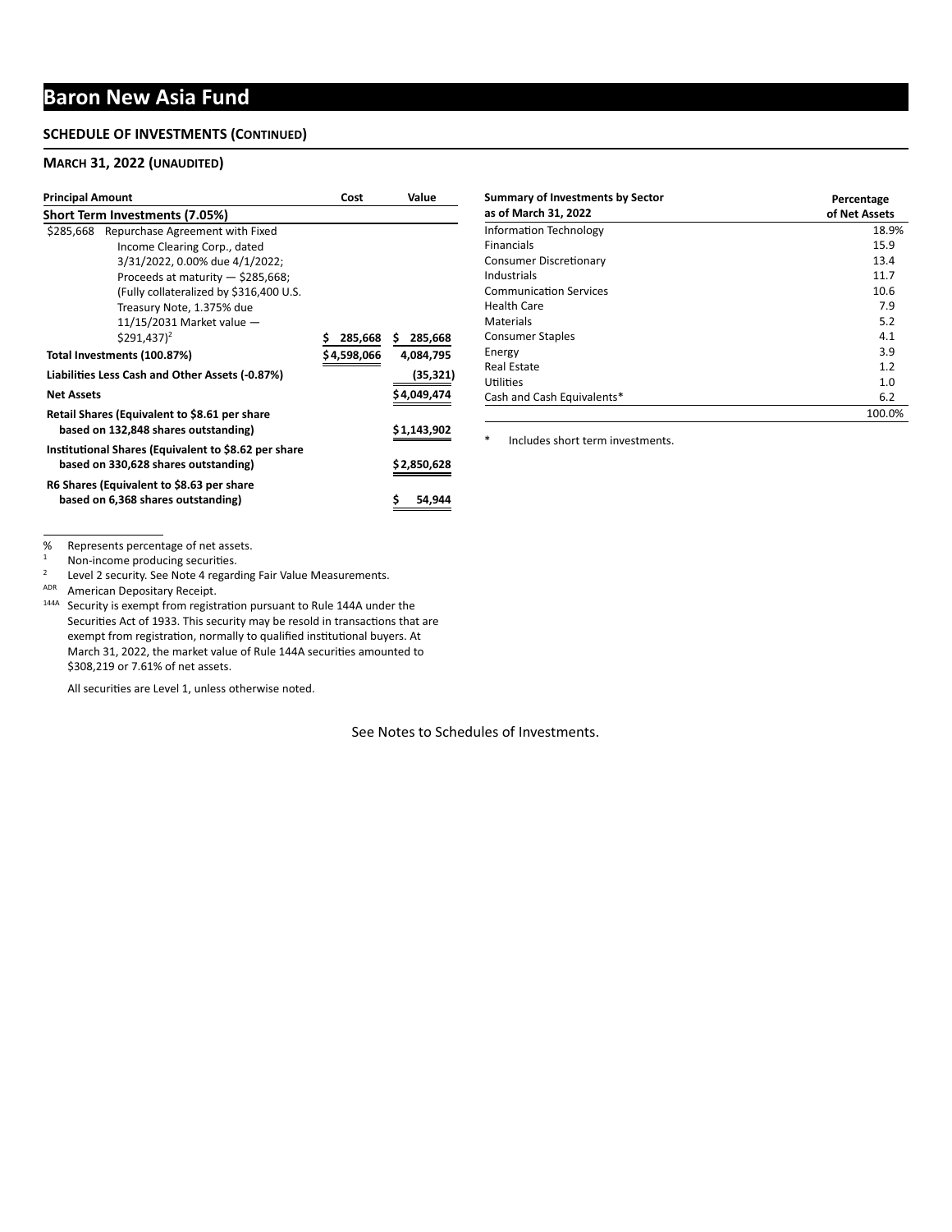# Baron New Asia Fund

**SCHEDULE OF INVESTMENTS (CONTINUED)**

**MARCH 31, 2022 (UNAUDITED)**

| Principal Amount | | Cost | Value |
|---|---|---|---|
| **Short Term Investments (7.05%)** | | | |
| $285,668 | Repurchase Agreement with Fixed Income Clearing Corp., dated 3/31/2022, 0.00% due 4/1/2022; Proceeds at maturity — $285,668; (Fully collateralized by $316,400 U.S. Treasury Note, 1.375% due 11/15/2031 Market value — $291,437)[2] | $ 285,668 | $ 285,668 |
| **Total Investments (100.87%)** | | $4,598,066 | 4,084,795 |
| **Liabilities Less Cash and Other Assets (-0.87%)** | | | (35,321) |
| **Net Assets** | | | $4,049,474 |
| **Retail Shares (Equivalent to $8.61 per share based on 132,848 shares outstanding)** | | | $1,143,902 |
| **Institutional Shares (Equivalent to $8.62 per share based on 330,628 shares outstanding)** | | | $2,850,628 |
| **R6 Shares (Equivalent to $8.63 per share based on 6,368 shares outstanding)** | | | $ 54,944 |

% Represents percentage of net assets.
[1] Non-income producing securities.
[2] Level 2 security. See Note 4 regarding Fair Value Measurements.
ADR American Depositary Receipt.
144A Security is exempt from registration pursuant to Rule 144A under the Securities Act of 1933. This security may be resold in transactions that are exempt from registration, normally to qualified institutional buyers. At March 31, 2022, the market value of Rule 144A securities amounted to $308,219 or 7.61% of net assets.

All securities are Level 1, unless otherwise noted.

| Summary of Investments by Sector as of March 31, 2022 | Percentage of Net Assets |
|---|---|
| Information Technology | 18.9% |
| Financials | 15.9 |
| Consumer Discretionary | 13.4 |
| Industrials | 11.7 |
| Communication Services | 10.6 |
| Health Care | 7.9 |
| Materials | 5.2 |
| Consumer Staples | 4.1 |
| Energy | 3.9 |
| Real Estate | 1.2 |
| Utilities | 1.0 |
| Cash and Cash Equivalents* | 6.2 |
| | 100.0% |

\* Includes short term investments.

See Notes to Schedules of Investments.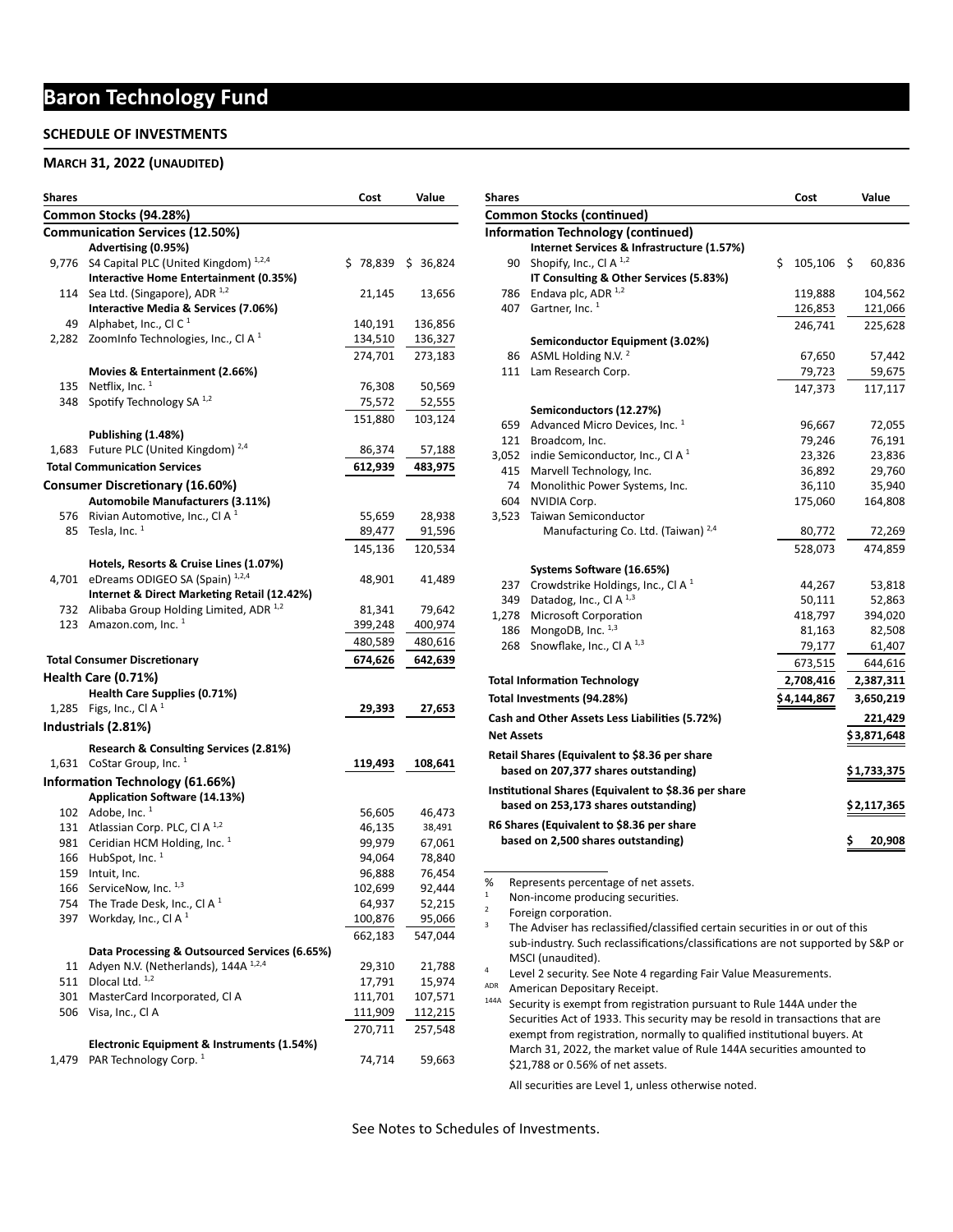# Baron Technology Fund

## SCHEDULE OF INVESTMENTS

### MARCH 31, 2022 (UNAUDITED)

| Shares | | Cost | Value |
|---|---|---|---|
| **Common Stocks (94.28%)** | | | |
| **Communication Services (12.50%)** | | | |
| | **Advertising (0.95%)** | | |
| 9,776 | S4 Capital PLC (United Kingdom) [1,2,4] | $ 78,839 | $ 36,824 |
| | **Interactive Home Entertainment (0.35%)** | | |
| 114 | Sea Ltd. (Singapore), ADR [1,2] | 21,145 | 13,656 |
| | **Interactive Media & Services (7.06%)** | | |
| 49 | Alphabet, Inc., Cl C [1] | 140,191 | 136,856 |
| 2,282 | ZoomInfo Technologies, Inc., Cl A [1] | 134,510 | 136,327 |
| | | 274,701 | 273,183 |
| | **Movies & Entertainment (2.66%)** | | |
| 135 | Netflix, Inc. [1] | 76,308 | 50,569 |
| 348 | Spotify Technology SA [1,2] | 75,572 | 52,555 |
| | | 151,880 | 103,124 |
| | **Publishing (1.48%)** | | |
| 1,683 | Future PLC (United Kingdom) [2,4] | 86,374 | 57,188 |
| **Total Communication Services** | | **612,939** | **483,975** |
| **Consumer Discretionary (16.60%)** | | | |
| | **Automobile Manufacturers (3.11%)** | | |
| 576 | Rivian Automotive, Inc., Cl A [1] | 55,659 | 28,938 |
| 85 | Tesla, Inc. [1] | 89,477 | 91,596 |
| | | 145,136 | 120,534 |
| | **Hotels, Resorts & Cruise Lines (1.07%)** | | |
| 4,701 | eDreams ODIGEO SA (Spain) [1,2,4] | 48,901 | 41,489 |
| | **Internet & Direct Marketing Retail (12.42%)** | | |
| 732 | Alibaba Group Holding Limited, ADR [1,2] | 81,341 | 79,642 |
| 123 | Amazon.com, Inc. [1] | 399,248 | 400,974 |
| | | 480,589 | 480,616 |
| **Total Consumer Discretionary** | | **674,626** | **642,639** |
| **Health Care (0.71%)** | | | |
| | **Health Care Supplies (0.71%)** | | |
| 1,285 | Figs, Inc., Cl A [1] | **29,393** | **27,653** |
| **Industrials (2.81%)** | | | |
| | **Research & Consulting Services (2.81%)** | | |
| 1,631 | CoStar Group, Inc. [1] | **119,493** | **108,641** |
| **Information Technology (61.66%)** | | | |
| | **Application Software (14.13%)** | | |
| 102 | Adobe, Inc. [1] | 56,605 | 46,473 |
| 131 | Atlassian Corp. PLC, Cl A [1,2] | 46,135 | 38,491 |
| 981 | Ceridian HCM Holding, Inc. [1] | 99,979 | 67,061 |
| 166 | HubSpot, Inc. [1] | 94,064 | 78,840 |
| 159 | Intuit, Inc. | 96,888 | 76,454 |
| 166 | ServiceNow, Inc. [1,3] | 102,699 | 92,444 |
| 754 | The Trade Desk, Inc., Cl A [1] | 64,937 | 52,215 |
| 397 | Workday, Inc., Cl A [1] | 100,876 | 95,066 |
| | | 662,183 | 547,044 |
| | **Data Processing & Outsourced Services (6.65%)** | | |
| 11 | Adyen N.V. (Netherlands), 144A [1,2,4] | 29,310 | 21,788 |
| 511 | Dlocal Ltd. [1,2] | 17,791 | 15,974 |
| 301 | MasterCard Incorporated, Cl A | 111,701 | 107,571 |
| 506 | Visa, Inc., Cl A | 111,909 | 112,215 |
| | | 270,711 | 257,548 |
| | **Electronic Equipment & Instruments (1.54%)** | | |
| 1,479 | PAR Technology Corp. [1] | 74,714 | 59,663 |
| **Common Stocks (continued)** | | | |
| **Information Technology (continued)** | | | |
| | **Internet Services & Infrastructure (1.57%)** | | |
| 90 | Shopify, Inc., Cl A [1,2] | $ 105,106 | $ 60,836 |
| | **IT Consulting & Other Services (5.83%)** | | |
| 786 | Endava plc, ADR [1,2] | 119,888 | 104,562 |
| 407 | Gartner, Inc. [1] | 126,853 | 121,066 |
| | | 246,741 | 225,628 |
| | **Semiconductor Equipment (3.02%)** | | |
| 86 | ASML Holding N.V. [2] | 67,650 | 57,442 |
| 111 | Lam Research Corp. | 79,723 | 59,675 |
| | | 147,373 | 117,117 |
| | **Semiconductors (12.27%)** | | |
| 659 | Advanced Micro Devices, Inc. [1] | 96,667 | 72,055 |
| 121 | Broadcom, Inc. | 79,246 | 76,191 |
| 3,052 | indie Semiconductor, Inc., Cl A [1] | 23,326 | 23,836 |
| 415 | Marvell Technology, Inc. | 36,892 | 29,760 |
| 74 | Monolithic Power Systems, Inc. | 36,110 | 35,940 |
| 604 | NVIDIA Corp. | 175,060 | 164,808 |
| 3,523 | Taiwan Semiconductor Manufacturing Co. Ltd. (Taiwan) [2,4] | 80,772 | 72,269 |
| | | 528,073 | 474,859 |
| | **Systems Software (16.65%)** | | |
| 237 | Crowdstrike Holdings, Inc., Cl A [1] | 44,267 | 53,818 |
| 349 | Datadog, Inc., Cl A [1,3] | 50,111 | 52,863 |
| 1,278 | Microsoft Corporation | 418,797 | 394,020 |
| 186 | MongoDB, Inc. [1,3] | 81,163 | 82,508 |
| 268 | Snowflake, Inc., Cl A [1,3] | 79,177 | 61,407 |
| | | 673,515 | 644,616 |
| **Total Information Technology** | | **2,708,416** | **2,387,311** |
| **Total Investments (94.28%)** | | **$4,144,867** | **3,650,219** |
| **Cash and Other Assets Less Liabilities (5.72%)** | | | **221,429** |
| **Net Assets** | | | **$3,871,648** |
| **Retail Shares (Equivalent to $8.36 per share based on 207,377 shares outstanding)** | | | **$1,733,375** |
| **Institutional Shares (Equivalent to $8.36 per share based on 253,173 shares outstanding)** | | | **$2,117,365** |
| **R6 Shares (Equivalent to $8.36 per share based on 2,500 shares outstanding)** | | | **$ 20,908** |

% Represents percentage of net assets.
[1] Non-income producing securities.
[2] Foreign corporation.
[3] The Adviser has reclassified/classified certain securities in or out of this sub-industry. Such reclassifications/classifications are not supported by S&P or MSCI (unaudited).
[4] Level 2 security. See Note 4 regarding Fair Value Measurements.
ADR American Depositary Receipt.
144A Security is exempt from registration pursuant to Rule 144A under the Securities Act of 1933. This security may be resold in transactions that are exempt from registration, normally to qualified institutional buyers. At March 31, 2022, the market value of Rule 144A securities amounted to $21,788 or 0.56% of net assets.

All securities are Level 1, unless otherwise noted.

See Notes to Schedules of Investments.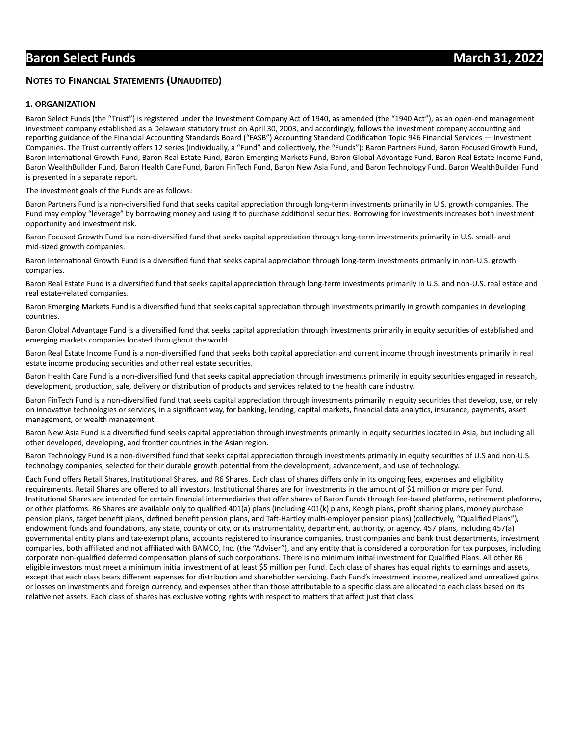## NOTES TO FINANCIAL STATEMENTS (UNAUDITED)

### 1. ORGANIZATION

Baron Select Funds (the "Trust") is registered under the Investment Company Act of 1940, as amended (the "1940 Act"), as an open-end management investment company established as a Delaware statutory trust on April 30, 2003, and accordingly, follows the investment company accounting and reporting guidance of the Financial Accounting Standards Board ("FASB") Accounting Standard Codification Topic 946 Financial Services — Investment Companies. The Trust currently offers 12 series (individually, a "Fund" and collectively, the "Funds"): Baron Partners Fund, Baron Focused Growth Fund, Baron International Growth Fund, Baron Real Estate Fund, Baron Emerging Markets Fund, Baron Global Advantage Fund, Baron Real Estate Income Fund, Baron WealthBuilder Fund, Baron Health Care Fund, Baron FinTech Fund, Baron New Asia Fund, and Baron Technology Fund. Baron WealthBuilder Fund is presented in a separate report.

The investment goals of the Funds are as follows:

Baron Partners Fund is a non-diversified fund that seeks capital appreciation through long-term investments primarily in U.S. growth companies. The Fund may employ "leverage" by borrowing money and using it to purchase additional securities. Borrowing for investments increases both investment opportunity and investment risk.

Baron Focused Growth Fund is a non-diversified fund that seeks capital appreciation through long-term investments primarily in U.S. small- and mid-sized growth companies.

Baron International Growth Fund is a diversified fund that seeks capital appreciation through long-term investments primarily in non-U.S. growth companies.

Baron Real Estate Fund is a diversified fund that seeks capital appreciation through long-term investments primarily in U.S. and non-U.S. real estate and real estate-related companies.

Baron Emerging Markets Fund is a diversified fund that seeks capital appreciation through investments primarily in growth companies in developing countries.

Baron Global Advantage Fund is a diversified fund that seeks capital appreciation through investments primarily in equity securities of established and emerging markets companies located throughout the world.

Baron Real Estate Income Fund is a non-diversified fund that seeks both capital appreciation and current income through investments primarily in real estate income producing securities and other real estate securities.

Baron Health Care Fund is a non-diversified fund that seeks capital appreciation through investments primarily in equity securities engaged in research, development, production, sale, delivery or distribution of products and services related to the health care industry.

Baron FinTech Fund is a non-diversified fund that seeks capital appreciation through investments primarily in equity securities that develop, use, or rely on innovative technologies or services, in a significant way, for banking, lending, capital markets, financial data analytics, insurance, payments, asset management, or wealth management.

Baron New Asia Fund is a diversified fund seeks capital appreciation through investments primarily in equity securities located in Asia, but including all other developed, developing, and frontier countries in the Asian region.

Baron Technology Fund is a non-diversified fund that seeks capital appreciation through investments primarily in equity securities of U.S and non-U.S. technology companies, selected for their durable growth potential from the development, advancement, and use of technology.

Each Fund offers Retail Shares, Institutional Shares, and R6 Shares. Each class of shares differs only in its ongoing fees, expenses and eligibility requirements. Retail Shares are offered to all investors. Institutional Shares are for investments in the amount of $1 million or more per Fund. Institutional Shares are intended for certain financial intermediaries that offer shares of Baron Funds through fee-based platforms, retirement platforms, or other platforms. R6 Shares are available only to qualified 401(a) plans (including 401(k) plans, Keogh plans, profit sharing plans, money purchase pension plans, target benefit plans, defined benefit pension plans, and Taft-Hartley multi-employer pension plans) (collectively, "Qualified Plans"), endowment funds and foundations, any state, county or city, or its instrumentality, department, authority, or agency, 457 plans, including 457(a) governmental entity plans and tax-exempt plans, accounts registered to insurance companies, trust companies and bank trust departments, investment companies, both affiliated and not affiliated with BAMCO, Inc. (the "Adviser"), and any entity that is considered a corporation for tax purposes, including corporate non-qualified deferred compensation plans of such corporations. There is no minimum initial investment for Qualified Plans. All other R6 eligible investors must meet a minimum initial investment of at least $5 million per Fund. Each class of shares has equal rights to earnings and assets, except that each class bears different expenses for distribution and shareholder servicing. Each Fund's investment income, realized and unrealized gains or losses on investments and foreign currency, and expenses other than those attributable to a specific class are allocated to each class based on its relative net assets. Each class of shares has exclusive voting rights with respect to matters that affect just that class.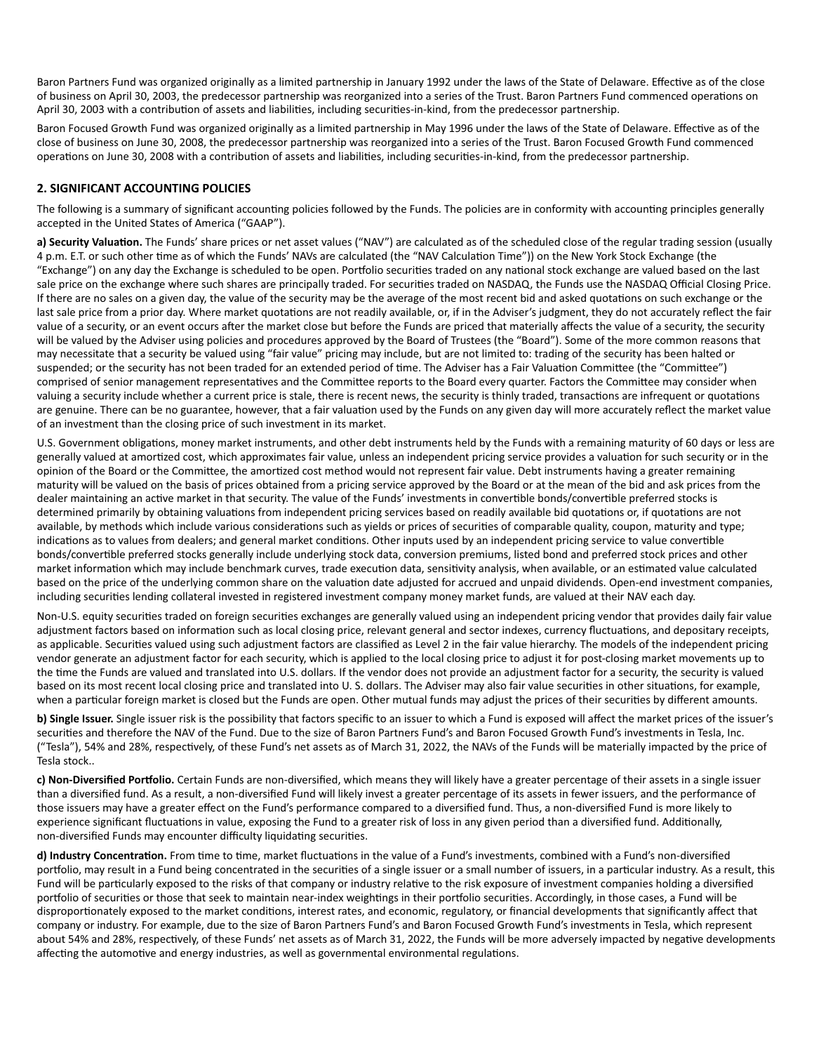Baron Partners Fund was organized originally as a limited partnership in January 1992 under the laws of the State of Delaware. Effective as of the close of business on April 30, 2003, the predecessor partnership was reorganized into a series of the Trust. Baron Partners Fund commenced operations on April 30, 2003 with a contribution of assets and liabilities, including securities-in-kind, from the predecessor partnership.

Baron Focused Growth Fund was organized originally as a limited partnership in May 1996 under the laws of the State of Delaware. Effective as of the close of business on June 30, 2008, the predecessor partnership was reorganized into a series of the Trust. Baron Focused Growth Fund commenced operations on June 30, 2008 with a contribution of assets and liabilities, including securities-in-kind, from the predecessor partnership.

## 2. SIGNIFICANT ACCOUNTING POLICIES

The following is a summary of significant accounting policies followed by the Funds. The policies are in conformity with accounting principles generally accepted in the United States of America ("GAAP").

**a) Security Valuation.** The Funds' share prices or net asset values ("NAV") are calculated as of the scheduled close of the regular trading session (usually 4 p.m. E.T. or such other time as of which the Funds' NAVs are calculated (the "NAV Calculation Time")) on the New York Stock Exchange (the "Exchange") on any day the Exchange is scheduled to be open. Portfolio securities traded on any national stock exchange are valued based on the last sale price on the exchange where such shares are principally traded. For securities traded on NASDAQ, the Funds use the NASDAQ Official Closing Price. If there are no sales on a given day, the value of the security may be the average of the most recent bid and asked quotations on such exchange or the last sale price from a prior day. Where market quotations are not readily available, or, if in the Adviser's judgment, they do not accurately reflect the fair value of a security, or an event occurs after the market close but before the Funds are priced that materially affects the value of a security, the security will be valued by the Adviser using policies and procedures approved by the Board of Trustees (the "Board"). Some of the more common reasons that may necessitate that a security be valued using "fair value" pricing may include, but are not limited to: trading of the security has been halted or suspended; or the security has not been traded for an extended period of time. The Adviser has a Fair Valuation Committee (the "Committee") comprised of senior management representatives and the Committee reports to the Board every quarter. Factors the Committee may consider when valuing a security include whether a current price is stale, there is recent news, the security is thinly traded, transactions are infrequent or quotations are genuine. There can be no guarantee, however, that a fair valuation used by the Funds on any given day will more accurately reflect the market value of an investment than the closing price of such investment in its market.

U.S. Government obligations, money market instruments, and other debt instruments held by the Funds with a remaining maturity of 60 days or less are generally valued at amortized cost, which approximates fair value, unless an independent pricing service provides a valuation for such security or in the opinion of the Board or the Committee, the amortized cost method would not represent fair value. Debt instruments having a greater remaining maturity will be valued on the basis of prices obtained from a pricing service approved by the Board or at the mean of the bid and ask prices from the dealer maintaining an active market in that security. The value of the Funds' investments in convertible bonds/convertible preferred stocks is determined primarily by obtaining valuations from independent pricing services based on readily available bid quotations or, if quotations are not available, by methods which include various considerations such as yields or prices of securities of comparable quality, coupon, maturity and type; indications as to values from dealers; and general market conditions. Other inputs used by an independent pricing service to value convertible bonds/convertible preferred stocks generally include underlying stock data, conversion premiums, listed bond and preferred stock prices and other market information which may include benchmark curves, trade execution data, sensitivity analysis, when available, or an estimated value calculated based on the price of the underlying common share on the valuation date adjusted for accrued and unpaid dividends. Open-end investment companies, including securities lending collateral invested in registered investment company money market funds, are valued at their NAV each day.

Non-U.S. equity securities traded on foreign securities exchanges are generally valued using an independent pricing vendor that provides daily fair value adjustment factors based on information such as local closing price, relevant general and sector indexes, currency fluctuations, and depositary receipts, as applicable. Securities valued using such adjustment factors are classified as Level 2 in the fair value hierarchy. The models of the independent pricing vendor generate an adjustment factor for each security, which is applied to the local closing price to adjust it for post-closing market movements up to the time the Funds are valued and translated into U.S. dollars. If the vendor does not provide an adjustment factor for a security, the security is valued based on its most recent local closing price and translated into U. S. dollars. The Adviser may also fair value securities in other situations, for example, when a particular foreign market is closed but the Funds are open. Other mutual funds may adjust the prices of their securities by different amounts.

**b) Single Issuer.** Single issuer risk is the possibility that factors specific to an issuer to which a Fund is exposed will affect the market prices of the issuer's securities and therefore the NAV of the Fund. Due to the size of Baron Partners Fund's and Baron Focused Growth Fund's investments in Tesla, Inc. ("Tesla"), 54% and 28%, respectively, of these Fund's net assets as of March 31, 2022, the NAVs of the Funds will be materially impacted by the price of Tesla stock..

**c) Non-Diversified Portfolio.** Certain Funds are non-diversified, which means they will likely have a greater percentage of their assets in a single issuer than a diversified fund. As a result, a non-diversified Fund will likely invest a greater percentage of its assets in fewer issuers, and the performance of those issuers may have a greater effect on the Fund's performance compared to a diversified fund. Thus, a non-diversified Fund is more likely to experience significant fluctuations in value, exposing the Fund to a greater risk of loss in any given period than a diversified fund. Additionally, non-diversified Funds may encounter difficulty liquidating securities.

**d) Industry Concentration.** From time to time, market fluctuations in the value of a Fund's investments, combined with a Fund's non-diversified portfolio, may result in a Fund being concentrated in the securities of a single issuer or a small number of issuers, in a particular industry. As a result, this Fund will be particularly exposed to the risks of that company or industry relative to the risk exposure of investment companies holding a diversified portfolio of securities or those that seek to maintain near-index weightings in their portfolio securities. Accordingly, in those cases, a Fund will be disproportionately exposed to the market conditions, interest rates, and economic, regulatory, or financial developments that significantly affect that company or industry. For example, due to the size of Baron Partners Fund's and Baron Focused Growth Fund's investments in Tesla, which represent about 54% and 28%, respectively, of these Funds' net assets as of March 31, 2022, the Funds will be more adversely impacted by negative developments affecting the automotive and energy industries, as well as governmental environmental regulations.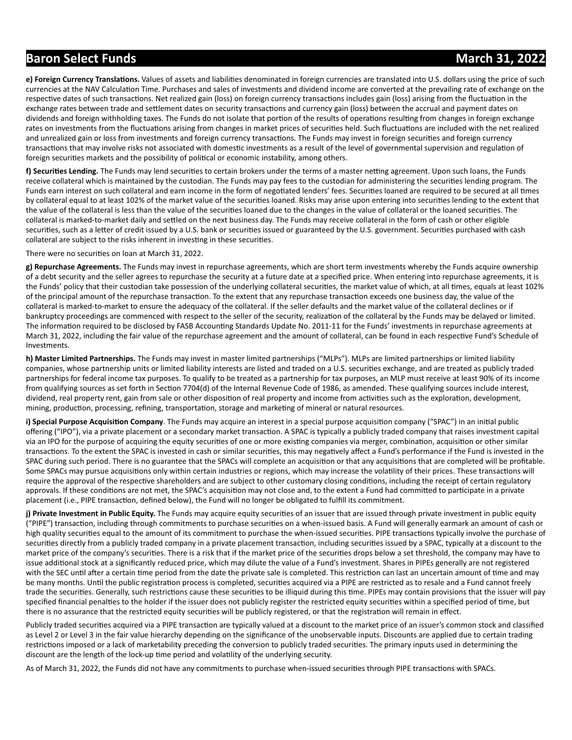**e) Foreign Currency Translations.** Values of assets and liabilities denominated in foreign currencies are translated into U.S. dollars using the price of such currencies at the NAV Calculation Time. Purchases and sales of investments and dividend income are converted at the prevailing rate of exchange on the respective dates of such transactions. Net realized gain (loss) on foreign currency transactions includes gain (loss) arising from the fluctuation in the exchange rates between trade and settlement dates on security transactions and currency gain (loss) between the accrual and payment dates on dividends and foreign withholding taxes. The Funds do not isolate that portion of the results of operations resulting from changes in foreign exchange rates on investments from the fluctuations arising from changes in market prices of securities held. Such fluctuations are included with the net realized and unrealized gain or loss from investments and foreign currency transactions. The Funds may invest in foreign securities and foreign currency transactions that may involve risks not associated with domestic investments as a result of the level of governmental supervision and regulation of foreign securities markets and the possibility of political or economic instability, among others.

**f) Securities Lending.** The Funds may lend securities to certain brokers under the terms of a master netting agreement. Upon such loans, the Funds receive collateral which is maintained by the custodian. The Funds may pay fees to the custodian for administering the securities lending program. The Funds earn interest on such collateral and earn income in the form of negotiated lenders' fees. Securities loaned are required to be secured at all times by collateral equal to at least 102% of the market value of the securities loaned. Risks may arise upon entering into securities lending to the extent that the value of the collateral is less than the value of the securities loaned due to the changes in the value of collateral or the loaned securities. The collateral is marked-to-market daily and settled on the next business day. The Funds may receive collateral in the form of cash or other eligible securities, such as a letter of credit issued by a U.S. bank or securities issued or guaranteed by the U.S. government. Securities purchased with cash collateral are subject to the risks inherent in investing in these securities.

There were no securities on loan at March 31, 2022.

**g) Repurchase Agreements.** The Funds may invest in repurchase agreements, which are short term investments whereby the Funds acquire ownership of a debt security and the seller agrees to repurchase the security at a future date at a specified price. When entering into repurchase agreements, it is the Funds' policy that their custodian take possession of the underlying collateral securities, the market value of which, at all times, equals at least 102% of the principal amount of the repurchase transaction. To the extent that any repurchase transaction exceeds one business day, the value of the collateral is marked-to-market to ensure the adequacy of the collateral. If the seller defaults and the market value of the collateral declines or if bankruptcy proceedings are commenced with respect to the seller of the security, realization of the collateral by the Funds may be delayed or limited. The information required to be disclosed by FASB Accounting Standards Update No. 2011-11 for the Funds' investments in repurchase agreements at March 31, 2022, including the fair value of the repurchase agreement and the amount of collateral, can be found in each respective Fund's Schedule of Investments.

**h) Master Limited Partnerships.** The Funds may invest in master limited partnerships ("MLPs"). MLPs are limited partnerships or limited liability companies, whose partnership units or limited liability interests are listed and traded on a U.S. securities exchange, and are treated as publicly traded partnerships for federal income tax purposes. To qualify to be treated as a partnership for tax purposes, an MLP must receive at least 90% of its income from qualifying sources as set forth in Section 7704(d) of the Internal Revenue Code of 1986, as amended. These qualifying sources include interest, dividend, real property rent, gain from sale or other disposition of real property and income from activities such as the exploration, development, mining, production, processing, refining, transportation, storage and marketing of mineral or natural resources.

**i) Special Purpose Acquisition Company**. The Funds may acquire an interest in a special purpose acquisition company ("SPAC") in an initial public offering ("IPO"), via a private placement or a secondary market transaction. A SPAC is typically a publicly traded company that raises investment capital via an IPO for the purpose of acquiring the equity securities of one or more existing companies via merger, combination, acquisition or other similar transactions. To the extent the SPAC is invested in cash or similar securities, this may negatively affect a Fund's performance if the Fund is invested in the SPAC during such period. There is no guarantee that the SPACs will complete an acquisition or that any acquisitions that are completed will be profitable. Some SPACs may pursue acquisitions only within certain industries or regions, which may increase the volatility of their prices. These transactions will require the approval of the respective shareholders and are subject to other customary closing conditions, including the receipt of certain regulatory approvals. If these conditions are not met, the SPAC's acquisition may not close and, to the extent a Fund had committed to participate in a private placement (i.e., PIPE transaction, defined below), the Fund will no longer be obligated to fulfill its commitment.

**j) Private Investment in Public Equity.** The Funds may acquire equity securities of an issuer that are issued through private investment in public equity ("PIPE") transaction, including through commitments to purchase securities on a when-issued basis. A Fund will generally earmark an amount of cash or high quality securities equal to the amount of its commitment to purchase the when-issued securities. PIPE transactions typically involve the purchase of securities directly from a publicly traded company in a private placement transaction, including securities issued by a SPAC, typically at a discount to the market price of the company's securities. There is a risk that if the market price of the securities drops below a set threshold, the company may have to issue additional stock at a significantly reduced price, which may dilute the value of a Fund's investment. Shares in PIPEs generally are not registered with the SEC until after a certain time period from the date the private sale is completed. This restriction can last an uncertain amount of time and may be many months. Until the public registration process is completed, securities acquired via a PIPE are restricted as to resale and a Fund cannot freely trade the securities. Generally, such restrictions cause these securities to be illiquid during this time. PIPEs may contain provisions that the issuer will pay specified financial penalties to the holder if the issuer does not publicly register the restricted equity securities within a specified period of time, but there is no assurance that the restricted equity securities will be publicly registered, or that the registration will remain in effect.

Publicly traded securities acquired via a PIPE transaction are typically valued at a discount to the market price of an issuer's common stock and classified as Level 2 or Level 3 in the fair value hierarchy depending on the significance of the unobservable inputs. Discounts are applied due to certain trading restrictions imposed or a lack of marketability preceding the conversion to publicly traded securities. The primary inputs used in determining the discount are the length of the lock-up time period and volatility of the underlying security.

As of March 31, 2022, the Funds did not have any commitments to purchase when-issued securities through PIPE transactions with SPACs.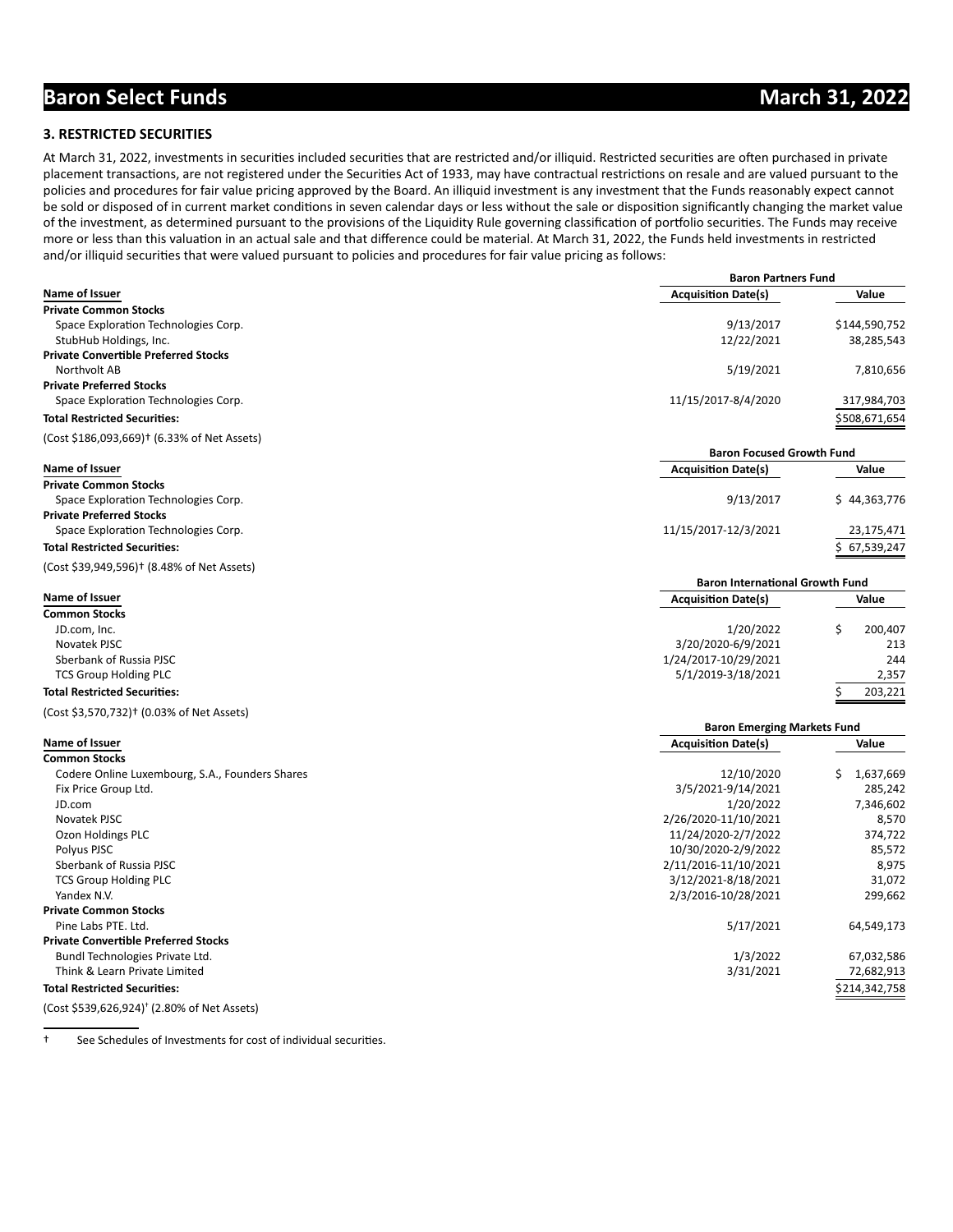### 3. RESTRICTED SECURITIES

At March 31, 2022, investments in securities included securities that are restricted and/or illiquid. Restricted securities are often purchased in private placement transactions, are not registered under the Securities Act of 1933, may have contractual restrictions on resale and are valued pursuant to the policies and procedures for fair value pricing approved by the Board. An illiquid investment is any investment that the Funds reasonably expect cannot be sold or disposed of in current market conditions in seven calendar days or less without the sale or disposition significantly changing the market value of the investment, as determined pursuant to the provisions of the Liquidity Rule governing classification of portfolio securities. The Funds may receive more or less than this valuation in an actual sale and that difference could be material. At March 31, 2022, the Funds held investments in restricted and/or illiquid securities that were valued pursuant to policies and procedures for fair value pricing as follows:

| | Baron Partners Fund | |
|---|---|---|
| **Name of Issuer** | **Acquisition Date(s)** | **Value** |
| **Private Common Stocks** | | |
| Space Exploration Technologies Corp. | 9/13/2017 | $144,590,752 |
| StubHub Holdings, Inc. | 12/22/2021 | 38,285,543 |
| **Private Convertible Preferred Stocks** | | |
| Northvolt AB | 5/19/2021 | 7,810,656 |
| **Private Preferred Stocks** | | |
| Space Exploration Technologies Corp. | 11/15/2017-8/4/2020 | 317,984,703 |
| **Total Restricted Securities:** | | $508,671,654 |
| (Cost $186,093,669)† (6.33% of Net Assets) | | |

| | Baron Focused Growth Fund | |
|---|---|---|
| **Name of Issuer** | **Acquisition Date(s)** | **Value** |
| **Private Common Stocks** | | |
| Space Exploration Technologies Corp. | 9/13/2017 | $ 44,363,776 |
| **Private Preferred Stocks** | | |
| Space Exploration Technologies Corp. | 11/15/2017-12/3/2021 | 23,175,471 |
| **Total Restricted Securities:** | | $ 67,539,247 |
| (Cost $39,949,596)† (8.48% of Net Assets) | | |

| | Baron International Growth Fund | |
|---|---|---|
| **Name of Issuer** | **Acquisition Date(s)** | **Value** |
| **Common Stocks** | | |
| JD.com, Inc. | 1/20/2022 | $ 200,407 |
| Novatek PJSC | 3/20/2020-6/9/2021 | 213 |
| Sberbank of Russia PJSC | 1/24/2017-10/29/2021 | 244 |
| TCS Group Holding PLC | 5/1/2019-3/18/2021 | 2,357 |
| **Total Restricted Securities:** | | $ 203,221 |
| (Cost $3,570,732)† (0.03% of Net Assets) | | |

| | Baron Emerging Markets Fund | |
|---|---|---|
| **Name of Issuer** | **Acquisition Date(s)** | **Value** |
| **Common Stocks** | | |
| Codere Online Luxembourg, S.A., Founders Shares | 12/10/2020 | $ 1,637,669 |
| Fix Price Group Ltd. | 3/5/2021-9/14/2021 | 285,242 |
| JD.com | 1/20/2022 | 7,346,602 |
| Novatek PJSC | 2/26/2020-11/10/2021 | 8,570 |
| Ozon Holdings PLC | 11/24/2020-2/7/2022 | 374,722 |
| Polyus PJSC | 10/30/2020-2/9/2022 | 85,572 |
| Sberbank of Russia PJSC | 2/11/2016-11/10/2021 | 8,975 |
| TCS Group Holding PLC | 3/12/2021-8/18/2021 | 31,072 |
| Yandex N.V. | 2/3/2016-10/28/2021 | 299,662 |
| **Private Common Stocks** | | |
| Pine Labs PTE. Ltd. | 5/17/2021 | 64,549,173 |
| **Private Convertible Preferred Stocks** | | |
| Bundl Technologies Private Ltd. | 1/3/2022 | 67,032,586 |
| Think & Learn Private Limited | 3/31/2021 | 72,682,913 |
| **Total Restricted Securities:** | | $214,342,758 |
| (Cost $539,626,924)† (2.80% of Net Assets) | | |

† See Schedules of Investments for cost of individual securities.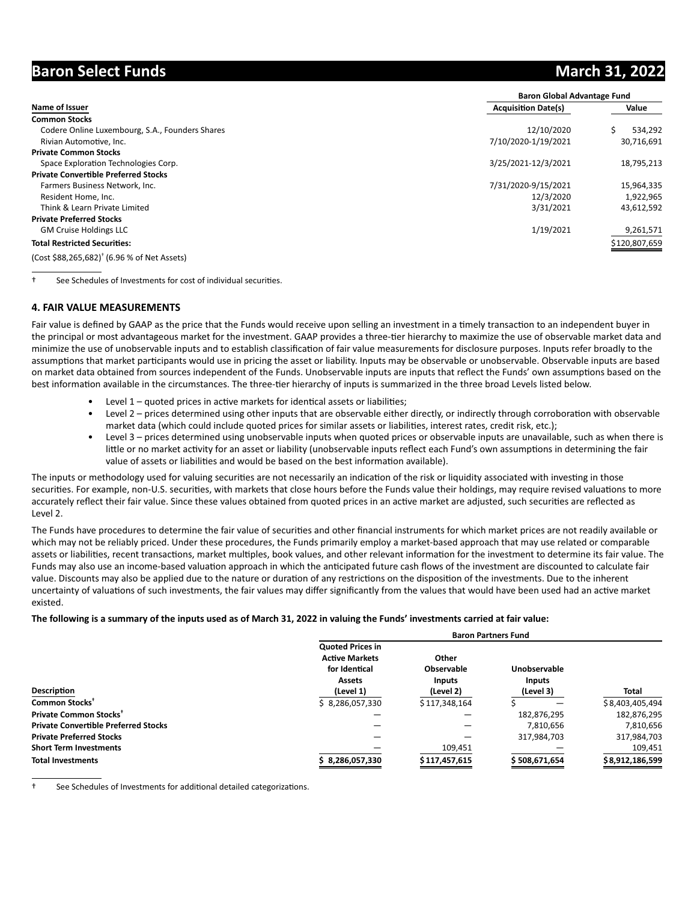| Name of Issuer | Baron Global Advantage Fund | |
|---|---|---|
| | Acquisition Date(s) | Value |
| **Common Stocks** | | |
| Codere Online Luxembourg, S.A., Founders Shares | 12/10/2020 | $ 534,292 |
| Rivian Automotive, Inc. | 7/10/2020-1/19/2021 | 30,716,691 |
| **Private Common Stocks** | | |
| Space Exploration Technologies Corp. | 3/25/2021-12/3/2021 | 18,795,213 |
| **Private Convertible Preferred Stocks** | | |
| Farmers Business Network, Inc. | 7/31/2020-9/15/2021 | 15,964,335 |
| Resident Home, Inc. | 12/3/2020 | 1,922,965 |
| Think & Learn Private Limited | 3/31/2021 | 43,612,592 |
| **Private Preferred Stocks** | | |
| GM Cruise Holdings LLC | 1/19/2021 | 9,261,571 |
| **Total Restricted Securities:** | | $120,807,659 |
| (Cost $88,265,682)† (6.96 % of Net Assets) | | |

† See Schedules of Investments for cost of individual securities.

### 4. FAIR VALUE MEASUREMENTS

Fair value is defined by GAAP as the price that the Funds would receive upon selling an investment in a timely transaction to an independent buyer in the principal or most advantageous market for the investment. GAAP provides a three-tier hierarchy to maximize the use of observable market data and minimize the use of unobservable inputs and to establish classification of fair value measurements for disclosure purposes. Inputs refer broadly to the assumptions that market participants would use in pricing the asset or liability. Inputs may be observable or unobservable. Observable inputs are based on market data obtained from sources independent of the Funds. Unobservable inputs are inputs that reflect the Funds' own assumptions based on the best information available in the circumstances. The three-tier hierarchy of inputs is summarized in the three broad Levels listed below.

- Level 1 – quoted prices in active markets for identical assets or liabilities;
- Level 2 – prices determined using other inputs that are observable either directly, or indirectly through corroboration with observable market data (which could include quoted prices for similar assets or liabilities, interest rates, credit risk, etc.);
- Level 3 – prices determined using unobservable inputs when quoted prices or observable inputs are unavailable, such as when there is little or no market activity for an asset or liability (unobservable inputs reflect each Fund's own assumptions in determining the fair value of assets or liabilities and would be based on the best information available).

The inputs or methodology used for valuing securities are not necessarily an indication of the risk or liquidity associated with investing in those securities. For example, non-U.S. securities, with markets that close hours before the Funds value their holdings, may require revised valuations to more accurately reflect their fair value. Since these values obtained from quoted prices in an active market are adjusted, such securities are reflected as Level 2.

The Funds have procedures to determine the fair value of securities and other financial instruments for which market prices are not readily available or which may not be reliably priced. Under these procedures, the Funds primarily employ a market-based approach that may use related or comparable assets or liabilities, recent transactions, market multiples, book values, and other relevant information for the investment to determine its fair value. The Funds may also use an income-based valuation approach in which the anticipated future cash flows of the investment are discounted to calculate fair value. Discounts may also be applied due to the nature or duration of any restrictions on the disposition of the investments. Due to the inherent uncertainty of valuations of such investments, the fair values may differ significantly from the values that would have been used had an active market existed.

**The following is a summary of the inputs used as of March 31, 2022 in valuing the Funds' investments carried at fair value:**

| Description | Baron Partners Fund | | | |
|---|---|---|---|---|
| | Quoted Prices in Active Markets for Identical Assets (Level 1) | Other Observable Inputs (Level 2) | Unobservable Inputs (Level 3) | Total |
| **Common Stocks†** | $ 8,286,057,330 | $117,348,164 | $ — | $8,403,405,494 |
| **Private Common Stocks†** | — | — | 182,876,295 | 182,876,295 |
| **Private Convertible Preferred Stocks** | — | — | 7,810,656 | 7,810,656 |
| **Private Preferred Stocks** | — | — | 317,984,703 | 317,984,703 |
| **Short Term Investments** | — | 109,451 | — | 109,451 |
| **Total Investments** | $ 8,286,057,330 | $117,457,615 | $ 508,671,654 | $8,912,186,599 |

† See Schedules of Investments for additional detailed categorizations.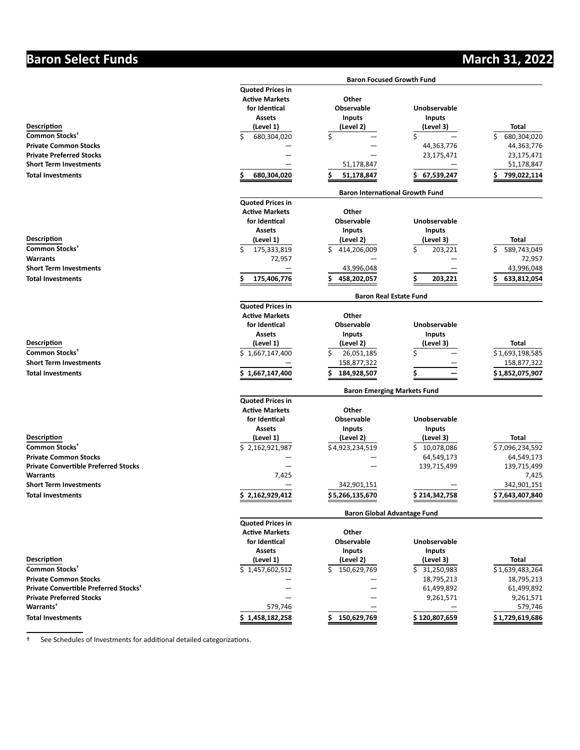# Baron Select Funds

March 31, 2022

**Baron Focused Growth Fund**

| Description | Quoted Prices in Active Markets for Identical Assets (Level 1) | Other Observable Inputs (Level 2) | Unobservable Inputs (Level 3) | Total |
|---|---|---|---|---|
| **Common Stocks†** | $ 680,304,020 | $ — | $ — | $ 680,304,020 |
| **Private Common Stocks** | — | — | 44,363,776 | 44,363,776 |
| **Private Preferred Stocks** | — | — | 23,175,471 | 23,175,471 |
| **Short Term Investments** | — | 51,178,847 | — | 51,178,847 |
| **Total Investments** | **$ 680,304,020** | **$ 51,178,847** | **$ 67,539,247** | **$ 799,022,114** |

**Baron International Growth Fund**

| Description | Quoted Prices in Active Markets for Identical Assets (Level 1) | Other Observable Inputs (Level 2) | Unobservable Inputs (Level 3) | Total |
|---|---|---|---|---|
| **Common Stocks†** | $ 175,333,819 | $ 414,206,009 | $ 203,221 | $ 589,743,049 |
| **Warrants** | 72,957 | — | — | 72,957 |
| **Short Term Investments** | — | 43,996,048 | — | 43,996,048 |
| **Total Investments** | **$ 175,406,776** | **$ 458,202,057** | **$ 203,221** | **$ 633,812,054** |

**Baron Real Estate Fund**

| Description | Quoted Prices in Active Markets for Identical Assets (Level 1) | Other Observable Inputs (Level 2) | Unobservable Inputs (Level 3) | Total |
|---|---|---|---|---|
| **Common Stocks†** | $ 1,667,147,400 | $ 26,051,185 | $ — | $ 1,693,198,585 |
| **Short Term Investments** | — | 158,877,322 | — | 158,877,322 |
| **Total Investments** | **$ 1,667,147,400** | **$ 184,928,507** | **$ —** | **$ 1,852,075,907** |

**Baron Emerging Markets Fund**

| Description | Quoted Prices in Active Markets for Identical Assets (Level 1) | Other Observable Inputs (Level 2) | Unobservable Inputs (Level 3) | Total |
|---|---|---|---|---|
| **Common Stocks†** | $ 2,162,921,987 | $ 4,923,234,519 | $ 10,078,086 | $ 7,096,234,592 |
| **Private Common Stocks** | — | — | 64,549,173 | 64,549,173 |
| **Private Convertible Preferred Stocks** | — | — | 139,715,499 | 139,715,499 |
| **Warrants** | 7,425 | | | 7,425 |
| **Short Term Investments** | — | 342,901,151 | — | 342,901,151 |
| **Total Investments** | **$ 2,162,929,412** | **$ 5,266,135,670** | **$ 214,342,758** | **$ 7,643,407,840** |

**Baron Global Advantage Fund**

| Description | Quoted Prices in Active Markets for Identical Assets (Level 1) | Other Observable Inputs (Level 2) | Unobservable Inputs (Level 3) | Total |
|---|---|---|---|---|
| **Common Stocks†** | $ 1,457,602,512 | $ 150,629,769 | $ 31,250,983 | $ 1,639,483,264 |
| **Private Common Stocks** | — | — | 18,795,213 | 18,795,213 |
| **Private Convertible Preferred Stocks†** | — | — | 61,499,892 | 61,499,892 |
| **Private Preferred Stocks** | — | — | 9,261,571 | 9,261,571 |
| **Warrants†** | 579,746 | — | — | 579,746 |
| **Total Investments** | **$ 1,458,182,258** | **$ 150,629,769** | **$ 120,807,659** | **$ 1,729,619,686** |

† See Schedules of Investments for additional detailed categorizations.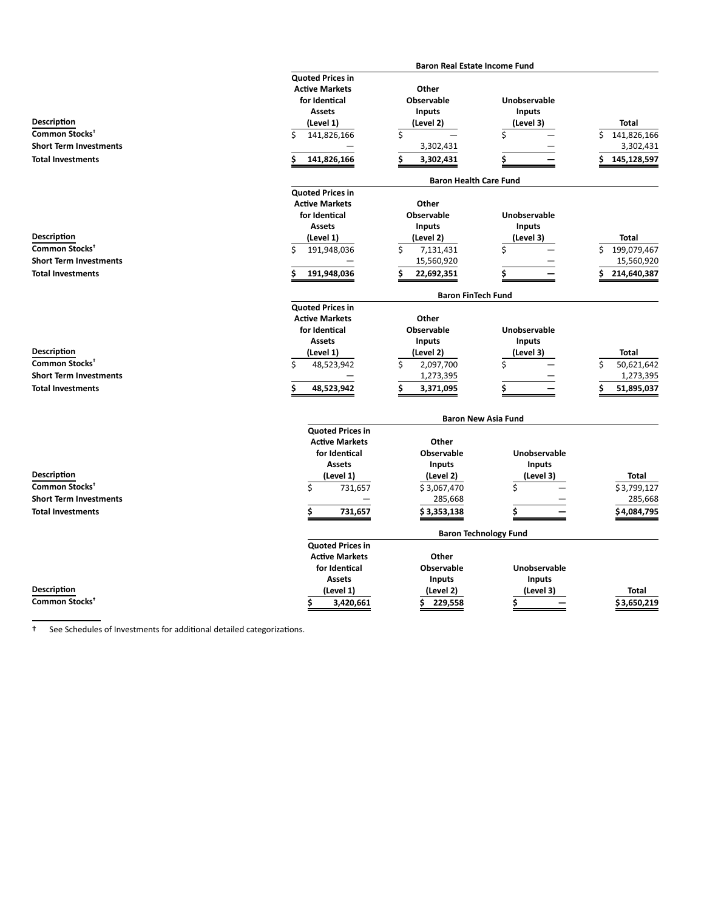**Baron Real Estate Income Fund**

| Description | Quoted Prices in Active Markets for Identical Assets (Level 1) | Other Observable Inputs (Level 2) | Unobservable Inputs (Level 3) | Total |
|---|---|---|---|---|
| Common Stocks† | $ 141,826,166 | $ — | $ — | $ 141,826,166 |
| Short Term Investments | — | 3,302,431 | — | 3,302,431 |
| Total Investments | $ 141,826,166 | $ 3,302,431 | $ — | $ 145,128,597 |

**Baron Health Care Fund**

| Description | Quoted Prices in Active Markets for Identical Assets (Level 1) | Other Observable Inputs (Level 2) | Unobservable Inputs (Level 3) | Total |
|---|---|---|---|---|
| Common Stocks† | $ 191,948,036 | $ 7,131,431 | $ — | $ 199,079,467 |
| Short Term Investments | — | 15,560,920 | — | 15,560,920 |
| Total Investments | $ 191,948,036 | $ 22,692,351 | $ — | $ 214,640,387 |

**Baron FinTech Fund**

| Description | Quoted Prices in Active Markets for Identical Assets (Level 1) | Other Observable Inputs (Level 2) | Unobservable Inputs (Level 3) | Total |
|---|---|---|---|---|
| Common Stocks† | $ 48,523,942 | $ 2,097,700 | $ — | $ 50,621,642 |
| Short Term Investments | — | 1,273,395 | — | 1,273,395 |
| Total Investments | $ 48,523,942 | $ 3,371,095 | $ — | $ 51,895,037 |

**Baron New Asia Fund**

| Description | Quoted Prices in Active Markets for Identical Assets (Level 1) | Other Observable Inputs (Level 2) | Unobservable Inputs (Level 3) | Total |
|---|---|---|---|---|
| Common Stocks† | $ 731,657 | $ 3,067,470 | $ — | $ 3,799,127 |
| Short Term Investments | — | 285,668 | — | 285,668 |
| Total Investments | $ 731,657 | $ 3,353,138 | $ — | $ 4,084,795 |

**Baron Technology Fund**

| Description | Quoted Prices in Active Markets for Identical Assets (Level 1) | Other Observable Inputs (Level 2) | Unobservable Inputs (Level 3) | Total |
|---|---|---|---|---|
| Common Stocks† | $ 3,420,661 | $ 229,558 | $ — | $ 3,650,219 |

† See Schedules of Investments for additional detailed categorizations.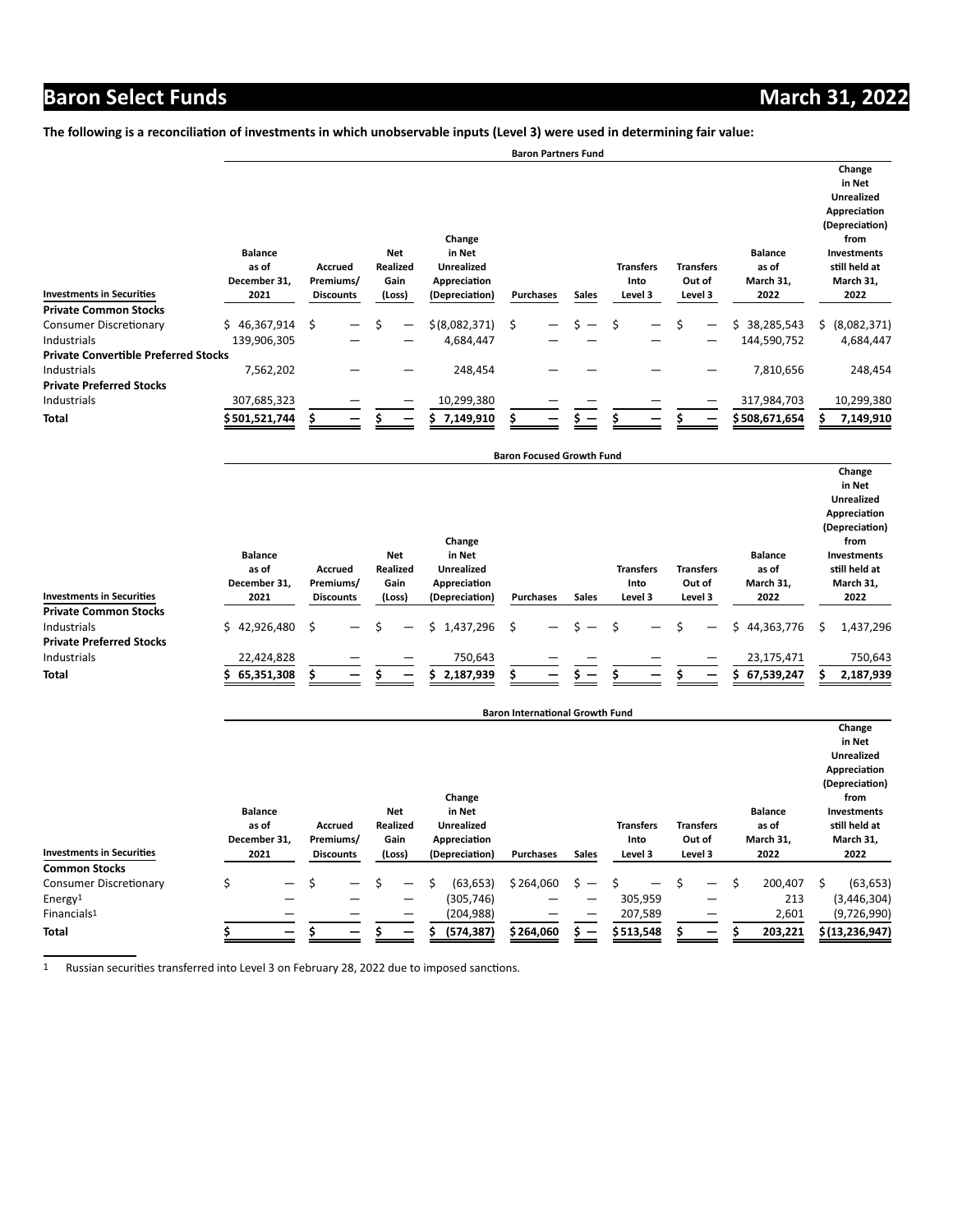**The following is a reconciliation of investments in which unobservable inputs (Level 3) were used in determining fair value:**

**Baron Partners Fund**

| Investments in Securities | Balance as of December 31, 2021 | Accrued Premiums/ Discounts | Net Realized Gain (Loss) | Change in Net Unrealized Appreciation (Depreciation) | Purchases | Sales | Transfers Into Level 3 | Transfers Out of Level 3 | Balance as of March 31, 2022 | Change in Net Unrealized Appreciation (Depreciation) from Investments still held at March 31, 2022 |
|---|---|---|---|---|---|---|---|---|---|---|
| **Private Common Stocks** | | | | | | | | | | |
| Consumer Discretionary | $ 46,367,914 | $ — | $ — | $ (8,082,371) | $ — | $ — | $ — | $ — | $ 38,285,543 | $ (8,082,371) |
| Industrials | 139,906,305 | — | — | 4,684,447 | — | — | — | — | 144,590,752 | 4,684,447 |
| **Private Convertible Preferred Stocks** | | | | | | | | | | |
| Industrials | 7,562,202 | — | — | 248,454 | — | — | — | — | 7,810,656 | 248,454 |
| **Private Preferred Stocks** | | | | | | | | | | |
| Industrials | 307,685,323 | — | — | 10,299,380 | — | — | — | — | 317,984,703 | 10,299,380 |
| **Total** | **$ 501,521,744** | **$ —** | **$ —** | **$ 7,149,910** | **$ —** | **$ —** | **$ —** | **$ —** | **$ 508,671,654** | **$ 7,149,910** |

**Baron Focused Growth Fund**

| Investments in Securities | Balance as of December 31, 2021 | Accrued Premiums/ Discounts | Net Realized Gain (Loss) | Change in Net Unrealized Appreciation (Depreciation) | Purchases | Sales | Transfers Into Level 3 | Transfers Out of Level 3 | Balance as of March 31, 2022 | Change in Net Unrealized Appreciation (Depreciation) from Investments still held at March 31, 2022 |
|---|---|---|---|---|---|---|---|---|---|---|
| **Private Common Stocks** | | | | | | | | | | |
| Industrials | $ 42,926,480 | $ — | $ — | $ 1,437,296 | $ — | $ — | $ — | $ — | $ 44,363,776 | $ 1,437,296 |
| **Private Preferred Stocks** | | | | | | | | | | |
| Industrials | 22,424,828 | — | — | 750,643 | — | — | — | — | 23,175,471 | 750,643 |
| **Total** | **$ 65,351,308** | **$ —** | **$ —** | **$ 2,187,939** | **$ —** | **$ —** | **$ —** | **$ —** | **$ 67,539,247** | **$ 2,187,939** |

**Baron International Growth Fund**

| Investments in Securities | Balance as of December 31, 2021 | Accrued Premiums/ Discounts | Net Realized Gain (Loss) | Change in Net Unrealized Appreciation (Depreciation) | Purchases | Sales | Transfers Into Level 3 | Transfers Out of Level 3 | Balance as of March 31, 2022 | Change in Net Unrealized Appreciation (Depreciation) from Investments still held at March 31, 2022 |
|---|---|---|---|---|---|---|---|---|---|---|
| **Common Stocks** | | | | | | | | | | |
| Consumer Discretionary | $ — | $ — | $ — | $ (63,653) | $ 264,060 | $ — | $ — | $ — | $ 200,407 | $ (63,653) |
| Energy[1] | — | — | — | (305,746) | — | — | 305,959 | — | 213 | (3,446,304) |
| Financials[1] | — | — | — | (204,988) | — | — | 207,589 | — | 2,601 | (9,726,990) |
| **Total** | **$ —** | **$ —** | **$ —** | **$ (574,387)** | **$ 264,060** | **$ —** | **$ 513,548** | **$ —** | **$ 203,221** | **$ (13,236,947)** |

1 Russian securities transferred into Level 3 on February 28, 2022 due to imposed sanctions.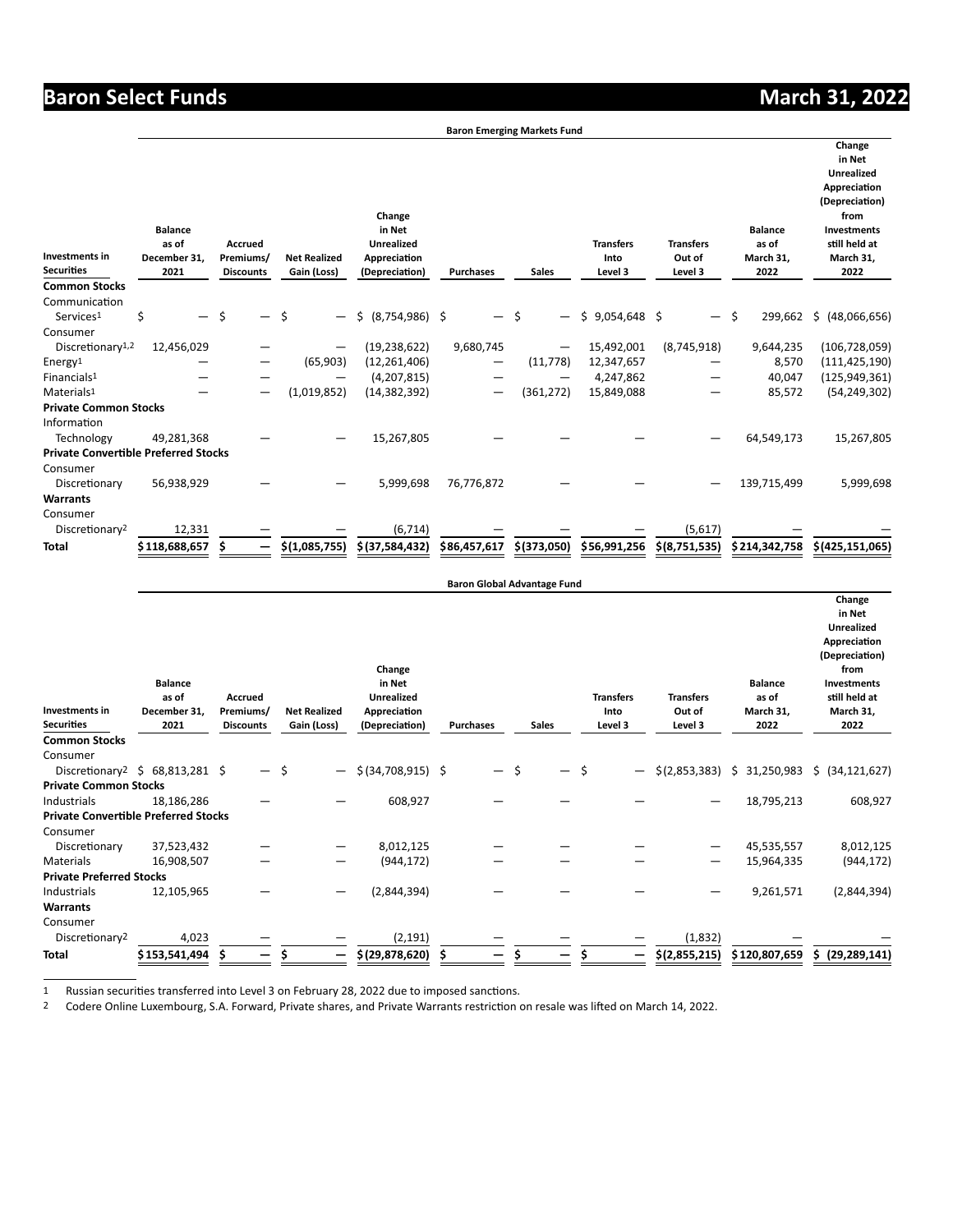## Baron Emerging Markets Fund

| Investments in Securities | Balance as of December 31, 2021 | Accrued Premiums/ Discounts | Net Realized Gain (Loss) | Change in Net Unrealized Appreciation (Depreciation) | Purchases | Sales | Transfers Into Level 3 | Transfers Out of Level 3 | Balance as of March 31, 2022 | Change in Net Unrealized Appreciation (Depreciation) from Investments still held at March 31, 2022 |
|---|---|---|---|---|---|---|---|---|---|---|
| **Common Stocks** | | | | | | | | | | |
| Communication Services[1] | $ — | $ — | $ — | $ (8,754,986) | $ — | $ — | $ 9,054,648 | $ — | $ 299,662 | $ (48,066,656) |
| Consumer Discretionary[1,2] | 12,456,029 | — | — | (19,238,622) | 9,680,745 | — | 15,492,001 | (8,745,918) | 9,644,235 | (106,728,059) |
| Energy[1] | — | — | (65,903) | (12,261,406) | — | (11,778) | 12,347,657 | — | 8,570 | (111,425,190) |
| Financials[1] | — | — | — | (4,207,815) | — | — | 4,247,862 | — | 40,047 | (125,949,361) |
| Materials[1] | — | — | (1,019,852) | (14,382,392) | — | (361,272) | 15,849,088 | — | 85,572 | (54,249,302) |
| **Private Common Stocks** | | | | | | | | | | |
| Information Technology | 49,281,368 | — | — | 15,267,805 | — | — | — | — | 64,549,173 | 15,267,805 |
| **Private Convertible Preferred Stocks** | | | | | | | | | | |
| Consumer Discretionary | 56,938,929 | — | — | 5,999,698 | 76,776,872 | — | — | — | 139,715,499 | 5,999,698 |
| **Warrants** | | | | | | | | | | |
| Consumer Discretionary[2] | 12,331 | — | — | (6,714) | — | — | — | (5,617) | — | — |
| **Total** | $118,688,657 | $ — | $(1,085,755) | $(37,584,432) | $86,457,617 | $(373,050) | $56,991,256 | $(8,751,535) | $214,342,758 | $(425,151,065) |

## Baron Global Advantage Fund

| Investments in Securities | Balance as of December 31, 2021 | Accrued Premiums/ Discounts | Net Realized Gain (Loss) | Change in Net Unrealized Appreciation (Depreciation) | Purchases | Sales | Transfers Into Level 3 | Transfers Out of Level 3 | Balance as of March 31, 2022 | Change in Net Unrealized Appreciation (Depreciation) from Investments still held at March 31, 2022 |
|---|---|---|---|---|---|---|---|---|---|---|
| **Common Stocks** | | | | | | | | | | |
| Consumer Discretionary[2] | $ 68,813,281 | $ — | $ — | $ (34,708,915) | $ — | $ — | $ — | $(2,853,383) | $ 31,250,983 | $ (34,121,627) |
| **Private Common Stocks** | | | | | | | | | | |
| Industrials | 18,186,286 | — | — | 608,927 | — | — | — | — | 18,795,213 | 608,927 |
| **Private Convertible Preferred Stocks** | | | | | | | | | | |
| Consumer Discretionary | 37,523,432 | — | — | 8,012,125 | — | — | — | — | 45,535,557 | 8,012,125 |
| Materials | 16,908,507 | — | — | (944,172) | — | — | — | — | 15,964,335 | (944,172) |
| **Private Preferred Stocks** | | | | | | | | | | |
| Industrials | 12,105,965 | — | — | (2,844,394) | — | — | — | — | 9,261,571 | (2,844,394) |
| **Warrants** | | | | | | | | | | |
| Consumer Discretionary[2] | 4,023 | — | — | (2,191) | — | — | — | (1,832) | — | — |
| **Total** | $153,541,494 | $ — | $ — | $(29,878,620) | $ — | $ — | $ — | $(2,855,215) | $120,807,659 | $ (29,289,141) |

1 Russian securities transferred into Level 3 on February 28, 2022 due to imposed sanctions.

2 Codere Online Luxembourg, S.A. Forward, Private shares, and Private Warrants restriction on resale was lifted on March 14, 2022.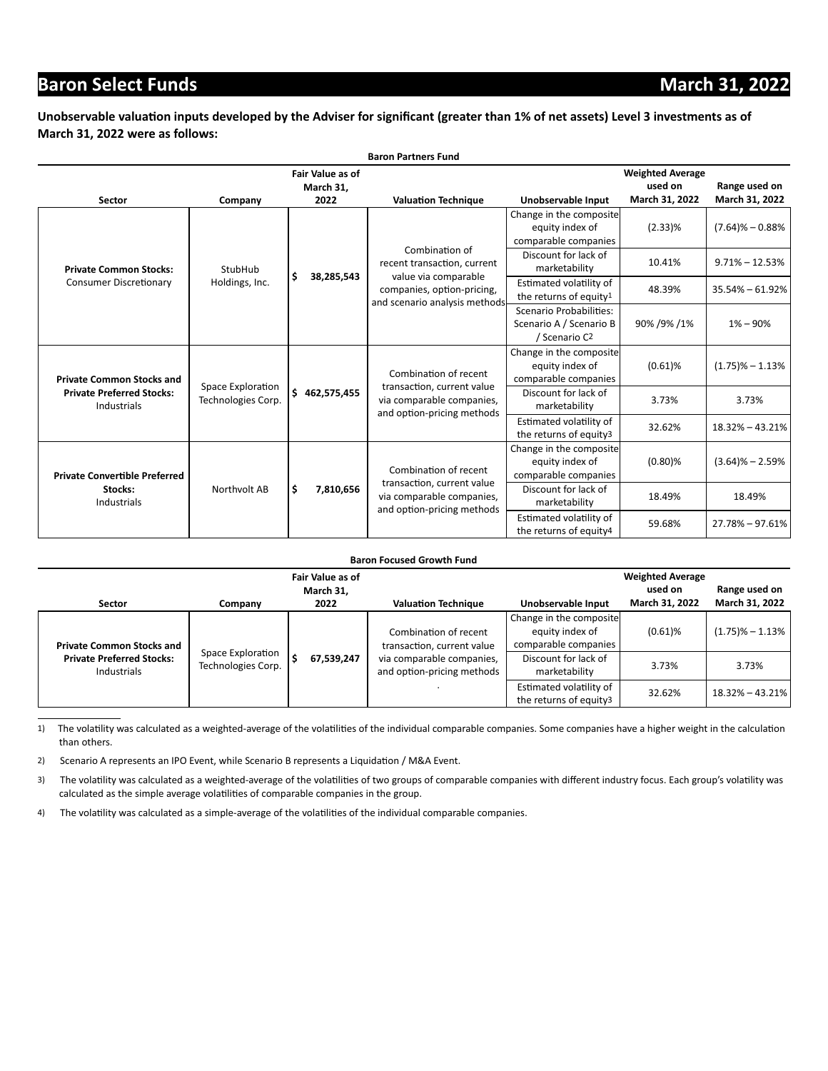**Unobservable valuation inputs developed by the Adviser for significant (greater than 1% of net assets) Level 3 investments as of March 31, 2022 were as follows:**

**Baron Partners Fund**

| Sector | Company | Fair Value as of March 31, 2022 | Valuation Technique | Unobservable Input | Weighted Average used on March 31, 2022 | Range used on March 31, 2022 |
|---|---|---|---|---|---|---|
| **Private Common Stocks:** Consumer Discretionary | StubHub Holdings, Inc. | $ 38,285,543 | Combination of recent transaction, current value via comparable companies, option-pricing, and scenario analysis methods | Change in the composite equity index of comparable companies | (2.33)% | (7.64)% – 0.88% |
| | | | | Discount for lack of marketability | 10.41% | 9.71% – 12.53% |
| | | | | Estimated volatility of the returns of equity[1] | 48.39% | 35.54% – 61.92% |
| | | | | Scenario Probabilities: Scenario A / Scenario B / Scenario C[2] | 90% /9% /1% | 1% – 90% |
| **Private Common Stocks and Private Preferred Stocks:** Industrials | Space Exploration Technologies Corp. | $ 462,575,455 | Combination of recent transaction, current value via comparable companies, and option-pricing methods | Change in the composite equity index of comparable companies | (0.61)% | (1.75)% – 1.13% |
| | | | | Discount for lack of marketability | 3.73% | 3.73% |
| | | | | Estimated volatility of the returns of equity[3] | 32.62% | 18.32% – 43.21% |
| **Private Convertible Preferred Stocks:** Industrials | Northvolt AB | $ 7,810,656 | Combination of recent transaction, current value via comparable companies, and option-pricing methods | Change in the composite equity index of comparable companies | (0.80)% | (3.64)% – 2.59% |
| | | | | Discount for lack of marketability | 18.49% | 18.49% |
| | | | | Estimated volatility of the returns of equity[4] | 59.68% | 27.78% – 97.61% |

**Baron Focused Growth Fund**

| Sector | Company | Fair Value as of March 31, 2022 | Valuation Technique | Unobservable Input | Weighted Average used on March 31, 2022 | Range used on March 31, 2022 |
|---|---|---|---|---|---|---|
| **Private Common Stocks and Private Preferred Stocks:** Industrials | Space Exploration Technologies Corp. | $ 67,539,247 | Combination of recent transaction, current value via comparable companies, and option-pricing methods. | Change in the composite equity index of comparable companies | (0.61)% | (1.75)% – 1.13% |
| | | | | Discount for lack of marketability | 3.73% | 3.73% |
| | | | | Estimated volatility of the returns of equity[3] | 32.62% | 18.32% – 43.21% |

1) The volatility was calculated as a weighted-average of the volatilities of the individual comparable companies. Some companies have a higher weight in the calculation than others.

2) Scenario A represents an IPO Event, while Scenario B represents a Liquidation / M&A Event.

3) The volatility was calculated as a weighted-average of the volatilities of two groups of comparable companies with different industry focus. Each group's volatility was calculated as the simple average volatilities of comparable companies in the group.

4) The volatility was calculated as a simple-average of the volatilities of the individual comparable companies.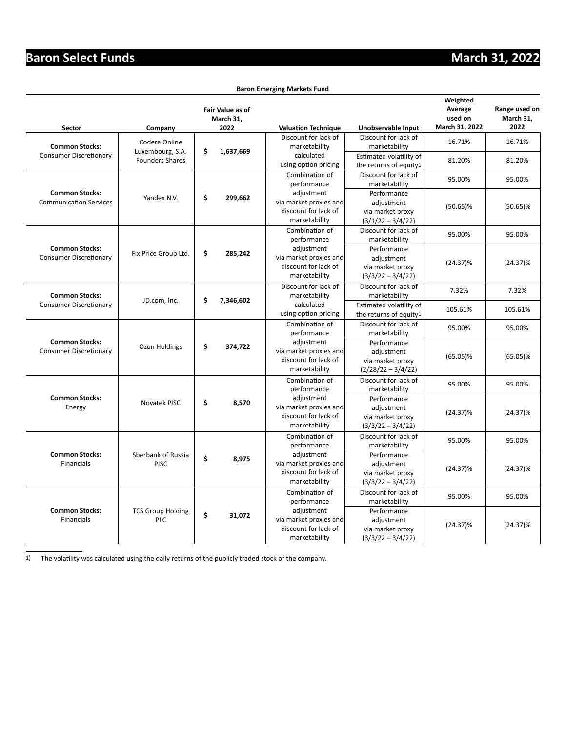**Baron Emerging Markets Fund**

| Sector | Company | Fair Value as of March 31, 2022 | Valuation Technique | Unobservable Input | Weighted Average used on March 31, 2022 | Range used on March 31, 2022 |
|---|---|---|---|---|---|---|
| **Common Stocks:** Consumer Discretionary | Codere Online Luxembourg, S.A. Founders Shares | $ 1,637,669 | Discount for lack of marketability calculated using option pricing | Discount for lack of marketability | 16.71% | 16.71% |
| | | | | Estimated volatility of the returns of equity[1] | 81.20% | 81.20% |
| **Common Stocks:** Communication Services | Yandex N.V. | $ 299,662 | Combination of performance adjustment via market proxies and discount for lack of marketability | Discount for lack of marketability | 95.00% | 95.00% |
| | | | | Performance adjustment via market proxy (3/1/22 – 3/4/22) | (50.65)% | (50.65)% |
| **Common Stocks:** Consumer Discretionary | Fix Price Group Ltd. | $ 285,242 | Combination of performance adjustment via market proxies and discount for lack of marketability | Discount for lack of marketability | 95.00% | 95.00% |
| | | | | Performance adjustment via market proxy (3/3/22 – 3/4/22) | (24.37)% | (24.37)% |
| **Common Stocks:** Consumer Discretionary | JD.com, Inc. | $ 7,346,602 | Discount for lack of marketability calculated using option pricing | Discount for lack of marketability | 7.32% | 7.32% |
| | | | | Estimated volatility of the returns of equity[1] | 105.61% | 105.61% |
| **Common Stocks:** Consumer Discretionary | Ozon Holdings | $ 374,722 | Combination of performance adjustment via market proxies and discount for lack of marketability | Discount for lack of marketability | 95.00% | 95.00% |
| | | | | Performance adjustment via market proxy (2/28/22 – 3/4/22) | (65.05)% | (65.05)% |
| **Common Stocks:** Energy | Novatek PJSC | $ 8,570 | Combination of performance adjustment via market proxies and discount for lack of marketability | Discount for lack of marketability | 95.00% | 95.00% |
| | | | | Performance adjustment via market proxy (3/3/22 – 3/4/22) | (24.37)% | (24.37)% |
| **Common Stocks:** Financials | Sberbank of Russia PJSC | $ 8,975 | Combination of performance adjustment via market proxies and discount for lack of marketability | Discount for lack of marketability | 95.00% | 95.00% |
| | | | | Performance adjustment via market proxy (3/3/22 – 3/4/22) | (24.37)% | (24.37)% |
| **Common Stocks:** Financials | TCS Group Holding PLC | $ 31,072 | Combination of performance adjustment via market proxies and discount for lack of marketability | Discount for lack of marketability | 95.00% | 95.00% |
| | | | | Performance adjustment via market proxy (3/3/22 – 3/4/22) | (24.37)% | (24.37)% |

1) The volatility was calculated using the daily returns of the publicly traded stock of the company.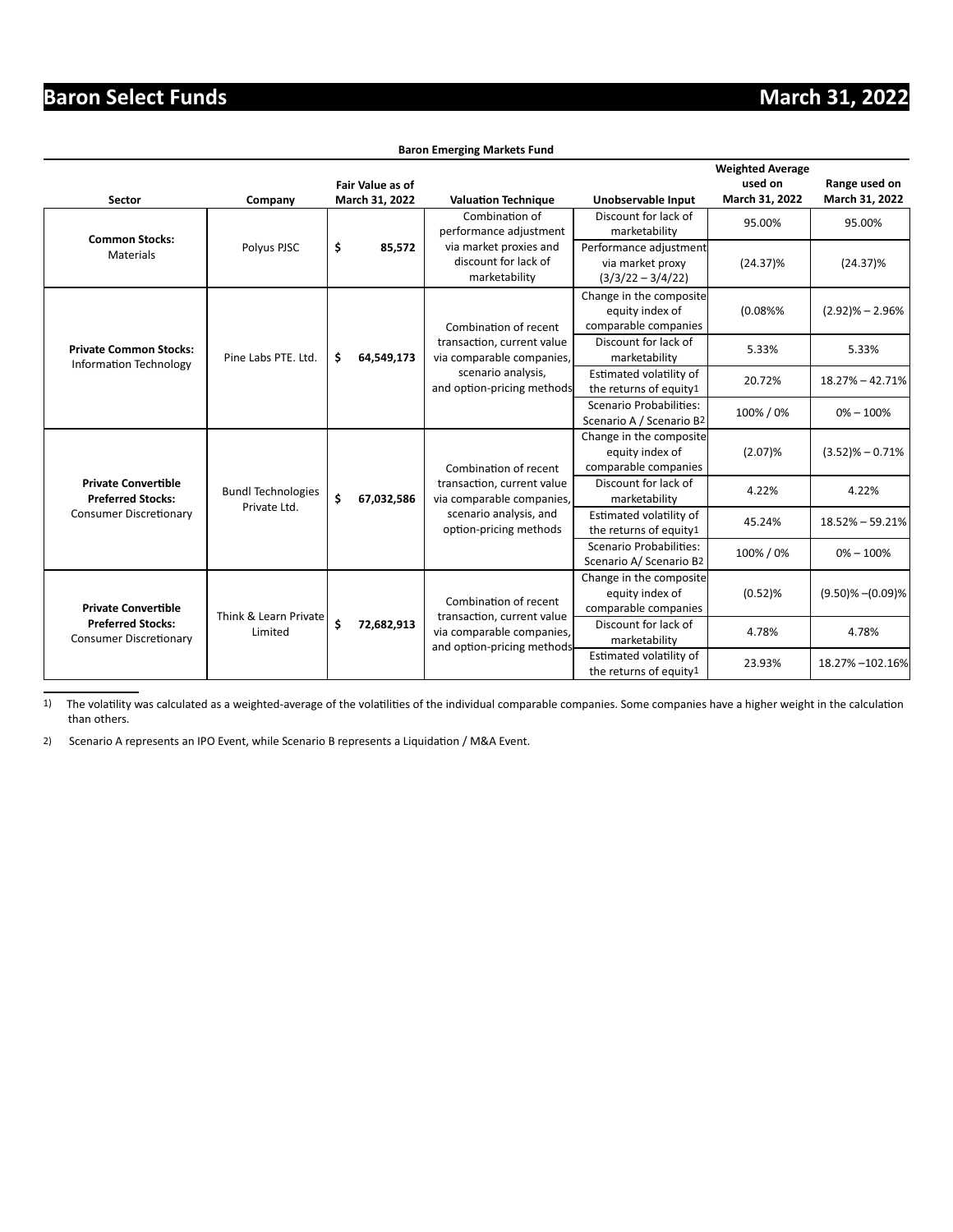**Baron Emerging Markets Fund**

| Sector | Company | Fair Value as of March 31, 2022 | Valuation Technique | Unobservable Input | Weighted Average used on March 31, 2022 | Range used on March 31, 2022 |
|---|---|---|---|---|---|---|
| **Common Stocks:** Materials | Polyus PJSC | $ 85,572 | Combination of performance adjustment via market proxies and discount for lack of marketability | Discount for lack of marketability | 95.00% | 95.00% |
| | | | | Performance adjustment via market proxy (3/3/22 – 3/4/22) | (24.37)% | (24.37)% |
| **Private Common Stocks:** Information Technology | Pine Labs PTE. Ltd. | $ 64,549,173 | Combination of recent transaction, current value via comparable companies, scenario analysis, and option-pricing methods | Change in the composite equity index of comparable companies | (0.08%% | (2.92)% – 2.96% |
| | | | | Discount for lack of marketability | 5.33% | 5.33% |
| | | | | Estimated volatility of the returns of equity[1] | 20.72% | 18.27% – 42.71% |
| | | | | Scenario Probabilities: Scenario A / Scenario B[2] | 100% / 0% | 0% – 100% |
| **Private Convertible Preferred Stocks:** Consumer Discretionary | Bundl Technologies Private Ltd. | $ 67,032,586 | Combination of recent transaction, current value via comparable companies, scenario analysis, and option-pricing methods | Change in the composite equity index of comparable companies | (2.07)% | (3.52)% – 0.71% |
| | | | | Discount for lack of marketability | 4.22% | 4.22% |
| | | | | Estimated volatility of the returns of equity[1] | 45.24% | 18.52% – 59.21% |
| | | | | Scenario Probabilities: Scenario A/ Scenario B[2] | 100% / 0% | 0% – 100% |
| **Private Convertible Preferred Stocks:** Consumer Discretionary | Think & Learn Private Limited | $ 72,682,913 | Combination of recent transaction, current value via comparable companies, and option-pricing methods | Change in the composite equity index of comparable companies | (0.52)% | (9.50)% –(0.09)% |
| | | | | Discount for lack of marketability | 4.78% | 4.78% |
| | | | | Estimated volatility of the returns of equity[1] | 23.93% | 18.27% –102.16% |

1) The volatility was calculated as a weighted-average of the volatilities of the individual comparable companies. Some companies have a higher weight in the calculation than others.

2) Scenario A represents an IPO Event, while Scenario B represents a Liquidation / M&A Event.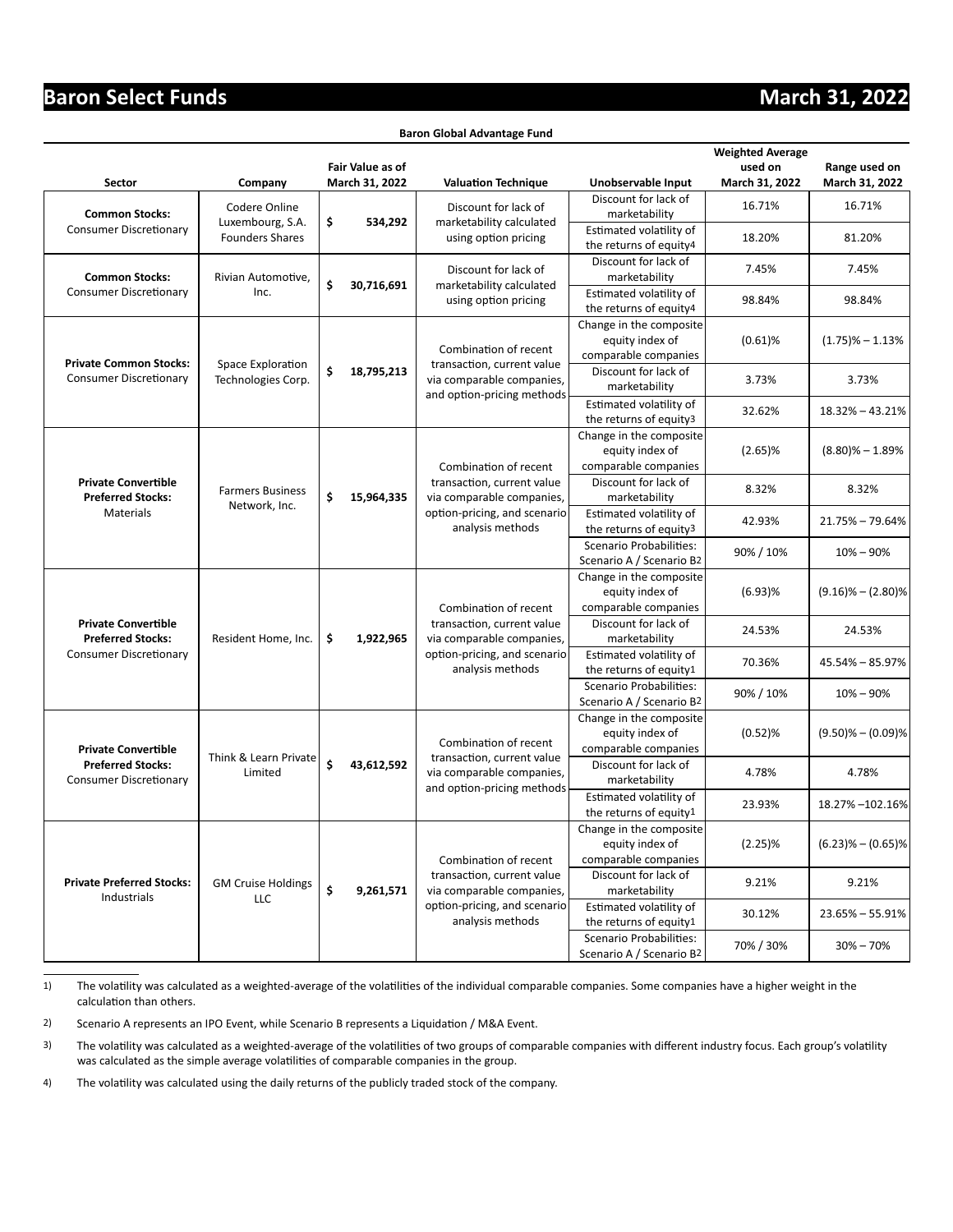## Baron Global Advantage Fund

| Sector | Company | Fair Value as of March 31, 2022 | Valuation Technique | Unobservable Input | Weighted Average used on March 31, 2022 | Range used on March 31, 2022 |
|---|---|---|---|---|---|---|
| **Common Stocks:** Consumer Discretionary | Codere Online Luxembourg, S.A. Founders Shares | $ 534,292 | Discount for lack of marketability calculated using option pricing | Discount for lack of marketability | 16.71% | 16.71% |
| | | | | Estimated volatility of the returns of equity[4] | 18.20% | 81.20% |
| **Common Stocks:** Consumer Discretionary | Rivian Automotive, Inc. | $ 30,716,691 | Discount for lack of marketability calculated using option pricing | Discount for lack of marketability | 7.45% | 7.45% |
| | | | | Estimated volatility of the returns of equity[4] | 98.84% | 98.84% |
| **Private Common Stocks:** Consumer Discretionary | Space Exploration Technologies Corp. | $ 18,795,213 | Combination of recent transaction, current value via comparable companies, and option-pricing methods | Change in the composite equity index of comparable companies | (0.61)% | (1.75)% – 1.13% |
| | | | | Discount for lack of marketability | 3.73% | 3.73% |
| | | | | Estimated volatility of the returns of equity[3] | 32.62% | 18.32% – 43.21% |
| **Private Convertible Preferred Stocks:** Materials | Farmers Business Network, Inc. | $ 15,964,335 | Combination of recent transaction, current value via comparable companies, option-pricing, and scenario analysis methods | Change in the composite equity index of comparable companies | (2.65)% | (8.80)% – 1.89% |
| | | | | Discount for lack of marketability | 8.32% | 8.32% |
| | | | | Estimated volatility of the returns of equity[3] | 42.93% | 21.75% – 79.64% |
| | | | | Scenario Probabilities: Scenario A / Scenario B[2] | 90% / 10% | 10% – 90% |
| **Private Convertible Preferred Stocks:** Consumer Discretionary | Resident Home, Inc. | $ 1,922,965 | Combination of recent transaction, current value via comparable companies, option-pricing, and scenario analysis methods | Change in the composite equity index of comparable companies | (6.93)% | (9.16)% – (2.80)% |
| | | | | Discount for lack of marketability | 24.53% | 24.53% |
| | | | | Estimated volatility of the returns of equity[1] | 70.36% | 45.54% – 85.97% |
| | | | | Scenario Probabilities: Scenario A / Scenario B[2] | 90% / 10% | 10% – 90% |
| **Private Convertible Preferred Stocks:** Consumer Discretionary | Think & Learn Private Limited | $ 43,612,592 | Combination of recent transaction, current value via comparable companies, and option-pricing methods | Change in the composite equity index of comparable companies | (0.52)% | (9.50)% – (0.09)% |
| | | | | Discount for lack of marketability | 4.78% | 4.78% |
| | | | | Estimated volatility of the returns of equity[1] | 23.93% | 18.27% –102.16% |
| **Private Preferred Stocks:** Industrials | GM Cruise Holdings LLC | $ 9,261,571 | Combination of recent transaction, current value via comparable companies, option-pricing, and scenario analysis methods | Change in the composite equity index of comparable companies | (2.25)% | (6.23)% – (0.65)% |
| | | | | Discount for lack of marketability | 9.21% | 9.21% |
| | | | | Estimated volatility of the returns of equity[1] | 30.12% | 23.65% – 55.91% |
| | | | | Scenario Probabilities: Scenario A / Scenario B[2] | 70% / 30% | 30% – 70% |

1) The volatility was calculated as a weighted-average of the volatilities of the individual comparable companies. Some companies have a higher weight in the calculation than others.

2) Scenario A represents an IPO Event, while Scenario B represents a Liquidation / M&A Event.

3) The volatility was calculated as a weighted-average of the volatilities of two groups of comparable companies with different industry focus. Each group's volatility was calculated as the simple average volatilities of comparable companies in the group.

4) The volatility was calculated using the daily returns of the publicly traded stock of the company.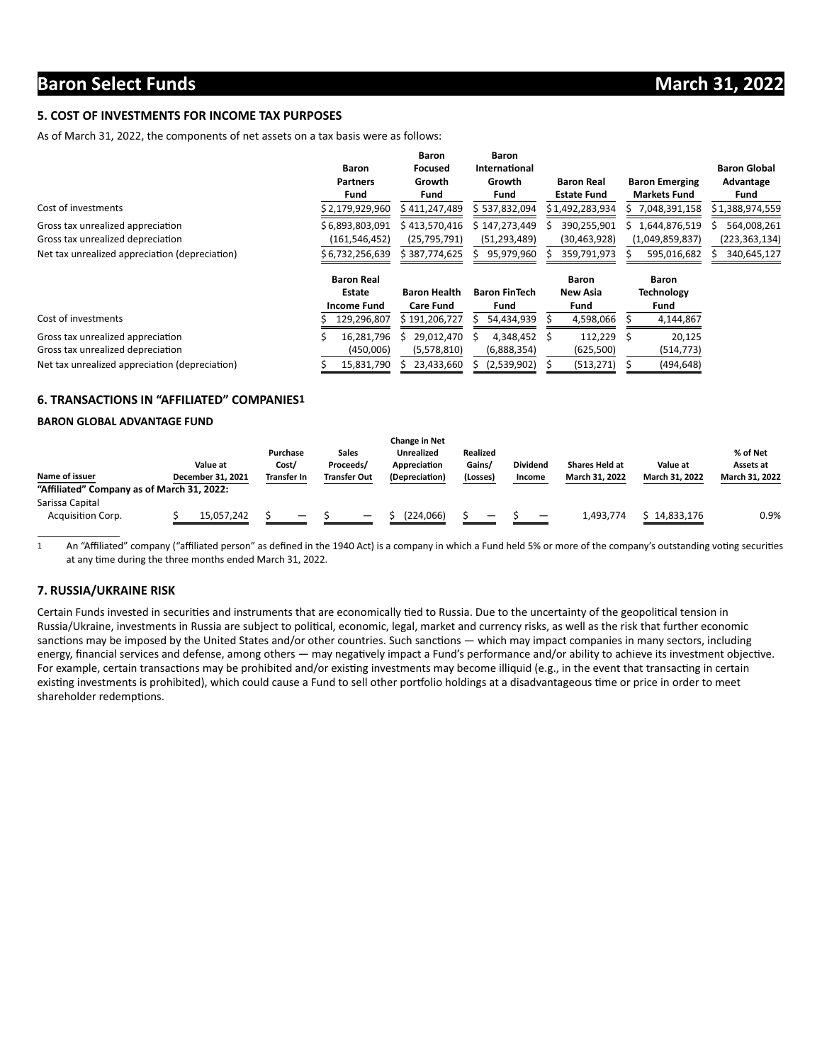## 5. COST OF INVESTMENTS FOR INCOME TAX PURPOSES

As of March 31, 2022, the components of net assets on a tax basis were as follows:

| | Baron Partners Fund | Baron Focused Growth Fund | Baron International Growth Fund | Baron Real Estate Fund | Baron Emerging Markets Fund | Baron Global Advantage Fund |
|---|---|---|---|---|---|---|
| Cost of investments | $ 2,179,929,960 | $ 411,247,489 | $ 537,832,094 | $ 1,492,283,934 | $ 7,048,391,158 | $ 1,388,974,559 |
| Gross tax unrealized appreciation | $ 6,893,803,091 | $ 413,570,416 | $ 147,273,449 | $ 390,255,901 | $ 1,644,876,519 | $ 564,008,261 |
| Gross tax unrealized depreciation | (161,546,452) | (25,795,791) | (51,293,489) | (30,463,928) | (1,049,859,837) | (223,363,134) |
| Net tax unrealized appreciation (depreciation) | $ 6,732,256,639 | $ 387,774,625 | $ 95,979,960 | $ 359,791,973 | $ 595,016,682 | $ 340,645,127 |

| | Baron Real Estate Income Fund | Baron Health Care Fund | Baron FinTech Fund | Baron New Asia Fund | Baron Technology Fund |
|---|---|---|---|---|---|
| Cost of investments | $ 129,296,807 | $ 191,206,727 | $ 54,434,939 | $ 4,598,066 | $ 4,144,867 |
| Gross tax unrealized appreciation | $ 16,281,796 | $ 29,012,470 | $ 4,348,452 | $ 112,229 | $ 20,125 |
| Gross tax unrealized depreciation | (450,006) | (5,578,810) | (6,888,354) | (625,500) | (514,773) |
| Net tax unrealized appreciation (depreciation) | $ 15,831,790 | $ 23,433,660 | $ (2,539,902) | $ (513,271) | $ (494,648) |

## 6. TRANSACTIONS IN "AFFILIATED" COMPANIES[1]

### BARON GLOBAL ADVANTAGE FUND

| Name of issuer | Value at December 31, 2021 | Purchase Cost/ Transfer In | Sales Proceeds/ Transfer Out | Change in Net Unrealized Appreciation (Depreciation) | Realized Gains/ (Losses) | Dividend Income | Shares Held at March 31, 2022 | Value at March 31, 2022 | % of Net Assets at March 31, 2022 |
|---|---|---|---|---|---|---|---|---|---|
| **"Affiliated" Company as of March 31, 2022:** | | | | | | | | | |
| Sarissa Capital Acquisition Corp. | $ 15,057,242 | $ — | $ — | $ (224,066) | $ — | $ — | 1,493,774 | $ 14,833,176 | 0.9% |

[1] An "Affiliated" company ("affiliated person" as defined in the 1940 Act) is a company in which a Fund held 5% or more of the company's outstanding voting securities at any time during the three months ended March 31, 2022.

## 7. RUSSIA/UKRAINE RISK

Certain Funds invested in securities and instruments that are economically tied to Russia. Due to the uncertainty of the geopolitical tension in Russia/Ukraine, investments in Russia are subject to political, economic, legal, market and currency risks, as well as the risk that further economic sanctions may be imposed by the United States and/or other countries. Such sanctions — which may impact companies in many sectors, including energy, financial services and defense, among others — may negatively impact a Fund's performance and/or ability to achieve its investment objective. For example, certain transactions may be prohibited and/or existing investments may become illiquid (e.g., in the event that transacting in certain existing investments is prohibited), which could cause a Fund to sell other portfolio holdings at a disadvantageous time or price in order to meet shareholder redemptions.